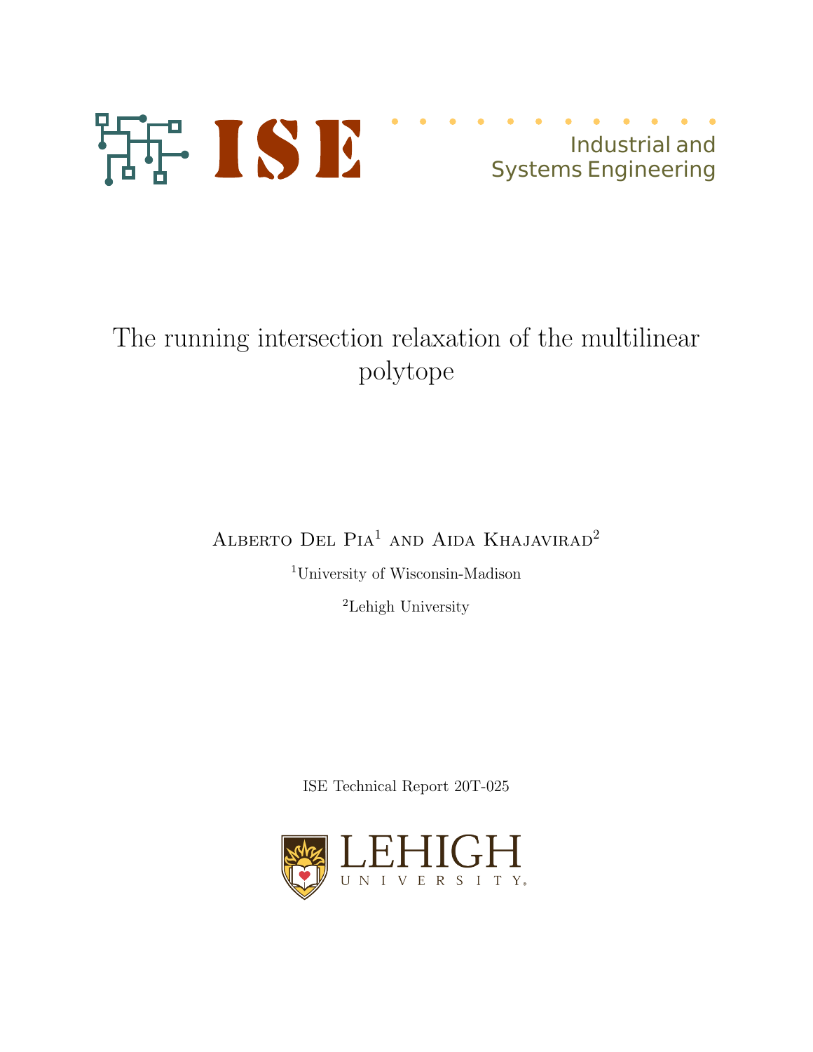ISE

Industrial and Systems Engineering

# The running intersection relaxation of the multilinear polytope

Alberto Del Pia[1] and Aida Khajavirad[2]

[1]University of Wisconsin-Madison

[2]Lehigh University

ISE Technical Report 20T-025

LEHIGH UNIVERSITY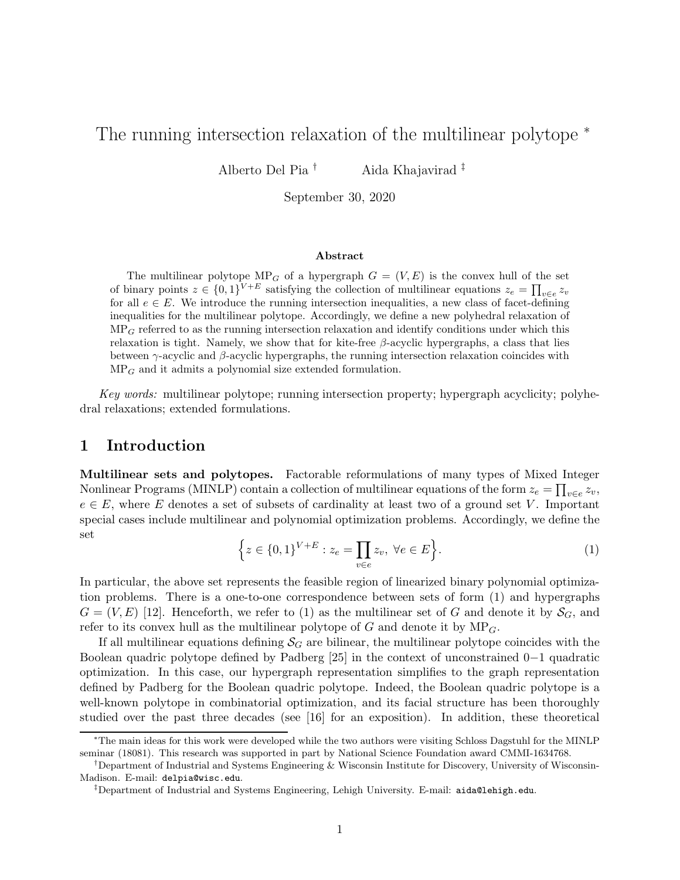# The running intersection relaxation of the multilinear polytope *

Alberto Del Pia †  Aida Khajavirad ‡

September 30, 2020

### Abstract

The multilinear polytope $\mathrm{MP}_G$ of a hypergraph $G = (V, E)$ is the convex hull of the set of binary points $z \in \{0, 1\}^{V+E}$ satisfying the collection of multilinear equations $z_e = \prod_{v \in e} z_v$ for all $e \in E$. We introduce the running intersection inequalities, a new class of facet-defining inequalities for the multilinear polytope. Accordingly, we define a new polyhedral relaxation of $\mathrm{MP}_G$ referred to as the running intersection relaxation and identify conditions under which this relaxation is tight. Namely, we show that for kite-free $\beta$-acyclic hypergraphs, a class that lies between $\gamma$-acyclic and $\beta$-acyclic hypergraphs, the running intersection relaxation coincides with $\mathrm{MP}_G$ and it admits a polynomial size extended formulation.

*Key words:* multilinear polytope; running intersection property; hypergraph acyclicity; polyhedral relaxations; extended formulations.

## 1 Introduction

**Multilinear sets and polytopes.** Factorable reformulations of many types of Mixed Integer Nonlinear Programs (MINLP) contain a collection of multilinear equations of the form $z_e = \prod_{v \in e} z_v$, $e \in E$, where $E$ denotes a set of subsets of cardinality at least two of a ground set $V$. Important special cases include multilinear and polynomial optimization problems. Accordingly, we define the set

$$\Big\{z \in \{0, 1\}^{V+E} : z_e = \prod_{v \in e} z_v, \ \forall e \in E\Big\}. \tag{1}$$

In particular, the above set represents the feasible region of linearized binary polynomial optimization problems. There is a one-to-one correspondence between sets of form (1) and hypergraphs $G = (V, E)$ [12]. Henceforth, we refer to (1) as the multilinear set of $G$ and denote it by $\mathcal{S}_G$, and refer to its convex hull as the multilinear polytope of $G$ and denote it by $\mathrm{MP}_G$.

If all multilinear equations defining $\mathcal{S}_G$ are bilinear, the multilinear polytope coincides with the Boolean quadric polytope defined by Padberg [25] in the context of unconstrained $0-1$ quadratic optimization. In this case, our hypergraph representation simplifies to the graph representation defined by Padberg for the Boolean quadric polytope. Indeed, the Boolean quadric polytope is a well-known polytope in combinatorial optimization, and its facial structure has been thoroughly studied over the past three decades (see [16] for an exposition). In addition, these theoretical

---

*The main ideas for this work were developed while the two authors were visiting Schloss Dagstuhl for the MINLP seminar (18081). This research was supported in part by National Science Foundation award CMMI-1634768.

†Department of Industrial and Systems Engineering & Wisconsin Institute for Discovery, University of Wisconsin-Madison. E-mail: delpia@wisc.edu.

‡Department of Industrial and Systems Engineering, Lehigh University. E-mail: aida@lehigh.edu.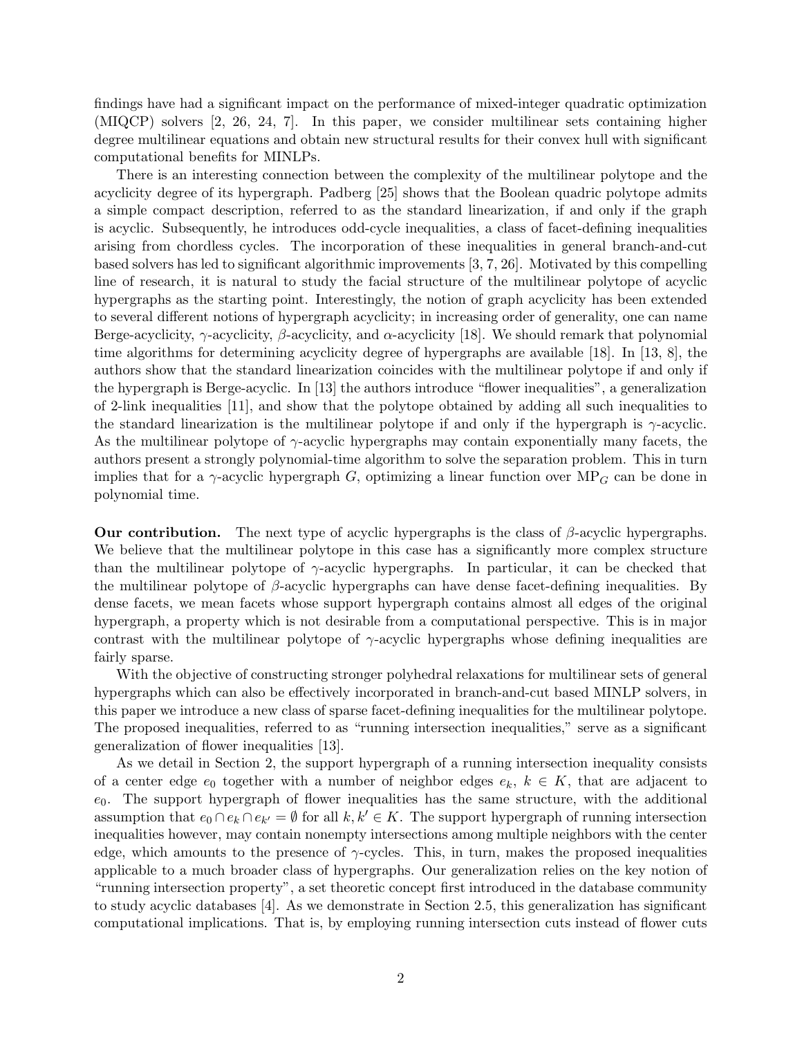findings have had a significant impact on the performance of mixed-integer quadratic optimization (MIQCP) solvers [2, 26, 24, 7]. In this paper, we consider multilinear sets containing higher degree multilinear equations and obtain new structural results for their convex hull with significant computational benefits for MINLPs.

There is an interesting connection between the complexity of the multilinear polytope and the acyclicity degree of its hypergraph. Padberg [25] shows that the Boolean quadric polytope admits a simple compact description, referred to as the standard linearization, if and only if the graph is acyclic. Subsequently, he introduces odd-cycle inequalities, a class of facet-defining inequalities arising from chordless cycles. The incorporation of these inequalities in general branch-and-cut based solvers has led to significant algorithmic improvements [3, 7, 26]. Motivated by this compelling line of research, it is natural to study the facial structure of the multilinear polytope of acyclic hypergraphs as the starting point. Interestingly, the notion of graph acyclicity has been extended to several different notions of hypergraph acyclicity; in increasing order of generality, one can name Berge-acyclicity, $\gamma$-acyclicity, $\beta$-acyclicity, and $\alpha$-acyclicity [18]. We should remark that polynomial time algorithms for determining acyclicity degree of hypergraphs are available [18]. In [13, 8], the authors show that the standard linearization coincides with the multilinear polytope if and only if the hypergraph is Berge-acyclic. In [13] the authors introduce "flower inequalities", a generalization of 2-link inequalities [11], and show that the polytope obtained by adding all such inequalities to the standard linearization is the multilinear polytope if and only if the hypergraph is $\gamma$-acyclic. As the multilinear polytope of $\gamma$-acyclic hypergraphs may contain exponentially many facets, the authors present a strongly polynomial-time algorithm to solve the separation problem. This in turn implies that for a $\gamma$-acyclic hypergraph $G$, optimizing a linear function over $\text{MP}_G$ can be done in polynomial time.

**Our contribution.** The next type of acyclic hypergraphs is the class of $\beta$-acyclic hypergraphs. We believe that the multilinear polytope in this case has a significantly more complex structure than the multilinear polytope of $\gamma$-acyclic hypergraphs. In particular, it can be checked that the multilinear polytope of $\beta$-acyclic hypergraphs can have dense facet-defining inequalities. By dense facets, we mean facets whose support hypergraph contains almost all edges of the original hypergraph, a property which is not desirable from a computational perspective. This is in major contrast with the multilinear polytope of $\gamma$-acyclic hypergraphs whose defining inequalities are fairly sparse.

With the objective of constructing stronger polyhedral relaxations for multilinear sets of general hypergraphs which can also be effectively incorporated in branch-and-cut based MINLP solvers, in this paper we introduce a new class of sparse facet-defining inequalities for the multilinear polytope. The proposed inequalities, referred to as "running intersection inequalities," serve as a significant generalization of flower inequalities [13].

As we detail in Section 2, the support hypergraph of a running intersection inequality consists of a center edge $e_0$ together with a number of neighbor edges $e_k$, $k \in K$, that are adjacent to $e_0$. The support hypergraph of flower inequalities has the same structure, with the additional assumption that $e_0 \cap e_k \cap e_{k'} = \emptyset$ for all $k, k' \in K$. The support hypergraph of running intersection inequalities however, may contain nonempty intersections among multiple neighbors with the center edge, which amounts to the presence of $\gamma$-cycles. This, in turn, makes the proposed inequalities applicable to a much broader class of hypergraphs. Our generalization relies on the key notion of "running intersection property", a set theoretic concept first introduced in the database community to study acyclic databases [4]. As we demonstrate in Section 2.5, this generalization has significant computational implications. That is, by employing running intersection cuts instead of flower cuts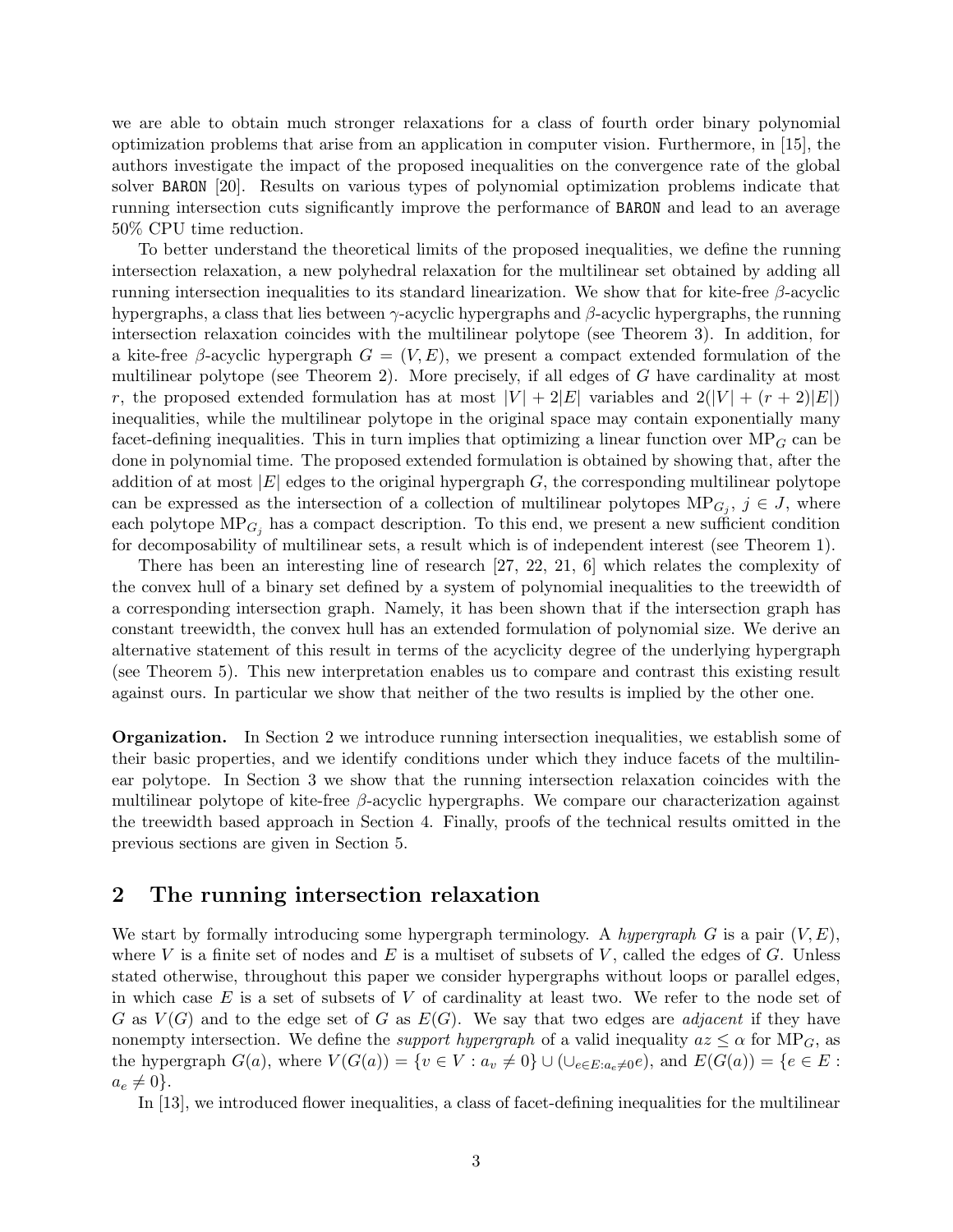we are able to obtain much stronger relaxations for a class of fourth order binary polynomial optimization problems that arise from an application in computer vision. Furthermore, in [15], the authors investigate the impact of the proposed inequalities on the convergence rate of the global solver BARON [20]. Results on various types of polynomial optimization problems indicate that running intersection cuts significantly improve the performance of BARON and lead to an average 50% CPU time reduction.

To better understand the theoretical limits of the proposed inequalities, we define the running intersection relaxation, a new polyhedral relaxation for the multilinear set obtained by adding all running intersection inequalities to its standard linearization. We show that for kite-free $\beta$-acyclic hypergraphs, a class that lies between $\gamma$-acyclic hypergraphs and $\beta$-acyclic hypergraphs, the running intersection relaxation coincides with the multilinear polytope (see Theorem 3). In addition, for a kite-free $\beta$-acyclic hypergraph $G = (V, E)$, we present a compact extended formulation of the multilinear polytope (see Theorem 2). More precisely, if all edges of $G$ have cardinality at most $r$, the proposed extended formulation has at most $|V| + 2|E|$ variables and $2(|V| + (r+2)|E|)$ inequalities, while the multilinear polytope in the original space may contain exponentially many facet-defining inequalities. This in turn implies that optimizing a linear function over $\text{MP}_G$ can be done in polynomial time. The proposed extended formulation is obtained by showing that, after the addition of at most $|E|$ edges to the original hypergraph $G$, the corresponding multilinear polytope can be expressed as the intersection of a collection of multilinear polytopes $\text{MP}_{G_j}$, $j \in J$, where each polytope $\text{MP}_{G_j}$ has a compact description. To this end, we present a new sufficient condition for decomposability of multilinear sets, a result which is of independent interest (see Theorem 1).

There has been an interesting line of research [27, 22, 21, 6] which relates the complexity of the convex hull of a binary set defined by a system of polynomial inequalities to the treewidth of a corresponding intersection graph. Namely, it has been shown that if the intersection graph has constant treewidth, the convex hull has an extended formulation of polynomial size. We derive an alternative statement of this result in terms of the acyclicity degree of the underlying hypergraph (see Theorem 5). This new interpretation enables us to compare and contrast this existing result against ours. In particular we show that neither of the two results is implied by the other one.

**Organization.** In Section 2 we introduce running intersection inequalities, we establish some of their basic properties, and we identify conditions under which they induce facets of the multilinear polytope. In Section 3 we show that the running intersection relaxation coincides with the multilinear polytope of kite-free $\beta$-acyclic hypergraphs. We compare our characterization against the treewidth based approach in Section 4. Finally, proofs of the technical results omitted in the previous sections are given in Section 5.

## 2 The running intersection relaxation

We start by formally introducing some hypergraph terminology. A *hypergraph* $G$ is a pair $(V, E)$, where $V$ is a finite set of nodes and $E$ is a multiset of subsets of $V$, called the edges of $G$. Unless stated otherwise, throughout this paper we consider hypergraphs without loops or parallel edges, in which case $E$ is a set of subsets of $V$ of cardinality at least two. We refer to the node set of $G$ as $V(G)$ and to the edge set of $G$ as $E(G)$. We say that two edges are *adjacent* if they have nonempty intersection. We define the *support hypergraph* of a valid inequality $az \leq \alpha$ for $\text{MP}_G$, as the hypergraph $G(a)$, where $V(G(a)) = \{v \in V : a_v \neq 0\} \cup (\cup_{e \in E: a_e \neq 0} e)$, and $E(G(a)) = \{e \in E : a_e \neq 0\}$.

In [13], we introduced flower inequalities, a class of facet-defining inequalities for the multilinear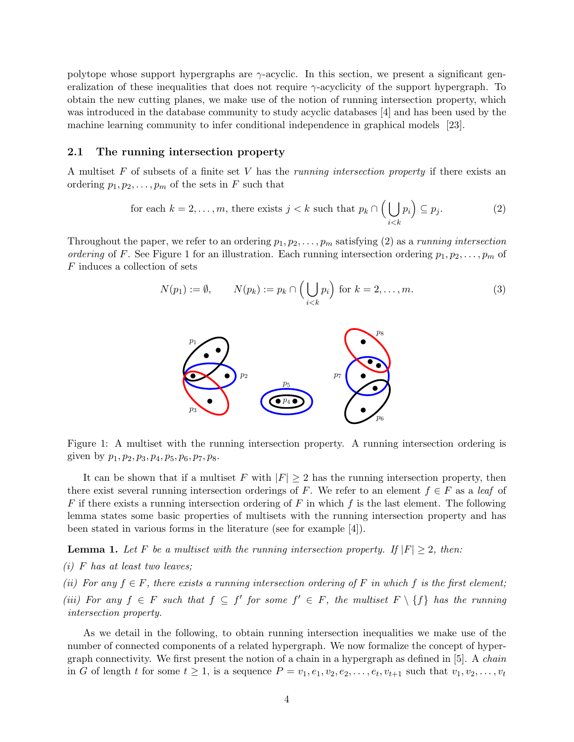polytope whose support hypergraphs are $\gamma$-acyclic. In this section, we present a significant generalization of these inequalities that does not require $\gamma$-acyclicity of the support hypergraph. To obtain the new cutting planes, we make use of the notion of running intersection property, which was introduced in the database community to study acyclic databases [4] and has been used by the machine learning community to infer conditional independence in graphical models [23].

### 2.1 The running intersection property

A multiset $F$ of subsets of a finite set $V$ has the *running intersection property* if there exists an ordering $p_1, p_2, \ldots, p_m$ of the sets in $F$ such that

$$\text{for each } k = 2, \ldots, m, \text{ there exists } j < k \text{ such that } p_k \cap \Big( \bigcup_{i<k} p_i \Big) \subseteq p_j. \tag{2}$$

Throughout the paper, we refer to an ordering $p_1, p_2, \ldots, p_m$ satisfying (2) as a *running intersection ordering* of $F$. See Figure 1 for an illustration. Each running intersection ordering $p_1, p_2, \ldots, p_m$ of $F$ induces a collection of sets

$$N(p_1) := \emptyset, \qquad N(p_k) := p_k \cap \Big( \bigcup_{i<k} p_i \Big) \text{ for } k = 2, \ldots, m. \tag{3}$$

Figure 1: A multiset with the running intersection property. A running intersection ordering is given by $p_1, p_2, p_3, p_4, p_5, p_6, p_7, p_8$.

It can be shown that if a multiset $F$ with $|F| \geq 2$ has the running intersection property, then there exist several running intersection orderings of $F$. We refer to an element $f \in F$ as a *leaf* of $F$ if there exists a running intersection ordering of $F$ in which $f$ is the last element. The following lemma states some basic properties of multisets with the running intersection property and has been stated in various forms in the literature (see for example [4]).

**Lemma 1.** *Let $F$ be a multiset with the running intersection property. If $|F| \geq 2$, then:*

*(i) $F$ has at least two leaves;*

*(ii) For any $f \in F$, there exists a running intersection ordering of $F$ in which $f$ is the first element;*

*(iii) For any $f \in F$ such that $f \subseteq f'$ for some $f' \in F$, the multiset $F \setminus \{f\}$ has the running intersection property.*

As we detail in the following, to obtain running intersection inequalities we make use of the number of connected components of a related hypergraph. We now formalize the concept of hypergraph connectivity. We first present the notion of a chain in a hypergraph as defined in [5]. A *chain* in $G$ of length $t$ for some $t \geq 1$, is a sequence $P = v_1, e_1, v_2, e_2, \ldots, e_t, v_{t+1}$ such that $v_1, v_2, \ldots, v_t$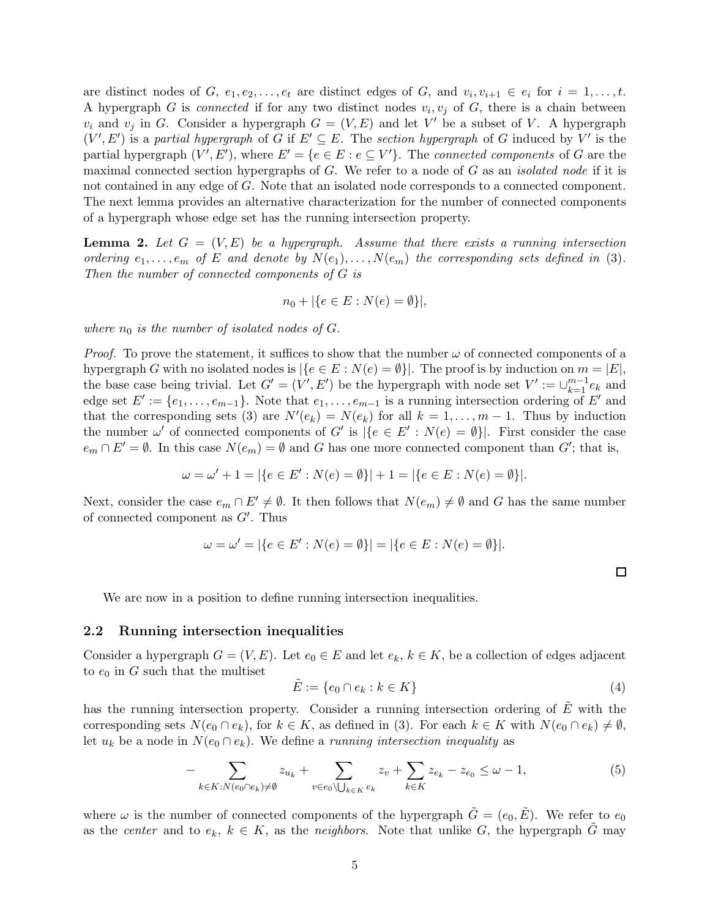are distinct nodes of $G$, $e_1, e_2, \ldots, e_t$ are distinct edges of $G$, and $v_i, v_{i+1} \in e_i$ for $i = 1, \ldots, t$. A hypergraph $G$ is *connected* if for any two distinct nodes $v_i, v_j$ of $G$, there is a chain between $v_i$ and $v_j$ in $G$. Consider a hypergraph $G = (V, E)$ and let $V'$ be a subset of $V$. A hypergraph $(V', E')$ is a *partial hypergraph* of $G$ if $E' \subseteq E$. The *section hypergraph* of $G$ induced by $V'$ is the partial hypergraph $(V', E')$, where $E' = \{e \in E : e \subseteq V'\}$. The *connected components* of $G$ are the maximal connected section hypergraphs of $G$. We refer to a node of $G$ as an *isolated node* if it is not contained in any edge of $G$. Note that an isolated node corresponds to a connected component. The next lemma provides an alternative characterization for the number of connected components of a hypergraph whose edge set has the running intersection property.

**Lemma 2.** *Let $G = (V, E)$ be a hypergraph. Assume that there exists a running intersection ordering $e_1, \ldots, e_m$ of $E$ and denote by $N(e_1), \ldots, N(e_m)$ the corresponding sets defined in (3). Then the number of connected components of $G$ is*

$$n_0 + |\{e \in E : N(e) = \emptyset\}|,$$

*where $n_0$ is the number of isolated nodes of $G$.*

*Proof.* To prove the statement, it suffices to show that the number $\omega$ of connected components of a hypergraph $G$ with no isolated nodes is $|\{e \in E : N(e) = \emptyset\}|$. The proof is by induction on $m = |E|$, the base case being trivial. Let $G' = (V', E')$ be the hypergraph with node set $V' := \cup_{k=1}^{m-1} e_k$ and edge set $E' := \{e_1, \ldots, e_{m-1}\}$. Note that $e_1, \ldots, e_{m-1}$ is a running intersection ordering of $E'$ and that the corresponding sets (3) are $N'(e_k) = N(e_k)$ for all $k = 1, \ldots, m-1$. Thus by induction the number $\omega'$ of connected components of $G'$ is $|\{e \in E' : N(e) = \emptyset\}|$. First consider the case $e_m \cap E' = \emptyset$. In this case $N(e_m) = \emptyset$ and $G$ has one more connected component than $G'$; that is,

$$\omega = \omega' + 1 = |\{e \in E' : N(e) = \emptyset\}| + 1 = |\{e \in E : N(e) = \emptyset\}|.$$

Next, consider the case $e_m \cap E' \neq \emptyset$. It then follows that $N(e_m) \neq \emptyset$ and $G$ has the same number of connected component as $G'$. Thus

$$\omega = \omega' = |\{e \in E' : N(e) = \emptyset\}| = |\{e \in E : N(e) = \emptyset\}|.$$

$\square$

We are now in a position to define running intersection inequalities.

### 2.2 Running intersection inequalities

Consider a hypergraph $G = (V, E)$. Let $e_0 \in E$ and let $e_k$, $k \in K$, be a collection of edges adjacent to $e_0$ in $G$ such that the multiset

$$\tilde{E} := \{e_0 \cap e_k : k \in K\} \tag{4}$$

has the running intersection property. Consider a running intersection ordering of $\tilde{E}$ with the corresponding sets $N(e_0 \cap e_k)$, for $k \in K$, as defined in (3). For each $k \in K$ with $N(e_0 \cap e_k) \neq \emptyset$, let $u_k$ be a node in $N(e_0 \cap e_k)$. We define a *running intersection inequality* as

$$-\sum_{k \in K : N(e_0 \cap e_k) \neq \emptyset} z_{u_k} + \sum_{v \in e_0 \setminus \bigcup_{k \in K} e_k} z_v + \sum_{k \in K} z_{e_k} - z_{e_0} \leq \omega - 1, \tag{5}$$

where $\omega$ is the number of connected components of the hypergraph $\tilde{G} = (e_0, \tilde{E})$. We refer to $e_0$ as the *center* and to $e_k$, $k \in K$, as the *neighbors*. Note that unlike $G$, the hypergraph $\tilde{G}$ may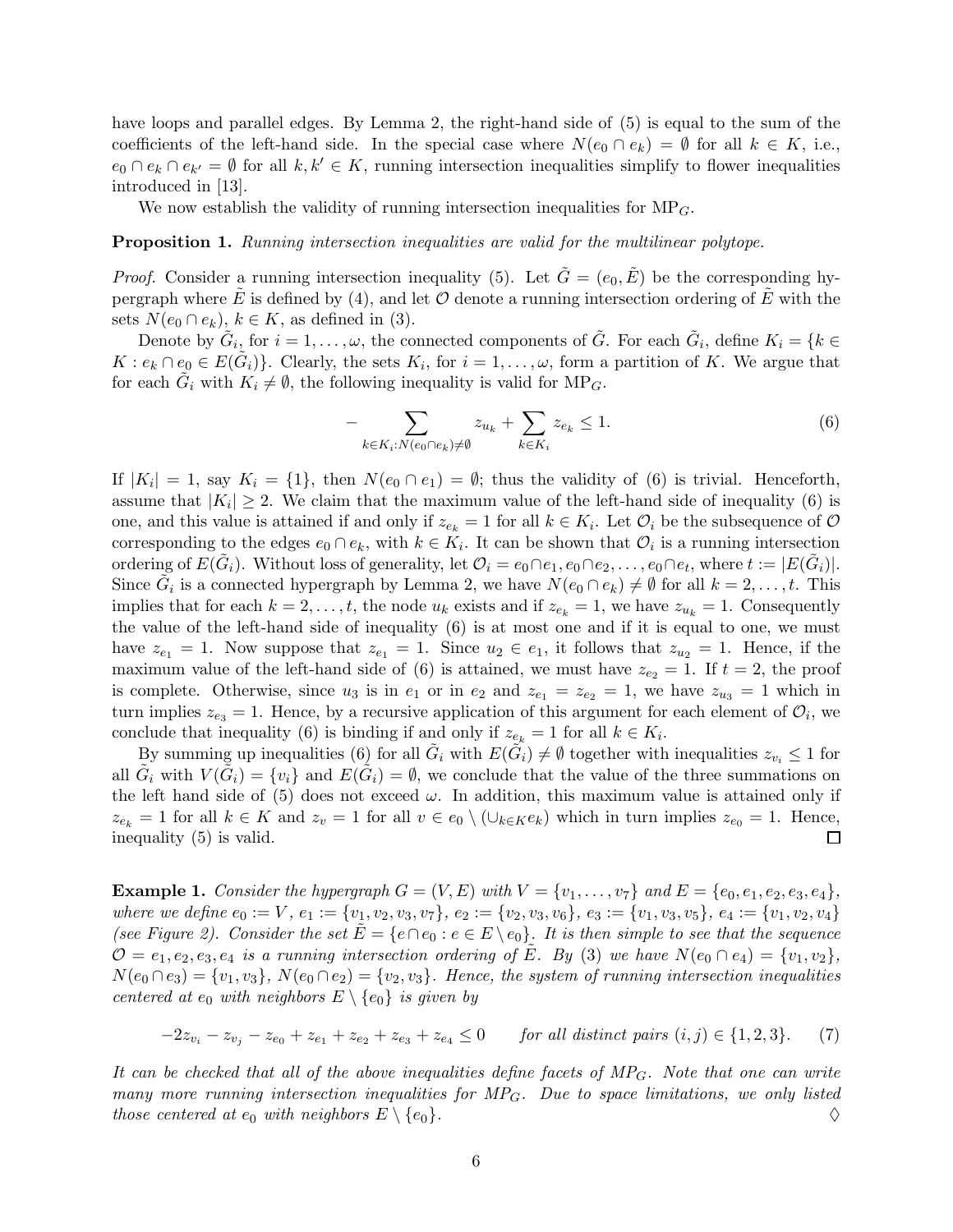have loops and parallel edges. By Lemma 2, the right-hand side of (5) is equal to the sum of the coefficients of the left-hand side. In the special case where $N(e_0 \cap e_k) = \emptyset$ for all $k \in K$, i.e., $e_0 \cap e_k \cap e_{k'} = \emptyset$ for all $k, k' \in K$, running intersection inequalities simplify to flower inequalities introduced in [13].

We now establish the validity of running intersection inequalities for $\text{MP}_G$.

**Proposition 1.** *Running intersection inequalities are valid for the multilinear polytope.*

*Proof.* Consider a running intersection inequality (5). Let $\tilde{G} = (e_0, \tilde{E})$ be the corresponding hypergraph where $\tilde{E}$ is defined by (4), and let $\mathcal{O}$ denote a running intersection ordering of $\tilde{E}$ with the sets $N(e_0 \cap e_k)$, $k \in K$, as defined in (3).

Denote by $\tilde{G}_i$, for $i = 1, \ldots, \omega$, the connected components of $\tilde{G}$. For each $\tilde{G}_i$, define $K_i = \{k \in K : e_k \cap e_0 \in E(\tilde{G}_i)\}$. Clearly, the sets $K_i$, for $i = 1, \ldots, \omega$, form a partition of $K$. We argue that for each $\tilde{G}_i$ with $K_i \neq \emptyset$, the following inequality is valid for $\text{MP}_G$.

$$
-\sum_{k \in K_i : N(e_0 \cap e_k) \neq \emptyset} z_{u_k} + \sum_{k \in K_i} z_{e_k} \leq 1. \tag{6}
$$

If $|K_i| = 1$, say $K_i = \{1\}$, then $N(e_0 \cap e_1) = \emptyset$; thus the validity of (6) is trivial. Henceforth, assume that $|K_i| \geq 2$. We claim that the maximum value of the left-hand side of inequality (6) is one, and this value is attained if and only if $z_{e_k} = 1$ for all $k \in K_i$. Let $\mathcal{O}_i$ be the subsequence of $\mathcal{O}$ corresponding to the edges $e_0 \cap e_k$, with $k \in K_i$. It can be shown that $\mathcal{O}_i$ is a running intersection ordering of $E(\tilde{G}_i)$. Without loss of generality, let $\mathcal{O}_i = e_0 \cap e_1, e_0 \cap e_2, \ldots, e_0 \cap e_t$, where $t := |E(\tilde{G}_i)|$. Since $\tilde{G}_i$ is a connected hypergraph by Lemma 2, we have $N(e_0 \cap e_k) \neq \emptyset$ for all $k = 2, \ldots, t$. This implies that for each $k = 2, \ldots, t$, the node $u_k$ exists and if $z_{e_k} = 1$, we have $z_{u_k} = 1$. Consequently the value of the left-hand side of inequality (6) is at most one and if it is equal to one, we must have $z_{e_1} = 1$. Now suppose that $z_{e_1} = 1$. Since $u_2 \in e_1$, it follows that $z_{u_2} = 1$. Hence, if the maximum value of the left-hand side of (6) is attained, we must have $z_{e_2} = 1$. If $t = 2$, the proof is complete. Otherwise, since $u_3$ is in $e_1$ or in $e_2$ and $z_{e_1} = z_{e_2} = 1$, we have $z_{u_3} = 1$ which in turn implies $z_{e_3} = 1$. Hence, by a recursive application of this argument for each element of $\mathcal{O}_i$, we conclude that inequality (6) is binding if and only if $z_{e_k} = 1$ for all $k \in K_i$.

By summing up inequalities (6) for all $\tilde{G}_i$ with $E(\tilde{G}_i) \neq \emptyset$ together with inequalities $z_{v_i} \leq 1$ for all $\tilde{G}_i$ with $V(\tilde{G}_i) = \{v_i\}$ and $E(\tilde{G}_i) = \emptyset$, we conclude that the value of the three summations on the left hand side of (5) does not exceed $\omega$. In addition, this maximum value is attained only if $z_{e_k} = 1$ for all $k \in K$ and $z_v = 1$ for all $v \in e_0 \setminus (\cup_{k \in K} e_k)$ which in turn implies $z_{e_0} = 1$. Hence, inequality (5) is valid. $\square$

**Example 1.** *Consider the hypergraph $G = (V, E)$ with $V = \{v_1, \ldots, v_7\}$ and $E = \{e_0, e_1, e_2, e_3, e_4\}$, where we define $e_0 := V$, $e_1 := \{v_1, v_2, v_3, v_7\}$, $e_2 := \{v_2, v_3, v_6\}$, $e_3 := \{v_1, v_3, v_5\}$, $e_4 := \{v_1, v_2, v_4\}$ (see Figure 2). Consider the set $\tilde{E} = \{e \cap e_0 : e \in E \setminus e_0\}$. It is then simple to see that the sequence $\mathcal{O} = e_1, e_2, e_3, e_4$ is a running intersection ordering of $\tilde{E}$. By (3) we have $N(e_0 \cap e_4) = \{v_1, v_2\}$, $N(e_0 \cap e_3) = \{v_1, v_3\}$, $N(e_0 \cap e_2) = \{v_2, v_3\}$. Hence, the system of running intersection inequalities centered at $e_0$ with neighbors $E \setminus \{e_0\}$ is given by*

$$
-2z_{v_i} - z_{v_j} - z_{e_0} + z_{e_1} + z_{e_2} + z_{e_3} + z_{e_4} \leq 0 \qquad \text{for all distinct pairs } (i, j) \in \{1, 2, 3\}. \tag{7}
$$

*It can be checked that all of the above inequalities define facets of $MP_G$. Note that one can write many more running intersection inequalities for $MP_G$. Due to space limitations, we only listed those centered at $e_0$ with neighbors $E \setminus \{e_0\}$.* $\diamondsuit$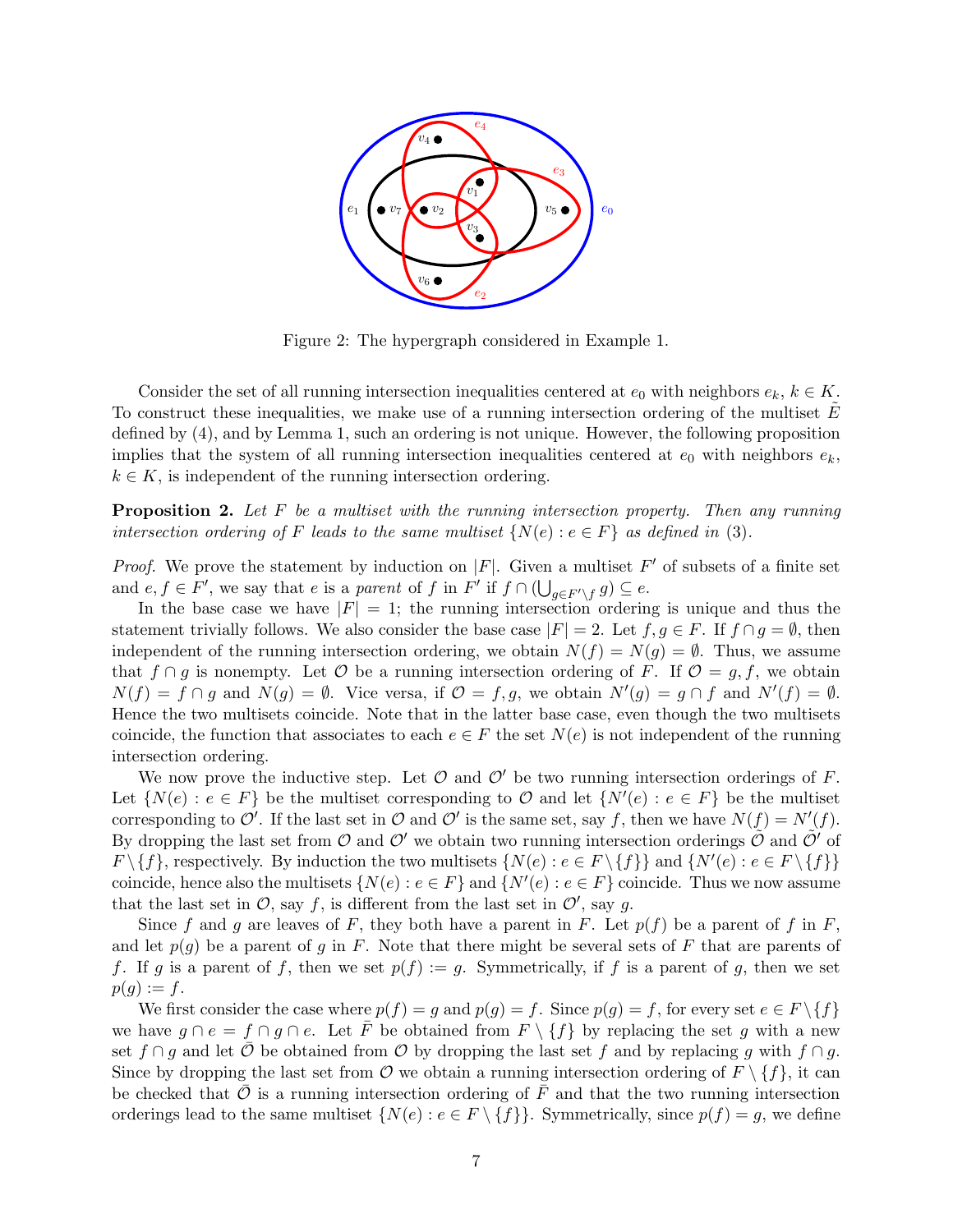Figure 2: The hypergraph considered in Example 1.

Consider the set of all running intersection inequalities centered at $e_0$ with neighbors $e_k$, $k \in K$. To construct these inequalities, we make use of a running intersection ordering of the multiset $\tilde{E}$ defined by (4), and by Lemma 1, such an ordering is not unique. However, the following proposition implies that the system of all running intersection inequalities centered at $e_0$ with neighbors $e_k$, $k \in K$, is independent of the running intersection ordering.

**Proposition 2.** *Let $F$ be a multiset with the running intersection property. Then any running intersection ordering of $F$ leads to the same multiset $\{N(e) : e \in F\}$ as defined in (3).*

*Proof.* We prove the statement by induction on $|F|$. Given a multiset $F'$ of subsets of a finite set and $e, f \in F'$, we say that $e$ is a *parent* of $f$ in $F'$ if $f \cap (\bigcup_{g \in F' \setminus f} g) \subseteq e$.

In the base case we have $|F| = 1$; the running intersection ordering is unique and thus the statement trivially follows. We also consider the base case $|F| = 2$. Let $f, g \in F$. If $f \cap g = \emptyset$, then independent of the running intersection ordering, we obtain $N(f) = N(g) = \emptyset$. Thus, we assume that $f \cap g$ is nonempty. Let $\mathcal{O}$ be a running intersection ordering of $F$. If $\mathcal{O} = g, f$, we obtain $N(f) = f \cap g$ and $N(g) = \emptyset$. Vice versa, if $\mathcal{O} = f, g$, we obtain $N'(g) = g \cap f$ and $N'(f) = \emptyset$. Hence the two multisets coincide. Note that in the latter base case, even though the two multisets coincide, the function that associates to each $e \in F$ the set $N(e)$ is not independent of the running intersection ordering.

We now prove the inductive step. Let $\mathcal{O}$ and $\mathcal{O}'$ be two running intersection orderings of $F$. Let $\{N(e) : e \in F\}$ be the multiset corresponding to $\mathcal{O}$ and let $\{N'(e) : e \in F\}$ be the multiset corresponding to $\mathcal{O}'$. If the last set in $\mathcal{O}$ and $\mathcal{O}'$ is the same set, say $f$, then we have $N(f) = N'(f)$. By dropping the last set from $\mathcal{O}$ and $\mathcal{O}'$ we obtain two running intersection orderings $\tilde{\mathcal{O}}$ and $\tilde{\mathcal{O}}'$ of $F \setminus \{f\}$, respectively. By induction the two multisets $\{N(e) : e \in F \setminus \{f\}\}$ and $\{N'(e) : e \in F \setminus \{f\}\}$ coincide, hence also the multisets $\{N(e) : e \in F\}$ and $\{N'(e) : e \in F\}$ coincide. Thus we now assume that the last set in $\mathcal{O}$, say $f$, is different from the last set in $\mathcal{O}'$, say $g$.

Since $f$ and $g$ are leaves of $F$, they both have a parent in $F$. Let $p(f)$ be a parent of $f$ in $F$, and let $p(g)$ be a parent of $g$ in $F$. Note that there might be several sets of $F$ that are parents of $f$. If $g$ is a parent of $f$, then we set $p(f) := g$. Symmetrically, if $f$ is a parent of $g$, then we set $p(g) := f$.

We first consider the case where $p(f) = g$ and $p(g) = f$. Since $p(g) = f$, for every set $e \in F \setminus \{f\}$ we have $g \cap e = f \cap g \cap e$. Let $\bar{F}$ be obtained from $F \setminus \{f\}$ by replacing the set $g$ with a new set $f \cap g$ and let $\bar{\mathcal{O}}$ be obtained from $\mathcal{O}$ by dropping the last set $f$ and by replacing $g$ with $f \cap g$. Since by dropping the last set from $\mathcal{O}$ we obtain a running intersection ordering of $F \setminus \{f\}$, it can be checked that $\bar{\mathcal{O}}$ is a running intersection ordering of $\bar{F}$ and that the two running intersection orderings lead to the same multiset $\{N(e) : e \in F \setminus \{f\}\}$. Symmetrically, since $p(f) = g$, we define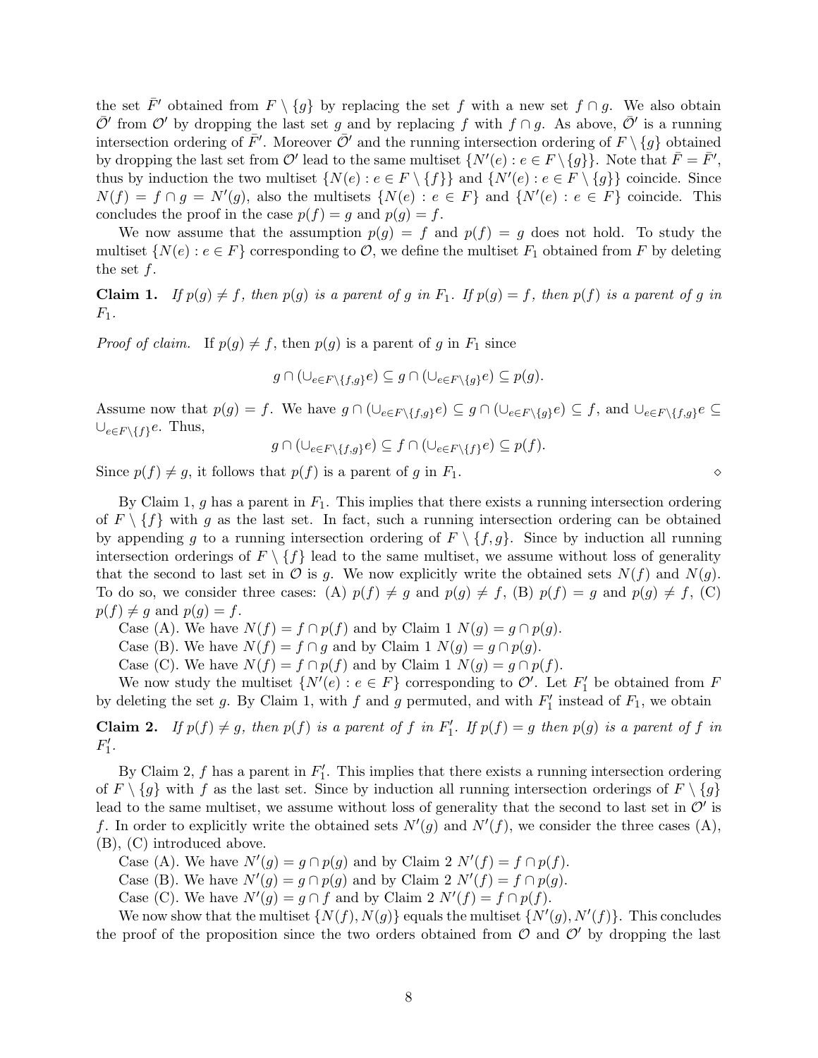the set $\bar{F}'$ obtained from $F \setminus \{g\}$ by replacing the set $f$ with a new set $f \cap g$. We also obtain $\bar{\mathcal{O}}'$ from $\mathcal{O}'$ by dropping the last set $g$ and by replacing $f$ with $f \cap g$. As above, $\bar{\mathcal{O}}'$ is a running intersection ordering of $\bar{F}'$. Moreover $\bar{\mathcal{O}}'$ and the running intersection ordering of $F \setminus \{g\}$ obtained by dropping the last set from $\mathcal{O}'$ lead to the same multiset $\{N'(e) : e \in F \setminus \{g\}\}$. Note that $\bar{F} = \bar{F}'$, thus by induction the two multiset $\{N(e) : e \in F \setminus \{f\}\}$ and $\{N'(e) : e \in F \setminus \{g\}\}$ coincide. Since $N(f) = f \cap g = N'(g)$, also the multisets $\{N(e) : e \in F\}$ and $\{N'(e) : e \in F\}$ coincide. This concludes the proof in the case $p(f) = g$ and $p(g) = f$.

We now assume that the assumption $p(g) = f$ and $p(f) = g$ does not hold. To study the multiset $\{N(e) : e \in F\}$ corresponding to $\mathcal{O}$, we define the multiset $F_1$ obtained from $F$ by deleting the set $f$.

**Claim 1.** *If $p(g) \neq f$, then $p(g)$ is a parent of $g$ in $F_1$. If $p(g) = f$, then $p(f)$ is a parent of $g$ in $F_1$.*

*Proof of claim.* If $p(g) \neq f$, then $p(g)$ is a parent of $g$ in $F_1$ since

$$g \cap (\cup_{e \in F \setminus \{f,g\}} e) \subseteq g \cap (\cup_{e \in F \setminus \{g\}} e) \subseteq p(g).$$

Assume now that $p(g) = f$. We have $g \cap (\cup_{e \in F \setminus \{f,g\}} e) \subseteq g \cap (\cup_{e \in F \setminus \{g\}} e) \subseteq f$, and $\cup_{e \in F \setminus \{f,g\}} e \subseteq \cup_{e \in F \setminus \{f\}} e$. Thus,

$$g \cap (\cup_{e \in F \setminus \{f,g\}} e) \subseteq f \cap (\cup_{e \in F \setminus \{f\}} e) \subseteq p(f).$$

Since $p(f) \neq g$, it follows that $p(f)$ is a parent of $g$ in $F_1$. $\diamond$

By Claim 1, $g$ has a parent in $F_1$. This implies that there exists a running intersection ordering of $F \setminus \{f\}$ with $g$ as the last set. In fact, such a running intersection ordering can be obtained by appending $g$ to a running intersection ordering of $F \setminus \{f, g\}$. Since by induction all running intersection orderings of $F \setminus \{f\}$ lead to the same multiset, we assume without loss of generality that the second to last set in $\mathcal{O}$ is $g$. We now explicitly write the obtained sets $N(f)$ and $N(g)$. To do so, we consider three cases: (A) $p(f) \neq g$ and $p(g) \neq f$, (B) $p(f) = g$ and $p(g) \neq f$, (C) $p(f) \neq g$ and $p(g) = f$.

Case (A). We have $N(f) = f \cap p(f)$ and by Claim 1 $N(g) = g \cap p(g)$.

Case (B). We have $N(f) = f \cap g$ and by Claim 1 $N(g) = g \cap p(g)$.

Case (C). We have $N(f) = f \cap p(f)$ and by Claim 1 $N(g) = g \cap p(f)$.

We now study the multiset $\{N'(e) : e \in F\}$ corresponding to $\mathcal{O}'$. Let $F_1'$ be obtained from $F$ by deleting the set $g$. By Claim 1, with $f$ and $g$ permuted, and with $F_1'$ instead of $F_1$, we obtain

**Claim 2.** *If $p(f) \neq g$, then $p(f)$ is a parent of $f$ in $F_1'$. If $p(f) = g$ then $p(g)$ is a parent of $f$ in $F_1'$.*

By Claim 2, $f$ has a parent in $F_1'$. This implies that there exists a running intersection ordering of $F \setminus \{g\}$ with $f$ as the last set. Since by induction all running intersection orderings of $F \setminus \{g\}$ lead to the same multiset, we assume without loss of generality that the second to last set in $\mathcal{O}'$ is $f$. In order to explicitly write the obtained sets $N'(g)$ and $N'(f)$, we consider the three cases (A), (B), (C) introduced above.

Case (A). We have $N'(g) = g \cap p(g)$ and by Claim 2 $N'(f) = f \cap p(f)$.

Case (B). We have $N'(g) = g \cap p(g)$ and by Claim 2 $N'(f) = f \cap p(g)$.

Case (C). We have $N'(g) = g \cap f$ and by Claim 2 $N'(f) = f \cap p(f)$.

We now show that the multiset $\{N(f), N(g)\}$ equals the multiset $\{N'(g), N'(f)\}$. This concludes the proof of the proposition since the two orders obtained from $\mathcal{O}$ and $\mathcal{O}'$ by dropping the last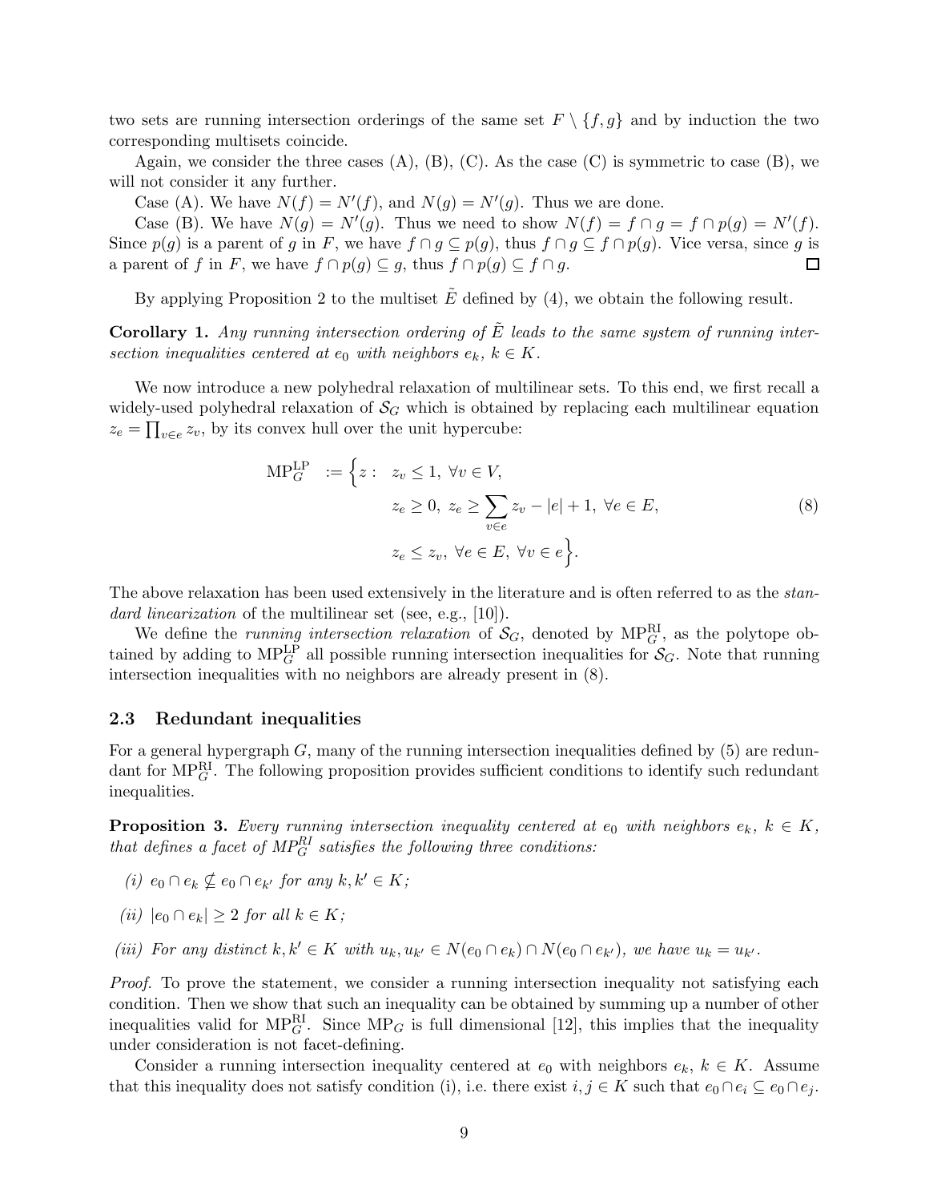two sets are running intersection orderings of the same set $F \setminus \{f, g\}$ and by induction the two corresponding multisets coincide.

Again, we consider the three cases (A), (B), (C). As the case (C) is symmetric to case (B), we will not consider it any further.

Case (A). We have $N(f) = N'(f)$, and $N(g) = N'(g)$. Thus we are done.

Case (B). We have $N(g) = N'(g)$. Thus we need to show $N(f) = f \cap g = f \cap p(g) = N'(f)$. Since $p(g)$ is a parent of $g$ in $F$, we have $f \cap g \subseteq p(g)$, thus $f \cap g \subseteq f \cap p(g)$. Vice versa, since $g$ is a parent of $f$ in $F$, we have $f \cap p(g) \subseteq g$, thus $f \cap p(g) \subseteq f \cap g$. □

By applying Proposition 2 to the multiset $\tilde{E}$ defined by (4), we obtain the following result.

**Corollary 1.** *Any running intersection ordering of $\tilde{E}$ leads to the same system of running intersection inequalities centered at $e_0$ with neighbors $e_k$, $k \in K$.*

We now introduce a new polyhedral relaxation of multilinear sets. To this end, we first recall a widely-used polyhedral relaxation of $\mathcal{S}_G$ which is obtained by replacing each multilinear equation $z_e = \prod_{v \in e} z_v$, by its convex hull over the unit hypercube:

$$\begin{aligned}
\mathrm{MP}_G^{\mathrm{LP}} := \Big\{ z : \;\; & z_v \leq 1, \; \forall v \in V, \\
& z_e \geq 0, \; z_e \geq \sum_{v \in e} z_v - |e| + 1, \; \forall e \in E, \\
& z_e \leq z_v, \; \forall e \in E, \; \forall v \in e \Big\}.
\end{aligned} \tag{8}$$

The above relaxation has been used extensively in the literature and is often referred to as the *standard linearization* of the multilinear set (see, e.g., [10]).

We define the *running intersection relaxation* of $\mathcal{S}_G$, denoted by $\mathrm{MP}_G^{\mathrm{RI}}$, as the polytope obtained by adding to $\mathrm{MP}_G^{\mathrm{LP}}$ all possible running intersection inequalities for $\mathcal{S}_G$. Note that running intersection inequalities with no neighbors are already present in (8).

### 2.3 Redundant inequalities

For a general hypergraph $G$, many of the running intersection inequalities defined by (5) are redundant for $\mathrm{MP}_G^{\mathrm{RI}}$. The following proposition provides sufficient conditions to identify such redundant inequalities.

**Proposition 3.** *Every running intersection inequality centered at $e_0$ with neighbors $e_k$, $k \in K$, that defines a facet of $\mathrm{MP}_G^{\mathrm{RI}}$ satisfies the following three conditions:*

*(i) $e_0 \cap e_k \nsubseteq e_0 \cap e_{k'}$ for any $k, k' \in K$;*

*(ii) $|e_0 \cap e_k| \geq 2$ for all $k \in K$;*

*(iii) For any distinct $k, k' \in K$ with $u_k, u_{k'} \in N(e_0 \cap e_k) \cap N(e_0 \cap e_{k'})$, we have $u_k = u_{k'}$.*

*Proof.* To prove the statement, we consider a running intersection inequality not satisfying each condition. Then we show that such an inequality can be obtained by summing up a number of other inequalities valid for $\mathrm{MP}_G^{\mathrm{RI}}$. Since $\mathrm{MP}_G$ is full dimensional [12], this implies that the inequality under consideration is not facet-defining.

Consider a running intersection inequality centered at $e_0$ with neighbors $e_k$, $k \in K$. Assume that this inequality does not satisfy condition (i), i.e. there exist $i, j \in K$ such that $e_0 \cap e_i \subseteq e_0 \cap e_j$.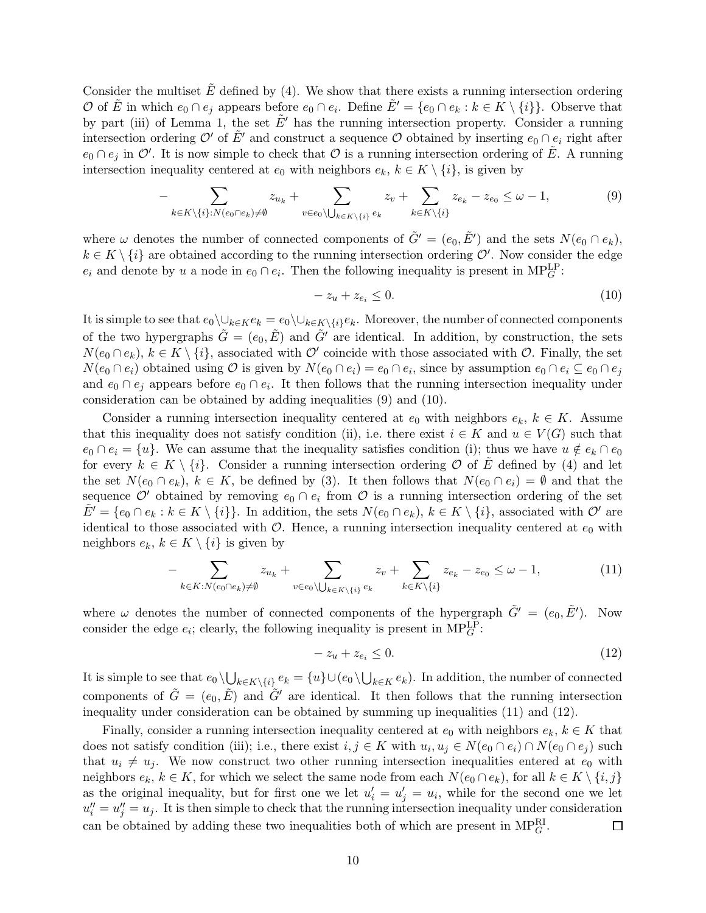Consider the multiset $\tilde{E}$ defined by (4). We show that there exists a running intersection ordering $\mathcal{O}$ of $\tilde{E}$ in which $e_0 \cap e_j$ appears before $e_0 \cap e_i$. Define $\tilde{E}' = \{e_0 \cap e_k : k \in K \setminus \{i\}\}$. Observe that by part (iii) of Lemma 1, the set $\tilde{E}'$ has the running intersection property. Consider a running intersection ordering $\mathcal{O}'$ of $\tilde{E}'$ and construct a sequence $\mathcal{O}$ obtained by inserting $e_0 \cap e_i$ right after $e_0 \cap e_j$ in $\mathcal{O}'$. It is now simple to check that $\mathcal{O}$ is a running intersection ordering of $\tilde{E}$. A running intersection inequality centered at $e_0$ with neighbors $e_k$, $k \in K \setminus \{i\}$, is given by

$$
-\sum_{k \in K \setminus \{i\}: N(e_0 \cap e_k) \neq \emptyset} z_{u_k} + \sum_{v \in e_0 \setminus \bigcup_{k \in K \setminus \{i\}} e_k} z_v + \sum_{k \in K \setminus \{i\}} z_{e_k} - z_{e_0} \leq \omega - 1, \tag{9}
$$

where $\omega$ denotes the number of connected components of $\tilde{G}' = (e_0, \tilde{E}')$ and the sets $N(e_0 \cap e_k)$, $k \in K \setminus \{i\}$ are obtained according to the running intersection ordering $\mathcal{O}'$. Now consider the edge $e_i$ and denote by $u$ a node in $e_0 \cap e_i$. Then the following inequality is present in $\mathrm{MP}_G^{\mathrm{LP}}$:

$$
-z_u + z_{e_i} \leq 0. \tag{10}
$$

It is simple to see that $e_0 \setminus \cup_{k \in K} e_k = e_0 \setminus \cup_{k \in K \setminus \{i\}} e_k$. Moreover, the number of connected components of the two hypergraphs $\tilde{G} = (e_0, \tilde{E})$ and $\tilde{G}'$ are identical. In addition, by construction, the sets $N(e_0 \cap e_k)$, $k \in K \setminus \{i\}$, associated with $\mathcal{O}'$ coincide with those associated with $\mathcal{O}$. Finally, the set $N(e_0 \cap e_i)$ obtained using $\mathcal{O}$ is given by $N(e_0 \cap e_i) = e_0 \cap e_i$, since by assumption $e_0 \cap e_i \subseteq e_0 \cap e_j$ and $e_0 \cap e_j$ appears before $e_0 \cap e_i$. It then follows that the running intersection inequality under consideration can be obtained by adding inequalities (9) and (10).

Consider a running intersection inequality centered at $e_0$ with neighbors $e_k$, $k \in K$. Assume that this inequality does not satisfy condition (ii), i.e. there exist $i \in K$ and $u \in V(G)$ such that $e_0 \cap e_i = \{u\}$. We can assume that the inequality satisfies condition (i); thus we have $u \notin e_k \cap e_0$ for every $k \in K \setminus \{i\}$. Consider a running intersection ordering $\mathcal{O}$ of $\tilde{E}$ defined by (4) and let the set $N(e_0 \cap e_k)$, $k \in K$, be defined by (3). It then follows that $N(e_0 \cap e_i) = \emptyset$ and that the sequence $\mathcal{O}'$ obtained by removing $e_0 \cap e_i$ from $\mathcal{O}$ is a running intersection ordering of the set $\tilde{E}' = \{e_0 \cap e_k : k \in K \setminus \{i\}\}$. In addition, the sets $N(e_0 \cap e_k)$, $k \in K \setminus \{i\}$, associated with $\mathcal{O}'$ are identical to those associated with $\mathcal{O}$. Hence, a running intersection inequality centered at $e_0$ with neighbors $e_k$, $k \in K \setminus \{i\}$ is given by

$$
-\sum_{k \in K: N(e_0 \cap e_k) \neq \emptyset} z_{u_k} + \sum_{v \in e_0 \setminus \bigcup_{k \in K \setminus \{i\}} e_k} z_v + \sum_{k \in K \setminus \{i\}} z_{e_k} - z_{e_0} \leq \omega - 1, \tag{11}
$$

where $\omega$ denotes the number of connected components of the hypergraph $\tilde{G}' = (e_0, \tilde{E}')$. Now consider the edge $e_i$; clearly, the following inequality is present in $\mathrm{MP}_G^{\mathrm{LP}}$:

$$
-z_u + z_{e_i} \leq 0. \tag{12}
$$

It is simple to see that $e_0 \setminus \bigcup_{k \in K \setminus \{i\}} e_k = \{u\} \cup (e_0 \setminus \bigcup_{k \in K} e_k)$. In addition, the number of connected components of $\tilde{G} = (e_0, \tilde{E})$ and $\tilde{G}'$ are identical. It then follows that the running intersection inequality under consideration can be obtained by summing up inequalities (11) and (12).

Finally, consider a running intersection inequality centered at $e_0$ with neighbors $e_k$, $k \in K$ that does not satisfy condition (iii); i.e., there exist $i, j \in K$ with $u_i, u_j \in N(e_0 \cap e_i) \cap N(e_0 \cap e_j)$ such that $u_i \neq u_j$. We now construct two other running intersection inequalities entered at $e_0$ with neighbors $e_k$, $k \in K$, for which we select the same node from each $N(e_0 \cap e_k)$, for all $k \in K \setminus \{i, j\}$ as the original inequality, but for first one we let $u'_i = u'_j = u_i$, while for the second one we let $u''_i = u''_j = u_j$. It is then simple to check that the running intersection inequality under consideration can be obtained by adding these two inequalities both of which are present in $\mathrm{MP}_G^{\mathrm{RI}}$. □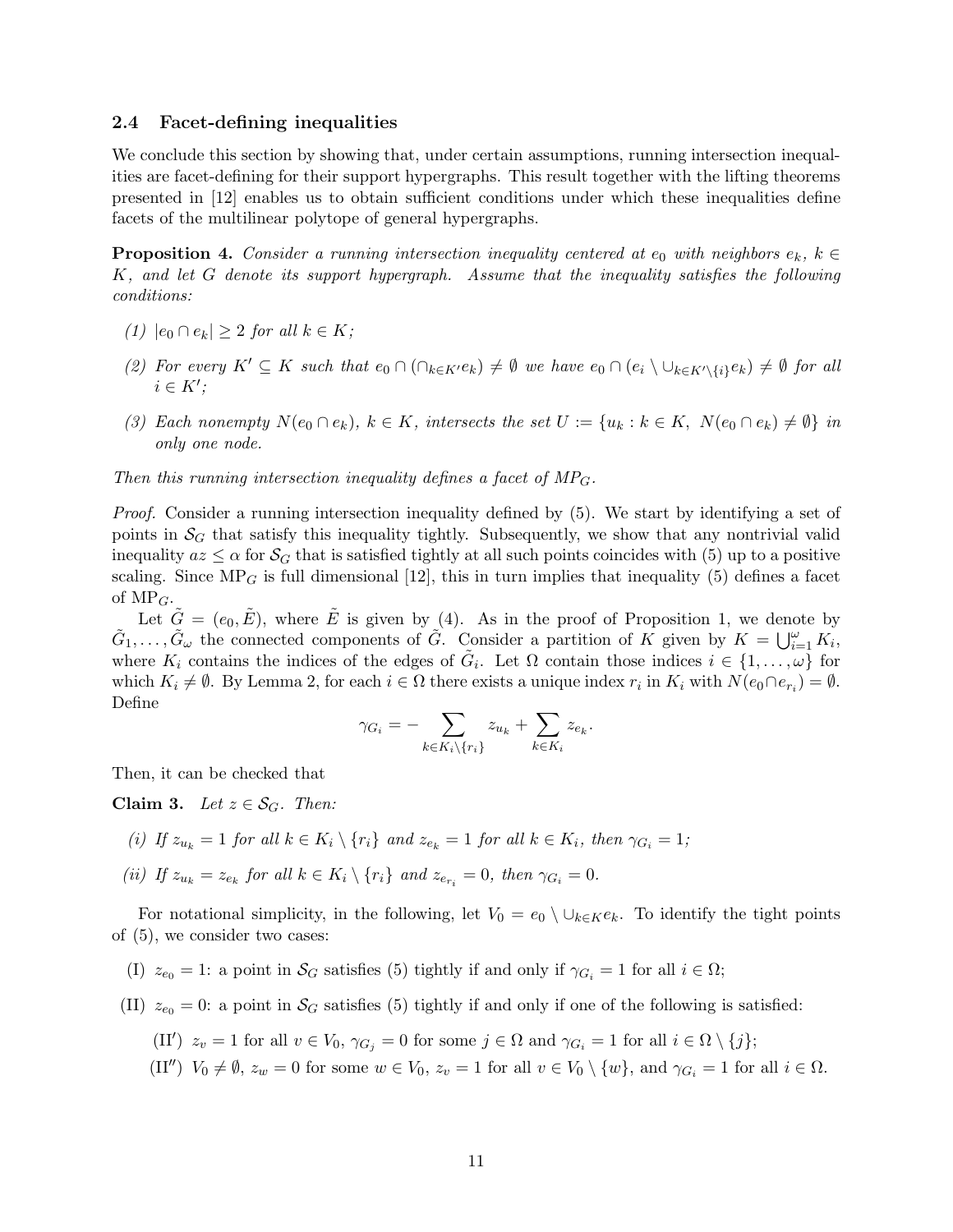### 2.4 Facet-defining inequalities

We conclude this section by showing that, under certain assumptions, running intersection inequalities are facet-defining for their support hypergraphs. This result together with the lifting theorems presented in [12] enables us to obtain sufficient conditions under which these inequalities define facets of the multilinear polytope of general hypergraphs.

**Proposition 4.** *Consider a running intersection inequality centered at $e_0$ with neighbors $e_k$, $k \in K$, and let $G$ denote its support hypergraph. Assume that the inequality satisfies the following conditions:*

*(1) $|e_0 \cap e_k| \geq 2$ for all $k \in K$;*

*(2) For every $K' \subseteq K$ such that $e_0 \cap (\cap_{k \in K'} e_k) \neq \emptyset$ we have $e_0 \cap (e_i \setminus \cup_{k \in K' \setminus \{i\}} e_k) \neq \emptyset$ for all $i \in K'$;*

*(3) Each nonempty $N(e_0 \cap e_k)$, $k \in K$, intersects the set $U := \{u_k : k \in K,\ N(e_0 \cap e_k) \neq \emptyset\}$ in only one node.*

*Then this running intersection inequality defines a facet of $MP_G$.*

*Proof.* Consider a running intersection inequality defined by (5). We start by identifying a set of points in $\mathcal{S}_G$ that satisfy this inequality tightly. Subsequently, we show that any nontrivial valid inequality $az \leq \alpha$ for $\mathcal{S}_G$ that is satisfied tightly at all such points coincides with (5) up to a positive scaling. Since $\text{MP}_G$ is full dimensional [12], this in turn implies that inequality (5) defines a facet of $\text{MP}_G$.

Let $\tilde{G} = (e_0, \tilde{E})$, where $\tilde{E}$ is given by (4). As in the proof of Proposition 1, we denote by $\tilde{G}_1, \ldots, \tilde{G}_\omega$ the connected components of $\tilde{G}$. Consider a partition of $K$ given by $K = \bigcup_{i=1}^{\omega} K_i$, where $K_i$ contains the indices of the edges of $\tilde{G}_i$. Let $\Omega$ contain those indices $i \in \{1, \ldots, \omega\}$ for which $K_i \neq \emptyset$. By Lemma 2, for each $i \in \Omega$ there exists a unique index $r_i$ in $K_i$ with $N(e_0 \cap e_{r_i}) = \emptyset$. Define

$$\gamma_{G_i} = -\sum_{k \in K_i \setminus \{r_i\}} z_{u_k} + \sum_{k \in K_i} z_{e_k}.$$

Then, it can be checked that

**Claim 3.** *Let $z \in \mathcal{S}_G$. Then:*

*(i) If $z_{u_k} = 1$ for all $k \in K_i \setminus \{r_i\}$ and $z_{e_k} = 1$ for all $k \in K_i$, then $\gamma_{G_i} = 1$;*

*(ii) If $z_{u_k} = z_{e_k}$ for all $k \in K_i \setminus \{r_i\}$ and $z_{e_{r_i}} = 0$, then $\gamma_{G_i} = 0$.*

For notational simplicity, in the following, let $V_0 = e_0 \setminus \cup_{k \in K} e_k$. To identify the tight points of (5), we consider two cases:

(I) $z_{e_0} = 1$: a point in $\mathcal{S}_G$ satisfies (5) tightly if and only if $\gamma_{G_i} = 1$ for all $i \in \Omega$;

(II) $z_{e_0} = 0$: a point in $\mathcal{S}_G$ satisfies (5) tightly if and only if one of the following is satisfied:

- (II′) $z_v = 1$ for all $v \in V_0$, $\gamma_{G_j} = 0$ for some $j \in \Omega$ and $\gamma_{G_i} = 1$ for all $i \in \Omega \setminus \{j\}$;
- (II″) $V_0 \neq \emptyset$, $z_w = 0$ for some $w \in V_0$, $z_v = 1$ for all $v \in V_0 \setminus \{w\}$, and $\gamma_{G_i} = 1$ for all $i \in \Omega$.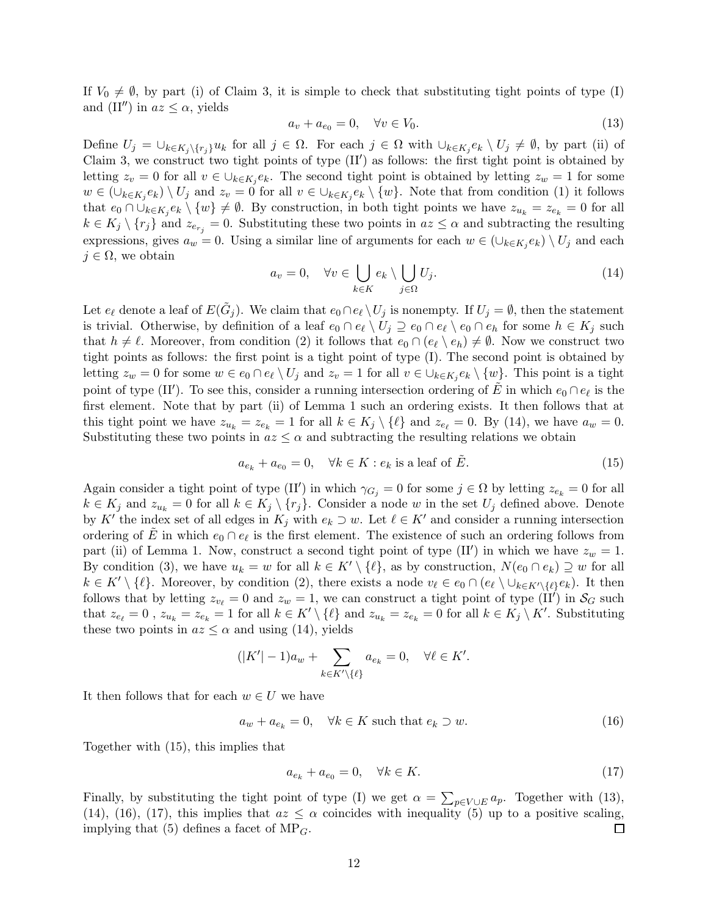If $V_0 \neq \emptyset$, by part (i) of Claim 3, it is simple to check that substituting tight points of type (I) and (II$''$) in $az \leq \alpha$, yields

$$a_v + a_{e_0} = 0, \quad \forall v \in V_0. \tag{13}$$

Define $U_j = \cup_{k \in K_j \setminus \{r_j\}} u_k$ for all $j \in \Omega$. For each $j \in \Omega$ with $\cup_{k \in K_j} e_k \setminus U_j \neq \emptyset$, by part (ii) of Claim 3, we construct two tight points of type (II$'$) as follows: the first tight point is obtained by letting $z_v = 0$ for all $v \in \cup_{k \in K_j} e_k$. The second tight point is obtained by letting $z_w = 1$ for some $w \in (\cup_{k \in K_j} e_k) \setminus U_j$ and $z_v = 0$ for all $v \in \cup_{k \in K_j} e_k \setminus \{w\}$. Note that from condition (1) it follows that $e_0 \cap \cup_{k \in K_j} e_k \setminus \{w\} \neq \emptyset$. By construction, in both tight points we have $z_{u_k} = z_{e_k} = 0$ for all $k \in K_j \setminus \{r_j\}$ and $z_{e_{r_j}} = 0$. Substituting these two points in $az \leq \alpha$ and subtracting the resulting expressions, gives $a_w = 0$. Using a similar line of arguments for each $w \in (\cup_{k \in K_j} e_k) \setminus U_j$ and each $j \in \Omega$, we obtain

$$a_v = 0, \quad \forall v \in \bigcup_{k \in K} e_k \setminus \bigcup_{j \in \Omega} U_j. \tag{14}$$

Let $e_\ell$ denote a leaf of $E(\tilde{G}_j)$. We claim that $e_0 \cap e_\ell \setminus U_j$ is nonempty. If $U_j = \emptyset$, then the statement is trivial. Otherwise, by definition of a leaf $e_0 \cap e_\ell \setminus U_j \supseteq e_0 \cap e_\ell \setminus e_0 \cap e_h$ for some $h \in K_j$ such that $h \neq \ell$. Moreover, from condition (2) it follows that $e_0 \cap (e_\ell \setminus e_h) \neq \emptyset$. Now we construct two tight points as follows: the first point is a tight point of type (I). The second point is obtained by letting $z_w = 0$ for some $w \in e_0 \cap e_\ell \setminus U_j$ and $z_v = 1$ for all $v \in \cup_{k \in K_j} e_k \setminus \{w\}$. This point is a tight point of type (II$'$). To see this, consider a running intersection ordering of $\tilde{E}$ in which $e_0 \cap e_\ell$ is the first element. Note that by part (ii) of Lemma 1 such an ordering exists. It then follows that at this tight point we have $z_{u_k} = z_{e_k} = 1$ for all $k \in K_j \setminus \{\ell\}$ and $z_{e_\ell} = 0$. By (14), we have $a_w = 0$. Substituting these two points in $az \leq \alpha$ and subtracting the resulting relations we obtain

$$a_{e_k} + a_{e_0} = 0, \quad \forall k \in K : e_k \text{ is a leaf of } \tilde{E}. \tag{15}$$

Again consider a tight point of type (II$'$) in which $\gamma_{G_j} = 0$ for some $j \in \Omega$ by letting $z_{e_k} = 0$ for all $k \in K_j$ and $z_{u_k} = 0$ for all $k \in K_j \setminus \{r_j\}$. Consider a node $w$ in the set $U_j$ defined above. Denote by $K'$ the index set of all edges in $K_j$ with $e_k \supset w$. Let $\ell \in K'$ and consider a running intersection ordering of $\tilde{E}$ in which $e_0 \cap e_\ell$ is the first element. The existence of such an ordering follows from part (ii) of Lemma 1. Now, construct a second tight point of type (II$'$) in which we have $z_w = 1$. By condition (3), we have $u_k = w$ for all $k \in K' \setminus \{\ell\}$, as by construction, $N(e_0 \cap e_k) \supseteq w$ for all $k \in K' \setminus \{\ell\}$. Moreover, by condition (2), there exists a node $v_\ell \in e_0 \cap (e_\ell \setminus \cup_{k \in K' \setminus \{\ell\}} e_k)$. It then follows that by letting $z_{v_\ell} = 0$ and $z_w = 1$, we can construct a tight point of type (II$'$) in $\mathcal{S}_G$ such that $z_{e_\ell} = 0$ , $z_{u_k} = z_{e_k} = 1$ for all $k \in K' \setminus \{\ell\}$ and $z_{u_k} = z_{e_k} = 0$ for all $k \in K_j \setminus K'$. Substituting these two points in $az \leq \alpha$ and using (14), yields

$$(|K'| - 1) a_w + \sum_{k \in K' \setminus \{\ell\}} a_{e_k} = 0, \quad \forall \ell \in K'.$$

It then follows that for each $w \in U$ we have

$$a_w + a_{e_k} = 0, \quad \forall k \in K \text{ such that } e_k \supset w. \tag{16}$$

Together with (15), this implies that

$$a_{e_k} + a_{e_0} = 0, \quad \forall k \in K. \tag{17}$$

Finally, by substituting the tight point of type (I) we get $\alpha = \sum_{p \in V \cup E} a_p$. Together with (13), (14), (16), (17), this implies that $az \leq \alpha$ coincides with inequality (5) up to a positive scaling, implying that (5) defines a facet of $\mathrm{MP}_G$. □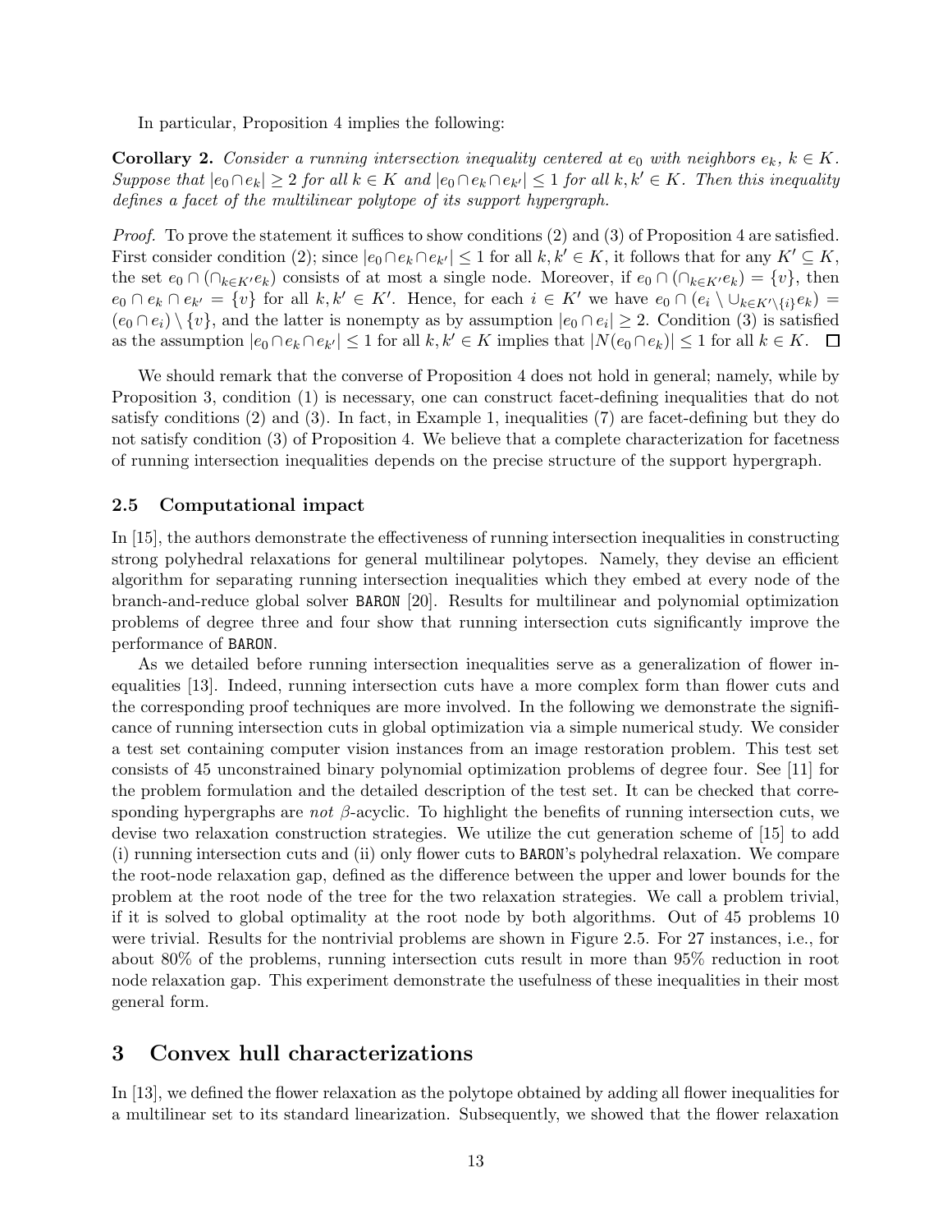In particular, Proposition 4 implies the following:

**Corollary 2.** *Consider a running intersection inequality centered at $e_0$ with neighbors $e_k$, $k \in K$. Suppose that $|e_0 \cap e_k| \geq 2$ for all $k \in K$ and $|e_0 \cap e_k \cap e_{k'}| \leq 1$ for all $k, k' \in K$. Then this inequality defines a facet of the multilinear polytope of its support hypergraph.*

*Proof.* To prove the statement it suffices to show conditions (2) and (3) of Proposition 4 are satisfied. First consider condition (2); since $|e_0 \cap e_k \cap e_{k'}| \leq 1$ for all $k, k' \in K$, it follows that for any $K' \subseteq K$, the set $e_0 \cap (\cap_{k \in K'} e_k)$ consists of at most a single node. Moreover, if $e_0 \cap (\cap_{k \in K'} e_k) = \{v\}$, then $e_0 \cap e_k \cap e_{k'} = \{v\}$ for all $k, k' \in K'$. Hence, for each $i \in K'$ we have $e_0 \cap (e_i \setminus \cup_{k \in K' \setminus \{i\}} e_k) = (e_0 \cap e_i) \setminus \{v\}$, and the latter is nonempty as by assumption $|e_0 \cap e_i| \geq 2$. Condition (3) is satisfied as the assumption $|e_0 \cap e_k \cap e_{k'}| \leq 1$ for all $k, k' \in K$ implies that $|N(e_0 \cap e_k)| \leq 1$ for all $k \in K$. $\square$

We should remark that the converse of Proposition 4 does not hold in general; namely, while by Proposition 3, condition (1) is necessary, one can construct facet-defining inequalities that do not satisfy conditions (2) and (3). In fact, in Example 1, inequalities (7) are facet-defining but they do not satisfy condition (3) of Proposition 4. We believe that a complete characterization for facetness of running intersection inequalities depends on the precise structure of the support hypergraph.

### 2.5 Computational impact

In [15], the authors demonstrate the effectiveness of running intersection inequalities in constructing strong polyhedral relaxations for general multilinear polytopes. Namely, they devise an efficient algorithm for separating running intersection inequalities which they embed at every node of the branch-and-reduce global solver `BARON` [20]. Results for multilinear and polynomial optimization problems of degree three and four show that running intersection cuts significantly improve the performance of `BARON`.

As we detailed before running intersection inequalities serve as a generalization of flower inequalities [13]. Indeed, running intersection cuts have a more complex form than flower cuts and the corresponding proof techniques are more involved. In the following we demonstrate the significance of running intersection cuts in global optimization via a simple numerical study. We consider a test set containing computer vision instances from an image restoration problem. This test set consists of 45 unconstrained binary polynomial optimization problems of degree four. See [11] for the problem formulation and the detailed description of the test set. It can be checked that corresponding hypergraphs are *not* $\beta$-acyclic. To highlight the benefits of running intersection cuts, we devise two relaxation construction strategies. We utilize the cut generation scheme of [15] to add (i) running intersection cuts and (ii) only flower cuts to `BARON`'s polyhedral relaxation. We compare the root-node relaxation gap, defined as the difference between the upper and lower bounds for the problem at the root node of the tree for the two relaxation strategies. We call a problem trivial, if it is solved to global optimality at the root node by both algorithms. Out of 45 problems 10 were trivial. Results for the nontrivial problems are shown in Figure 2.5. For 27 instances, i.e., for about 80% of the problems, running intersection cuts result in more than 95% reduction in root node relaxation gap. This experiment demonstrate the usefulness of these inequalities in their most general form.

## 3 Convex hull characterizations

In [13], we defined the flower relaxation as the polytope obtained by adding all flower inequalities for a multilinear set to its standard linearization. Subsequently, we showed that the flower relaxation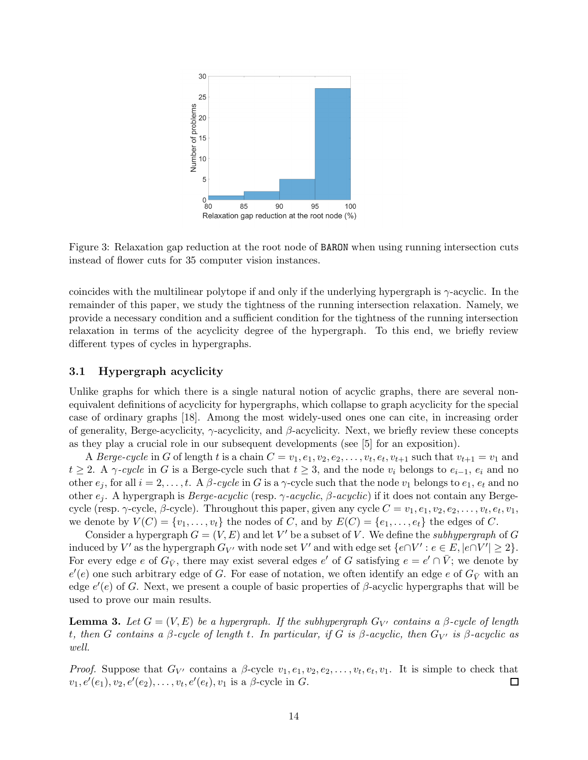Figure 3: Relaxation gap reduction at the root node of BARON when using running intersection cuts instead of flower cuts for 35 computer vision instances.

coincides with the multilinear polytope if and only if the underlying hypergraph is $\gamma$-acyclic. In the remainder of this paper, we study the tightness of the running intersection relaxation. Namely, we provide a necessary condition and a sufficient condition for the tightness of the running intersection relaxation in terms of the acyclicity degree of the hypergraph. To this end, we briefly review different types of cycles in hypergraphs.

### 3.1 Hypergraph acyclicity

Unlike graphs for which there is a single natural notion of acyclic graphs, there are several non-equivalent definitions of acyclicity for hypergraphs, which collapse to graph acyclicity for the special case of ordinary graphs [18]. Among the most widely-used ones one can cite, in increasing order of generality, Berge-acyclicity, $\gamma$-acyclicity, and $\beta$-acyclicity. Next, we briefly review these concepts as they play a crucial role in our subsequent developments (see [5] for an exposition).

A *Berge-cycle* in $G$ of length $t$ is a chain $C = v_1, e_1, v_2, e_2, \ldots, v_t, e_t, v_{t+1}$ such that $v_{t+1} = v_1$ and $t \geq 2$. A *$\gamma$-cycle* in $G$ is a Berge-cycle such that $t \geq 3$, and the node $v_i$ belongs to $e_{i-1}$, $e_i$ and no other $e_j$, for all $i = 2, \ldots, t$. A *$\beta$-cycle* in $G$ is a $\gamma$-cycle such that the node $v_1$ belongs to $e_1$, $e_t$ and no other $e_j$. A hypergraph is *Berge-acyclic* (resp. *$\gamma$-acyclic*, *$\beta$-acyclic*) if it does not contain any Berge-cycle (resp. $\gamma$-cycle, $\beta$-cycle). Throughout this paper, given any cycle $C = v_1, e_1, v_2, e_2, \ldots, v_t, e_t, v_1$, we denote by $V(C) = \{v_1, \ldots, v_t\}$ the nodes of $C$, and by $E(C) = \{e_1, \ldots, e_t\}$ the edges of $C$.

Consider a hypergraph $G = (V, E)$ and let $V'$ be a subset of $V$. We define the *subhypergraph* of $G$ induced by $V'$ as the hypergraph $G_{V'}$ with node set $V'$ and with edge set $\{e \cap V' : e \in E, |e \cap V'| \geq 2\}$. For every edge $e$ of $G_{\bar{V}}$, there may exist several edges $e'$ of $G$ satisfying $e = e' \cap \bar{V}$; we denote by $e'(e)$ one such arbitrary edge of $G$. For ease of notation, we often identify an edge $e$ of $G_{\bar{V}}$ with an edge $e'(e)$ of $G$. Next, we present a couple of basic properties of $\beta$-acyclic hypergraphs that will be used to prove our main results.

**Lemma 3.** *Let $G = (V, E)$ be a hypergraph. If the subhypergraph $G_{V'}$ contains a $\beta$-cycle of length $t$, then $G$ contains a $\beta$-cycle of length $t$. In particular, if $G$ is $\beta$-acyclic, then $G_{V'}$ is $\beta$-acyclic as well.*

*Proof.* Suppose that $G_{V'}$ contains a $\beta$-cycle $v_1, e_1, v_2, e_2, \ldots, v_t, e_t, v_1$. It is simple to check that $v_1, e'(e_1), v_2, e'(e_2), \ldots, v_t, e'(e_t), v_1$ is a $\beta$-cycle in $G$. $\square$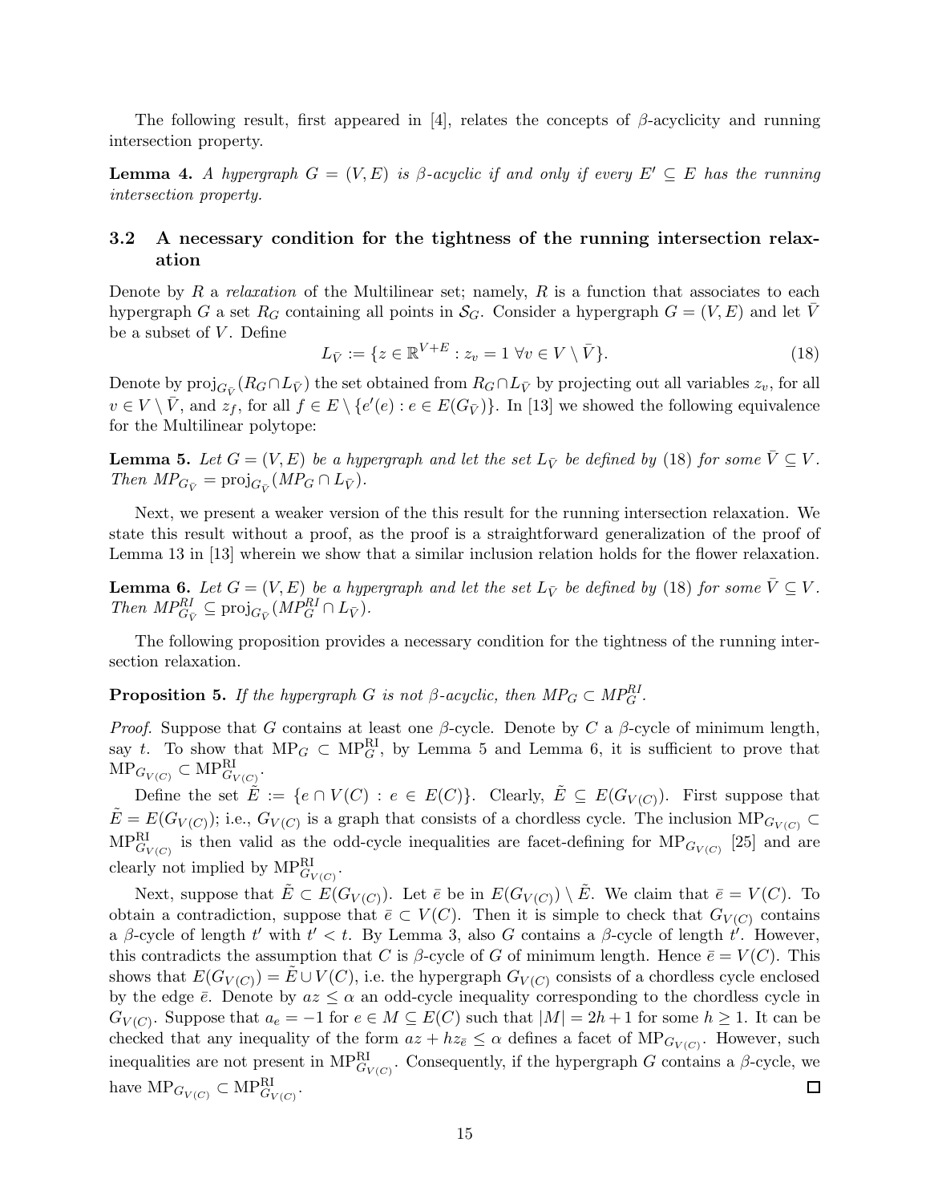The following result, first appeared in [4], relates the concepts of $\beta$-acyclicity and running intersection property.

**Lemma 4.** *A hypergraph $G = (V, E)$ is $\beta$-acyclic if and only if every $E' \subseteq E$ has the running intersection property.*

### 3.2 A necessary condition for the tightness of the running intersection relaxation

Denote by $R$ a *relaxation* of the Multilinear set; namely, $R$ is a function that associates to each hypergraph $G$ a set $R_G$ containing all points in $\mathcal{S}_G$. Consider a hypergraph $G = (V, E)$ and let $\bar{V}$ be a subset of $V$. Define

$$L_{\bar{V}} := \{z \in \mathbb{R}^{V+E} : z_v = 1 \ \forall v \in V \setminus \bar{V}\}. \tag{18}$$

Denote by $\text{proj}_{G_{\bar{V}}}(R_G \cap L_{\bar{V}})$ the set obtained from $R_G \cap L_{\bar{V}}$ by projecting out all variables $z_v$, for all $v \in V \setminus \bar{V}$, and $z_f$, for all $f \in E \setminus \{e'(e) : e \in E(G_{\bar{V}})\}$. In [13] we showed the following equivalence for the Multilinear polytope:

**Lemma 5.** *Let $G = (V, E)$ be a hypergraph and let the set $L_{\bar{V}}$ be defined by* (18) *for some $\bar{V} \subseteq V$. Then $MP_{G_{\bar{V}}} = \text{proj}_{G_{\bar{V}}}(MP_G \cap L_{\bar{V}})$.*

Next, we present a weaker version of the this result for the running intersection relaxation. We state this result without a proof, as the proof is a straightforward generalization of the proof of Lemma 13 in [13] wherein we show that a similar inclusion relation holds for the flower relaxation.

**Lemma 6.** *Let $G = (V, E)$ be a hypergraph and let the set $L_{\bar{V}}$ be defined by* (18) *for some $\bar{V} \subseteq V$. Then $MP^{RI}_{G_{\bar{V}}} \subseteq \text{proj}_{G_{\bar{V}}}(MP^{RI}_G \cap L_{\bar{V}})$.*

The following proposition provides a necessary condition for the tightness of the running intersection relaxation.

**Proposition 5.** *If the hypergraph $G$ is not $\beta$-acyclic, then $MP_G \subset MP^{RI}_G$.*

*Proof.* Suppose that $G$ contains at least one $\beta$-cycle. Denote by $C$ a $\beta$-cycle of minimum length, say $t$. To show that $\text{MP}_G \subset \text{MP}^{\text{RI}}_G$, by Lemma 5 and Lemma 6, it is sufficient to prove that $\text{MP}_{G_{V(C)}} \subset \text{MP}^{\text{RI}}_{G_{V(C)}}$.

Define the set $\tilde{E} := \{e \cap V(C) : e \in E(C)\}$. Clearly, $\tilde{E} \subseteq E(G_{V(C)})$. First suppose that $\tilde{E} = E(G_{V(C)})$; i.e., $G_{V(C)}$ is a graph that consists of a chordless cycle. The inclusion $\text{MP}_{G_{V(C)}} \subset \text{MP}^{\text{RI}}_{G_{V(C)}}$ is then valid as the odd-cycle inequalities are facet-defining for $\text{MP}_{G_{V(C)}}$ [25] and are clearly not implied by $\text{MP}^{\text{RI}}_{G_{V(C)}}$.

Next, suppose that $\tilde{E} \subset E(G_{V(C)})$. Let $\bar{e}$ be in $E(G_{V(C)}) \setminus \tilde{E}$. We claim that $\bar{e} = V(C)$. To obtain a contradiction, suppose that $\bar{e} \subset V(C)$. Then it is simple to check that $G_{V(C)}$ contains a $\beta$-cycle of length $t'$ with $t' < t$. By Lemma 3, also $G$ contains a $\beta$-cycle of length $t'$. However, this contradicts the assumption that $C$ is $\beta$-cycle of $G$ of minimum length. Hence $\bar{e} = V(C)$. This shows that $E(G_{V(C)}) = \tilde{E} \cup V(C)$, i.e. the hypergraph $G_{V(C)}$ consists of a chordless cycle enclosed by the edge $\bar{e}$. Denote by $az \leq \alpha$ an odd-cycle inequality corresponding to the chordless cycle in $G_{V(C)}$. Suppose that $a_e = -1$ for $e \in M \subseteq E(C)$ such that $|M| = 2h + 1$ for some $h \geq 1$. It can be checked that any inequality of the form $az + hz_{\bar{e}} \leq \alpha$ defines a facet of $\text{MP}_{G_{V(C)}}$. However, such inequalities are not present in $\text{MP}^{\text{RI}}_{G_{V(C)}}$. Consequently, if the hypergraph $G$ contains a $\beta$-cycle, we have $\text{MP}_{G_{V(C)}} \subset \text{MP}^{\text{RI}}_{G_{V(C)}}$. $\square$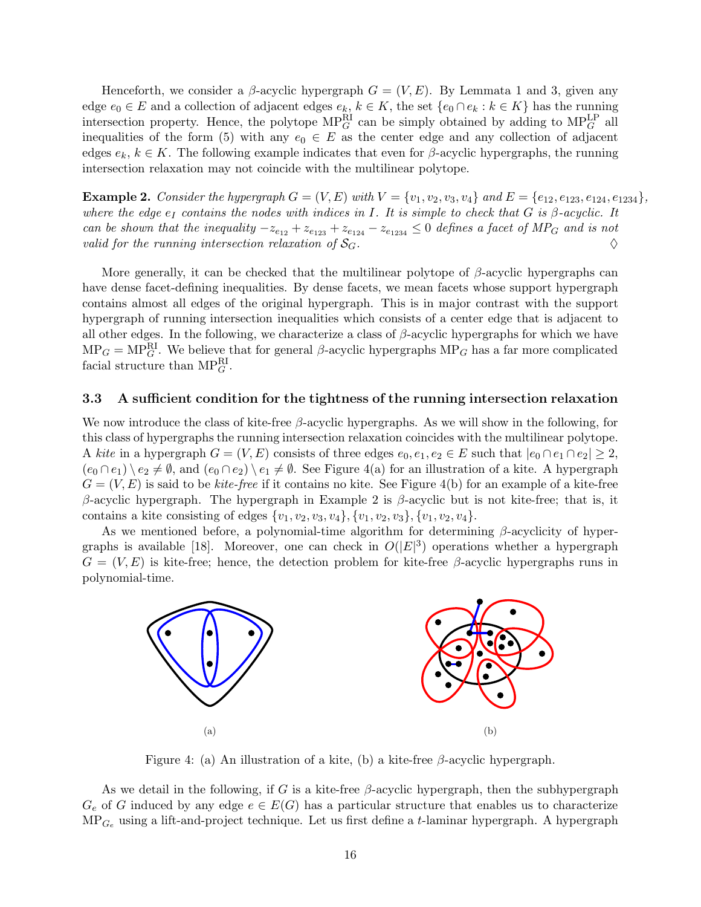Henceforth, we consider a $\beta$-acyclic hypergraph $G = (V, E)$. By Lemmata 1 and 3, given any edge $e_0 \in E$ and a collection of adjacent edges $e_k$, $k \in K$, the set $\{e_0 \cap e_k : k \in K\}$ has the running intersection property. Hence, the polytope $\mathrm{MP}_G^{\mathrm{RI}}$ can be simply obtained by adding to $\mathrm{MP}_G^{\mathrm{LP}}$ all inequalities of the form (5) with any $e_0 \in E$ as the center edge and any collection of adjacent edges $e_k$, $k \in K$. The following example indicates that even for $\beta$-acyclic hypergraphs, the running intersection relaxation may not coincide with the multilinear polytope.

**Example 2.** *Consider the hypergraph $G = (V, E)$ with $V = \{v_1, v_2, v_3, v_4\}$ and $E = \{e_{12}, e_{123}, e_{124}, e_{1234}\}$, where the edge $e_I$ contains the nodes with indices in $I$. It is simple to check that $G$ is $\beta$-acyclic. It can be shown that the inequality $-z_{e_{12}} + z_{e_{123}} + z_{e_{124}} - z_{e_{1234}} \leq 0$ defines a facet of $MP_G$ and is not valid for the running intersection relaxation of $\mathcal{S}_G$.* $\diamondsuit$

More generally, it can be checked that the multilinear polytope of $\beta$-acyclic hypergraphs can have dense facet-defining inequalities. By dense facets, we mean facets whose support hypergraph contains almost all edges of the original hypergraph. This is in major contrast with the support hypergraph of running intersection inequalities which consists of a center edge that is adjacent to all other edges. In the following, we characterize a class of $\beta$-acyclic hypergraphs for which we have $\mathrm{MP}_G = \mathrm{MP}_G^{\mathrm{RI}}$. We believe that for general $\beta$-acyclic hypergraphs $\mathrm{MP}_G$ has a far more complicated facial structure than $\mathrm{MP}_G^{\mathrm{RI}}$.

### 3.3 A sufficient condition for the tightness of the running intersection relaxation

We now introduce the class of kite-free $\beta$-acyclic hypergraphs. As we will show in the following, for this class of hypergraphs the running intersection relaxation coincides with the multilinear polytope. A *kite* in a hypergraph $G = (V, E)$ consists of three edges $e_0, e_1, e_2 \in E$ such that $|e_0 \cap e_1 \cap e_2| \geq 2$, $(e_0 \cap e_1) \setminus e_2 \neq \emptyset$, and $(e_0 \cap e_2) \setminus e_1 \neq \emptyset$. See Figure 4(a) for an illustration of a kite. A hypergraph $G = (V, E)$ is said to be *kite-free* if it contains no kite. See Figure 4(b) for an example of a kite-free $\beta$-acyclic hypergraph. The hypergraph in Example 2 is $\beta$-acyclic but is not kite-free; that is, it contains a kite consisting of edges $\{v_1, v_2, v_3, v_4\}, \{v_1, v_2, v_3\}, \{v_1, v_2, v_4\}$.

As we mentioned before, a polynomial-time algorithm for determining $\beta$-acyclicity of hypergraphs is available [18]. Moreover, one can check in $O(|E|^3)$ operations whether a hypergraph $G = (V, E)$ is kite-free; hence, the detection problem for kite-free $\beta$-acyclic hypergraphs runs in polynomial-time.

(a)

(b)

Figure 4: (a) An illustration of a kite, (b) a kite-free $\beta$-acyclic hypergraph.

As we detail in the following, if $G$ is a kite-free $\beta$-acyclic hypergraph, then the subhypergraph $G_e$ of $G$ induced by any edge $e \in E(G)$ has a particular structure that enables us to characterize $\mathrm{MP}_{G_e}$ using a lift-and-project technique. Let us first define a $t$-laminar hypergraph. A hypergraph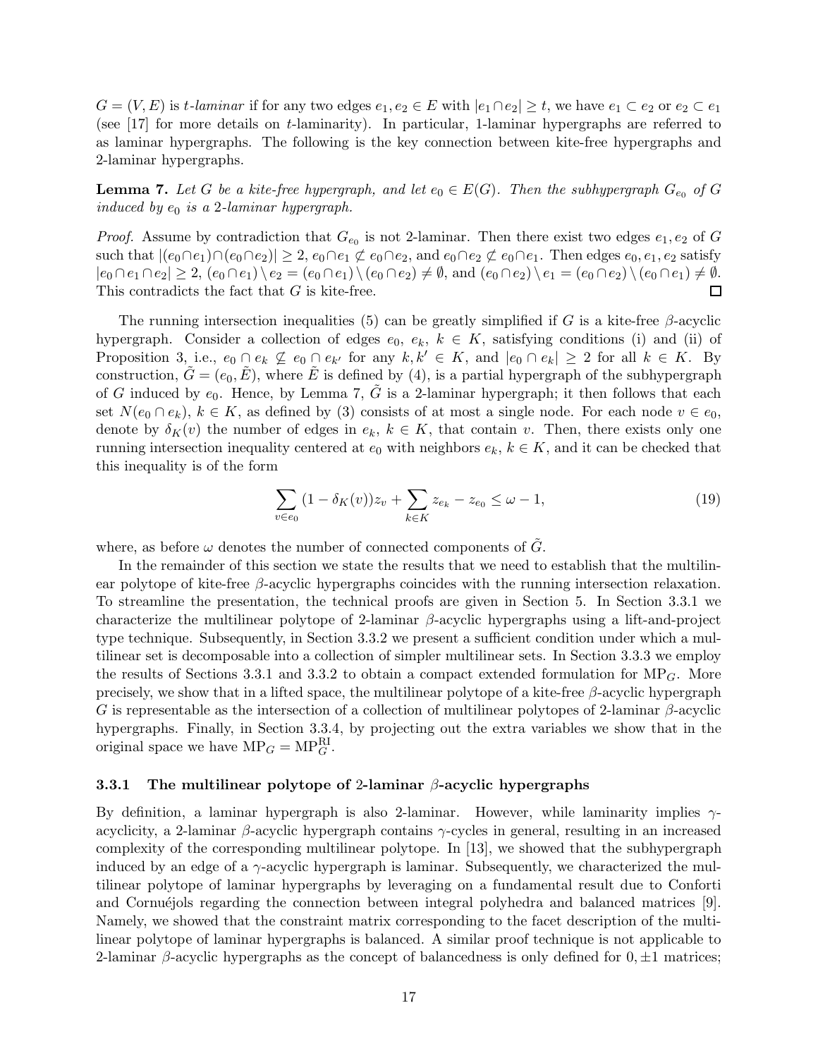$G = (V, E)$ is *t-laminar* if for any two edges $e_1, e_2 \in E$ with $|e_1 \cap e_2| \geq t$, we have $e_1 \subset e_2$ or $e_2 \subset e_1$ (see [17] for more details on $t$-laminarity). In particular, 1-laminar hypergraphs are referred to as laminar hypergraphs. The following is the key connection between kite-free hypergraphs and 2-laminar hypergraphs.

**Lemma 7.** *Let $G$ be a kite-free hypergraph, and let $e_0 \in E(G)$. Then the subhypergraph $G_{e_0}$ of $G$ induced by $e_0$ is a 2-laminar hypergraph.*

*Proof.* Assume by contradiction that $G_{e_0}$ is not 2-laminar. Then there exist two edges $e_1, e_2$ of $G$ such that $|(e_0 \cap e_1) \cap (e_0 \cap e_2)| \geq 2$, $e_0 \cap e_1 \not\subset e_0 \cap e_2$, and $e_0 \cap e_2 \not\subset e_0 \cap e_1$. Then edges $e_0, e_1, e_2$ satisfy $|e_0 \cap e_1 \cap e_2| \geq 2$, $(e_0 \cap e_1) \setminus e_2 = (e_0 \cap e_1) \setminus (e_0 \cap e_2) \neq \emptyset$, and $(e_0 \cap e_2) \setminus e_1 = (e_0 \cap e_2) \setminus (e_0 \cap e_1) \neq \emptyset$. This contradicts the fact that $G$ is kite-free. $\square$

The running intersection inequalities (5) can be greatly simplified if $G$ is a kite-free $\beta$-acyclic hypergraph. Consider a collection of edges $e_0$, $e_k$, $k \in K$, satisfying conditions (i) and (ii) of Proposition 3, i.e., $e_0 \cap e_k \not\subseteq e_0 \cap e_{k'}$ for any $k, k' \in K$, and $|e_0 \cap e_k| \geq 2$ for all $k \in K$. By construction, $\tilde{G} = (e_0, \tilde{E})$, where $\tilde{E}$ is defined by (4), is a partial hypergraph of the subhypergraph of $G$ induced by $e_0$. Hence, by Lemma 7, $\tilde{G}$ is a 2-laminar hypergraph; it then follows that each set $N(e_0 \cap e_k)$, $k \in K$, as defined by (3) consists of at most a single node. For each node $v \in e_0$, denote by $\delta_K(v)$ the number of edges in $e_k$, $k \in K$, that contain $v$. Then, there exists only one running intersection inequality centered at $e_0$ with neighbors $e_k$, $k \in K$, and it can be checked that this inequality is of the form

$$\sum_{v \in e_0} (1 - \delta_K(v)) z_v + \sum_{k \in K} z_{e_k} - z_{e_0} \leq \omega - 1, \tag{19}$$

where, as before $\omega$ denotes the number of connected components of $\tilde{G}$.

In the remainder of this section we state the results that we need to establish that the multilinear polytope of kite-free $\beta$-acyclic hypergraphs coincides with the running intersection relaxation. To streamline the presentation, the technical proofs are given in Section 5. In Section 3.3.1 we characterize the multilinear polytope of 2-laminar $\beta$-acyclic hypergraphs using a lift-and-project type technique. Subsequently, in Section 3.3.2 we present a sufficient condition under which a multilinear set is decomposable into a collection of simpler multilinear sets. In Section 3.3.3 we employ the results of Sections 3.3.1 and 3.3.2 to obtain a compact extended formulation for $\text{MP}_G$. More precisely, we show that in a lifted space, the multilinear polytope of a kite-free $\beta$-acyclic hypergraph $G$ is representable as the intersection of a collection of multilinear polytopes of 2-laminar $\beta$-acyclic hypergraphs. Finally, in Section 3.3.4, by projecting out the extra variables we show that in the original space we have $\text{MP}_G = \text{MP}_G^{\text{RI}}$.

### 3.3.1 The multilinear polytope of 2-laminar $\beta$-acyclic hypergraphs

By definition, a laminar hypergraph is also 2-laminar. However, while laminarity implies $\gamma$-acyclicity, a 2-laminar $\beta$-acyclic hypergraph contains $\gamma$-cycles in general, resulting in an increased complexity of the corresponding multilinear polytope. In [13], we showed that the subhypergraph induced by an edge of a $\gamma$-acyclic hypergraph is laminar. Subsequently, we characterized the multilinear polytope of laminar hypergraphs by leveraging on a fundamental result due to Conforti and Cornuéjols regarding the connection between integral polyhedra and balanced matrices [9]. Namely, we showed that the constraint matrix corresponding to the facet description of the multilinear polytope of laminar hypergraphs is balanced. A similar proof technique is not applicable to 2-laminar $\beta$-acyclic hypergraphs as the concept of balancedness is only defined for $0, \pm 1$ matrices;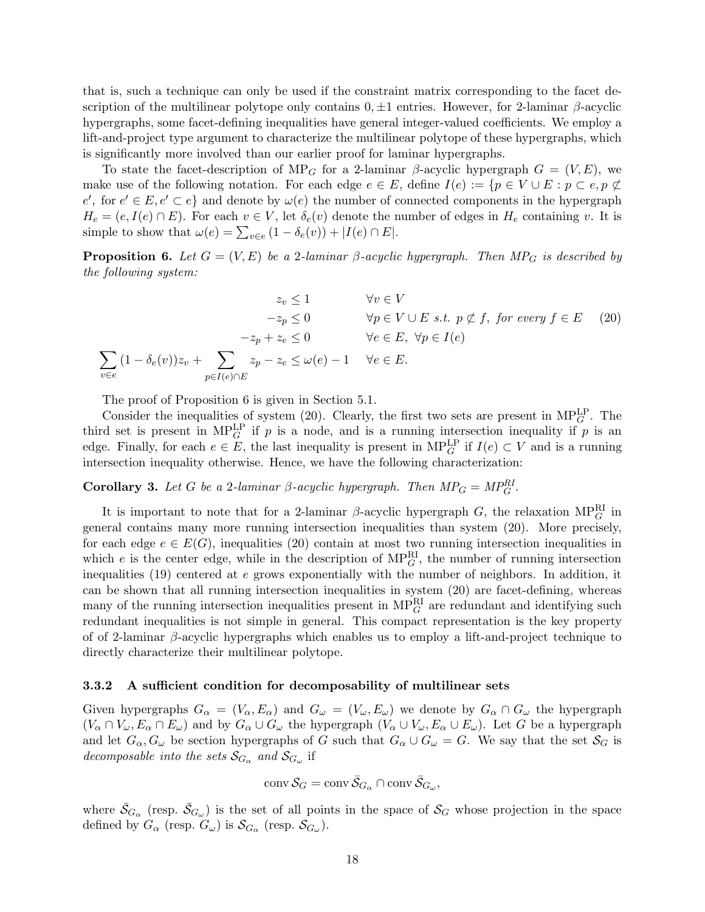that is, such a technique can only be used if the constraint matrix corresponding to the facet description of the multilinear polytope only contains $0, \pm 1$ entries. However, for 2-laminar $\beta$-acyclic hypergraphs, some facet-defining inequalities have general integer-valued coefficients. We employ a lift-and-project type argument to characterize the multilinear polytope of these hypergraphs, which is significantly more involved than our earlier proof for laminar hypergraphs.

To state the facet-description of $\text{MP}_G$ for a 2-laminar $\beta$-acyclic hypergraph $G = (V, E)$, we make use of the following notation. For each edge $e \in E$, define $I(e) := \{p \in V \cup E : p \subset e, p \not\subset e', \text{ for } e' \in E, e' \subset e\}$ and denote by $\omega(e)$ the number of connected components in the hypergraph $H_e = (e, I(e) \cap E)$. For each $v \in V$, let $\delta_e(v)$ denote the number of edges in $H_e$ containing $v$. It is simple to show that $\omega(e) = \sum_{v \in e}(1 - \delta_e(v)) + |I(e) \cap E|$.

**Proposition 6.** *Let $G = (V, E)$ be a 2-laminar $\beta$-acyclic hypergraph. Then $MP_G$ is described by the following system:*

$$
\begin{aligned}
z_v &\leq 1 && \forall v \in V \\
-z_p &\leq 0 && \forall p \in V \cup E \text{ s.t. } p \not\subset f, \text{ for every } f \in E \\
-z_p + z_e &\leq 0 && \forall e \in E,\ \forall p \in I(e) \\
\sum_{v \in e}(1 - \delta_e(v)) z_v + \sum_{p \in I(e) \cap E} z_p - z_e &\leq \omega(e) - 1 && \forall e \in E.
\end{aligned}
\tag{20}
$$

The proof of Proposition 6 is given in Section 5.1.

Consider the inequalities of system (20). Clearly, the first two sets are present in $\text{MP}^{\text{LP}}_G$. The third set is present in $\text{MP}^{\text{LP}}_G$ if $p$ is a node, and is a running intersection inequality if $p$ is an edge. Finally, for each $e \in E$, the last inequality is present in $\text{MP}^{\text{LP}}_G$ if $I(e) \subset V$ and is a running intersection inequality otherwise. Hence, we have the following characterization:

**Corollary 3.** *Let $G$ be a 2-laminar $\beta$-acyclic hypergraph. Then $MP_G = MP^{RI}_G$.*

It is important to note that for a 2-laminar $\beta$-acyclic hypergraph $G$, the relaxation $\text{MP}^{\text{RI}}_G$ in general contains many more running intersection inequalities than system (20). More precisely, for each edge $e \in E(G)$, inequalities (20) contain at most two running intersection inequalities in which $e$ is the center edge, while in the description of $\text{MP}^{\text{RI}}_G$, the number of running intersection inequalities (19) centered at $e$ grows exponentially with the number of neighbors. In addition, it can be shown that all running intersection inequalities in system (20) are facet-defining, whereas many of the running intersection inequalities present in $\text{MP}^{\text{RI}}_G$ are redundant and identifying such redundant inequalities is not simple in general. This compact representation is the key property of of 2-laminar $\beta$-acyclic hypergraphs which enables us to employ a lift-and-project technique to directly characterize their multilinear polytope.

### 3.3.2 A sufficient condition for decomposability of multilinear sets

Given hypergraphs $G_\alpha = (V_\alpha, E_\alpha)$ and $G_\omega = (V_\omega, E_\omega)$ we denote by $G_\alpha \cap G_\omega$ the hypergraph $(V_\alpha \cap V_\omega, E_\alpha \cap E_\omega)$ and by $G_\alpha \cup G_\omega$ the hypergraph $(V_\alpha \cup V_\omega, E_\alpha \cup E_\omega)$. Let $G$ be a hypergraph and let $G_\alpha, G_\omega$ be section hypergraphs of $G$ such that $G_\alpha \cup G_\omega = G$. We say that the set $\mathcal{S}_G$ is *decomposable into the sets $\mathcal{S}_{G_\alpha}$ and $\mathcal{S}_{G_\omega}$* if

$$
\operatorname{conv} \mathcal{S}_G = \operatorname{conv} \bar{\mathcal{S}}_{G_\alpha} \cap \operatorname{conv} \bar{\mathcal{S}}_{G_\omega},
$$

where $\bar{\mathcal{S}}_{G_\alpha}$ (resp. $\bar{\mathcal{S}}_{G_\omega}$) is the set of all points in the space of $\mathcal{S}_G$ whose projection in the space defined by $G_\alpha$ (resp. $G_\omega$) is $\mathcal{S}_{G_\alpha}$ (resp. $\mathcal{S}_{G_\omega}$).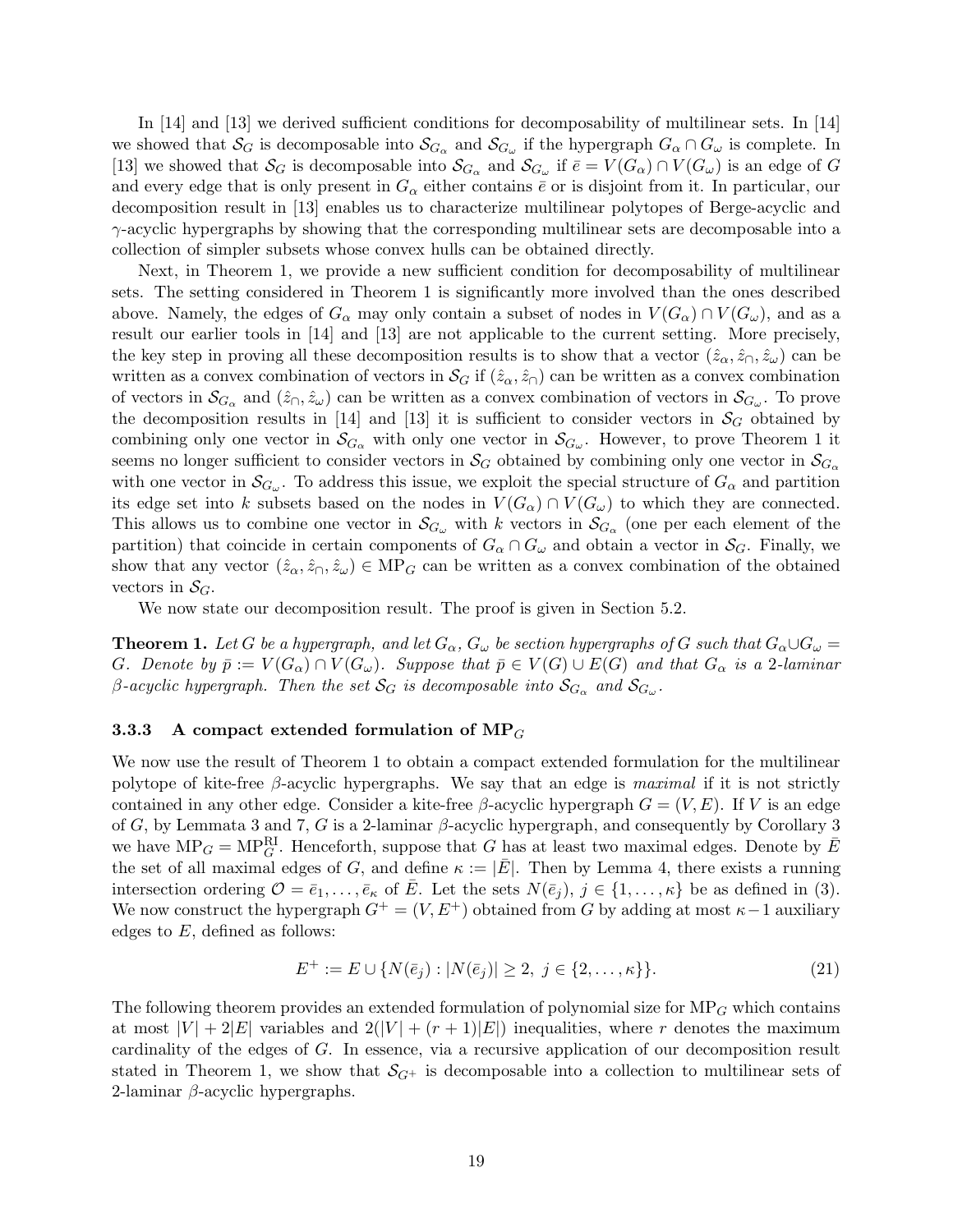In [14] and [13] we derived sufficient conditions for decomposability of multilinear sets. In [14] we showed that $\mathcal{S}_G$ is decomposable into $\mathcal{S}_{G_\alpha}$ and $\mathcal{S}_{G_\omega}$ if the hypergraph $G_\alpha \cap G_\omega$ is complete. In [13] we showed that $\mathcal{S}_G$ is decomposable into $\mathcal{S}_{G_\alpha}$ and $\mathcal{S}_{G_\omega}$ if $\bar{e} = V(G_\alpha) \cap V(G_\omega)$ is an edge of $G$ and every edge that is only present in $G_\alpha$ either contains $\bar{e}$ or is disjoint from it. In particular, our decomposition result in [13] enables us to characterize multilinear polytopes of Berge-acyclic and $\gamma$-acyclic hypergraphs by showing that the corresponding multilinear sets are decomposable into a collection of simpler subsets whose convex hulls can be obtained directly.

Next, in Theorem 1, we provide a new sufficient condition for decomposability of multilinear sets. The setting considered in Theorem 1 is significantly more involved than the ones described above. Namely, the edges of $G_\alpha$ may only contain a subset of nodes in $V(G_\alpha) \cap V(G_\omega)$, and as a result our earlier tools in [14] and [13] are not applicable to the current setting. More precisely, the key step in proving all these decomposition results is to show that a vector $(\hat{z}_\alpha, \hat{z}_\cap, \hat{z}_\omega)$ can be written as a convex combination of vectors in $\mathcal{S}_G$ if $(\hat{z}_\alpha, \hat{z}_\cap)$ can be written as a convex combination of vectors in $\mathcal{S}_{G_\alpha}$ and $(\hat{z}_\cap, \hat{z}_\omega)$ can be written as a convex combination of vectors in $\mathcal{S}_{G_\omega}$. To prove the decomposition results in [14] and [13] it is sufficient to consider vectors in $\mathcal{S}_G$ obtained by combining only one vector in $\mathcal{S}_{G_\alpha}$ with only one vector in $\mathcal{S}_{G_\omega}$. However, to prove Theorem 1 it seems no longer sufficient to consider vectors in $\mathcal{S}_G$ obtained by combining only one vector in $\mathcal{S}_{G_\alpha}$ with one vector in $\mathcal{S}_{G_\omega}$. To address this issue, we exploit the special structure of $G_\alpha$ and partition its edge set into $k$ subsets based on the nodes in $V(G_\alpha) \cap V(G_\omega)$ to which they are connected. This allows us to combine one vector in $\mathcal{S}_{G_\omega}$ with $k$ vectors in $\mathcal{S}_{G_\alpha}$ (one per each element of the partition) that coincide in certain components of $G_\alpha \cap G_\omega$ and obtain a vector in $\mathcal{S}_G$. Finally, we show that any vector $(\hat{z}_\alpha, \hat{z}_\cap, \hat{z}_\omega) \in \mathrm{MP}_G$ can be written as a convex combination of the obtained vectors in $\mathcal{S}_G$.

We now state our decomposition result. The proof is given in Section 5.2.

**Theorem 1.** *Let $G$ be a hypergraph, and let $G_\alpha$, $G_\omega$ be section hypergraphs of $G$ such that $G_\alpha \cup G_\omega = G$. Denote by $\bar{p} := V(G_\alpha) \cap V(G_\omega)$. Suppose that $\bar{p} \in V(G) \cup E(G)$ and that $G_\alpha$ is a 2-laminar $\beta$-acyclic hypergraph. Then the set $\mathcal{S}_G$ is decomposable into $\mathcal{S}_{G_\alpha}$ and $\mathcal{S}_{G_\omega}$.*

### 3.3.3 A compact extended formulation of $\mathrm{MP}_G$

We now use the result of Theorem 1 to obtain a compact extended formulation for the multilinear polytope of kite-free $\beta$-acyclic hypergraphs. We say that an edge is *maximal* if it is not strictly contained in any other edge. Consider a kite-free $\beta$-acyclic hypergraph $G = (V, E)$. If $V$ is an edge of $G$, by Lemmata 3 and 7, $G$ is a 2-laminar $\beta$-acyclic hypergraph, and consequently by Corollary 3 we have $\mathrm{MP}_G = \mathrm{MP}^{\mathrm{RI}}_G$. Henceforth, suppose that $G$ has at least two maximal edges. Denote by $\bar{E}$ the set of all maximal edges of $G$, and define $\kappa := |\bar{E}|$. Then by Lemma 4, there exists a running intersection ordering $\mathcal{O} = \bar{e}_1, \ldots, \bar{e}_\kappa$ of $\bar{E}$. Let the sets $N(\bar{e}_j)$, $j \in \{1, \ldots, \kappa\}$ be as defined in (3). We now construct the hypergraph $G^+ = (V, E^+)$ obtained from $G$ by adding at most $\kappa - 1$ auxiliary edges to $E$, defined as follows:

$$E^+ := E \cup \{N(\bar{e}_j) : |N(\bar{e}_j)| \geq 2, \ j \in \{2, \ldots, \kappa\}\}. \tag{21}$$

The following theorem provides an extended formulation of polynomial size for $\mathrm{MP}_G$ which contains at most $|V| + 2|E|$ variables and $2(|V| + (r+1)|E|)$ inequalities, where $r$ denotes the maximum cardinality of the edges of $G$. In essence, via a recursive application of our decomposition result stated in Theorem 1, we show that $\mathcal{S}_{G^+}$ is decomposable into a collection to multilinear sets of 2-laminar $\beta$-acyclic hypergraphs.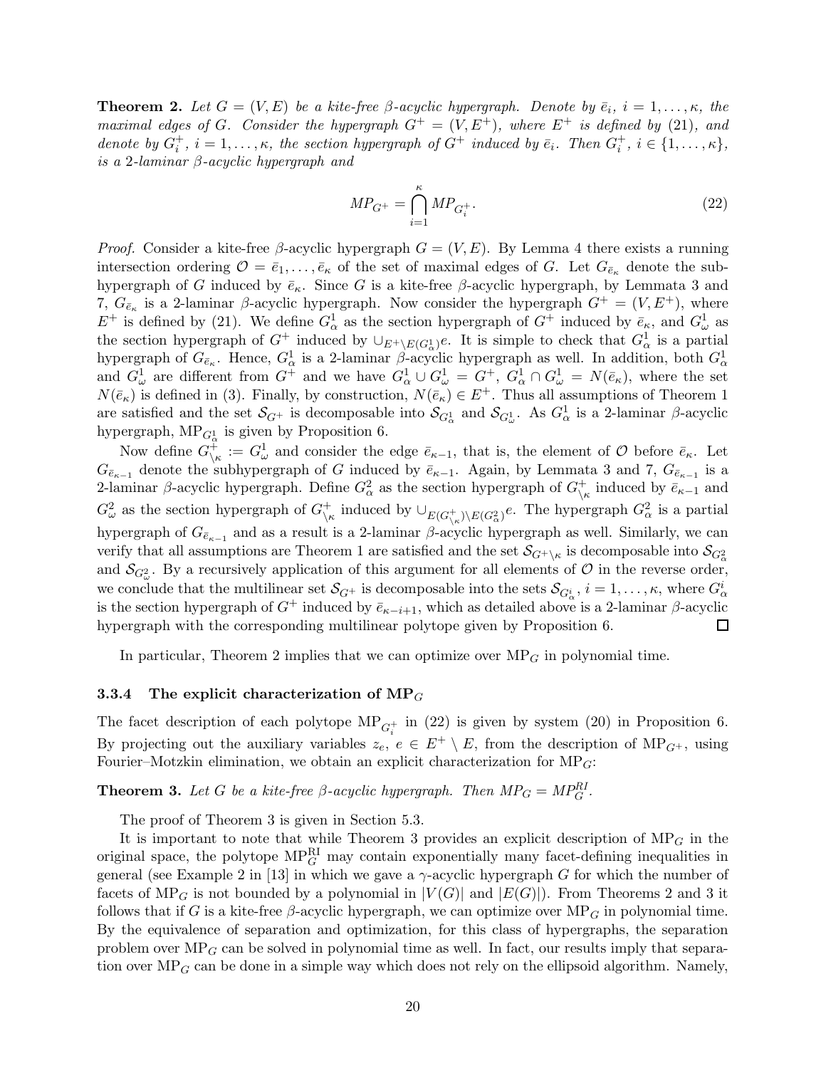**Theorem 2.** *Let $G = (V, E)$ be a kite-free $\beta$-acyclic hypergraph. Denote by $\bar{e}_i$, $i = 1, \ldots, \kappa$, the maximal edges of $G$. Consider the hypergraph $G^+ = (V, E^+)$, where $E^+$ is defined by (21), and denote by $G^+_i$, $i = 1, \ldots, \kappa$, the section hypergraph of $G^+$ induced by $\bar{e}_i$. Then $G^+_i$, $i \in \{1, \ldots, \kappa\}$, is a 2-laminar $\beta$-acyclic hypergraph and*

$$MP_{G^+} = \bigcap_{i=1}^{\kappa} MP_{G^+_i}. \tag{22}$$

*Proof.* Consider a kite-free $\beta$-acyclic hypergraph $G = (V, E)$. By Lemma 4 there exists a running intersection ordering $\mathcal{O} = \bar{e}_1, \ldots, \bar{e}_\kappa$ of the set of maximal edges of $G$. Let $G_{\bar{e}_\kappa}$ denote the subhypergraph of $G$ induced by $\bar{e}_\kappa$. Since $G$ is a kite-free $\beta$-acyclic hypergraph, by Lemmata 3 and 7, $G_{\bar{e}_\kappa}$ is a 2-laminar $\beta$-acyclic hypergraph. Now consider the hypergraph $G^+ = (V, E^+)$, where $E^+$ is defined by (21). We define $G^1_\alpha$ as the section hypergraph of $G^+$ induced by $\bar{e}_\kappa$, and $G^1_\omega$ as the section hypergraph of $G^+$ induced by $\cup_{E^+ \setminus E(G^1_\alpha)} e$. It is simple to check that $G^1_\alpha$ is a partial hypergraph of $G_{\bar{e}_\kappa}$. Hence, $G^1_\alpha$ is a 2-laminar $\beta$-acyclic hypergraph as well. In addition, both $G^1_\alpha$ and $G^1_\omega$ are different from $G^+$ and we have $G^1_\alpha \cup G^1_\omega = G^+$, $G^1_\alpha \cap G^1_\omega = N(\bar{e}_\kappa)$, where the set $N(\bar{e}_\kappa)$ is defined in (3). Finally, by construction, $N(\bar{e}_\kappa) \in E^+$. Thus all assumptions of Theorem 1 are satisfied and the set $\mathcal{S}_{G^+}$ is decomposable into $\mathcal{S}_{G^1_\alpha}$ and $\mathcal{S}_{G^1_\omega}$. As $G^1_\alpha$ is a 2-laminar $\beta$-acyclic hypergraph, $\text{MP}_{G^1_\alpha}$ is given by Proposition 6.

Now define $G^+_{\setminus\kappa} := G^1_\omega$ and consider the edge $\bar{e}_{\kappa-1}$, that is, the element of $\mathcal{O}$ before $\bar{e}_\kappa$. Let $G_{\bar{e}_{\kappa-1}}$ denote the subhypergraph of $G$ induced by $\bar{e}_{\kappa-1}$. Again, by Lemmata 3 and 7, $G_{\bar{e}_{\kappa-1}}$ is a 2-laminar $\beta$-acyclic hypergraph. Define $G^2_\alpha$ as the section hypergraph of $G^+_{\setminus\kappa}$ induced by $\bar{e}_{\kappa-1}$ and $G^2_\omega$ as the section hypergraph of $G^+_{\setminus\kappa}$ induced by $\cup_{E(G^+_{\setminus\kappa}) \setminus E(G^2_\alpha)} e$. The hypergraph $G^2_\alpha$ is a partial hypergraph of $G_{\bar{e}_{\kappa-1}}$ and as a result is a 2-laminar $\beta$-acyclic hypergraph as well. Similarly, we can verify that all assumptions are Theorem 1 are satisfied and the set $\mathcal{S}_{G^+\setminus\kappa}$ is decomposable into $\mathcal{S}_{G^2_\alpha}$ and $\mathcal{S}_{G^2_\omega}$. By a recursively application of this argument for all elements of $\mathcal{O}$ in the reverse order, we conclude that the multilinear set $\mathcal{S}_{G^+}$ is decomposable into the sets $\mathcal{S}_{G^i_\alpha}$, $i = 1, \ldots, \kappa$, where $G^i_\alpha$ is the section hypergraph of $G^+$ induced by $\bar{e}_{\kappa-i+1}$, which as detailed above is a 2-laminar $\beta$-acyclic hypergraph with the corresponding multilinear polytope given by Proposition 6. $\square$

In particular, Theorem 2 implies that we can optimize over $\text{MP}_G$ in polynomial time.

#### 3.3.4 The explicit characterization of $\text{MP}_G$

The facet description of each polytope $\text{MP}_{G^+_i}$ in (22) is given by system (20) in Proposition 6. By projecting out the auxiliary variables $z_e$, $e \in E^+ \setminus E$, from the description of $\text{MP}_{G^+}$, using Fourier–Motzkin elimination, we obtain an explicit characterization for $\text{MP}_G$:

**Theorem 3.** *Let $G$ be a kite-free $\beta$-acyclic hypergraph. Then $MP_G = MP^{RI}_G$.*

The proof of Theorem 3 is given in Section 5.3.

It is important to note that while Theorem 3 provides an explicit description of $\text{MP}_G$ in the original space, the polytope $\text{MP}^{\text{RI}}_G$ may contain exponentially many facet-defining inequalities in general (see Example 2 in [13] in which we gave a $\gamma$-acyclic hypergraph $G$ for which the number of facets of $\text{MP}_G$ is not bounded by a polynomial in $|V(G)|$ and $|E(G)|$). From Theorems 2 and 3 it follows that if $G$ is a kite-free $\beta$-acyclic hypergraph, we can optimize over $\text{MP}_G$ in polynomial time. By the equivalence of separation and optimization, for this class of hypergraphs, the separation problem over $\text{MP}_G$ can be solved in polynomial time as well. In fact, our results imply that separation over $\text{MP}_G$ can be done in a simple way which does not rely on the ellipsoid algorithm. Namely,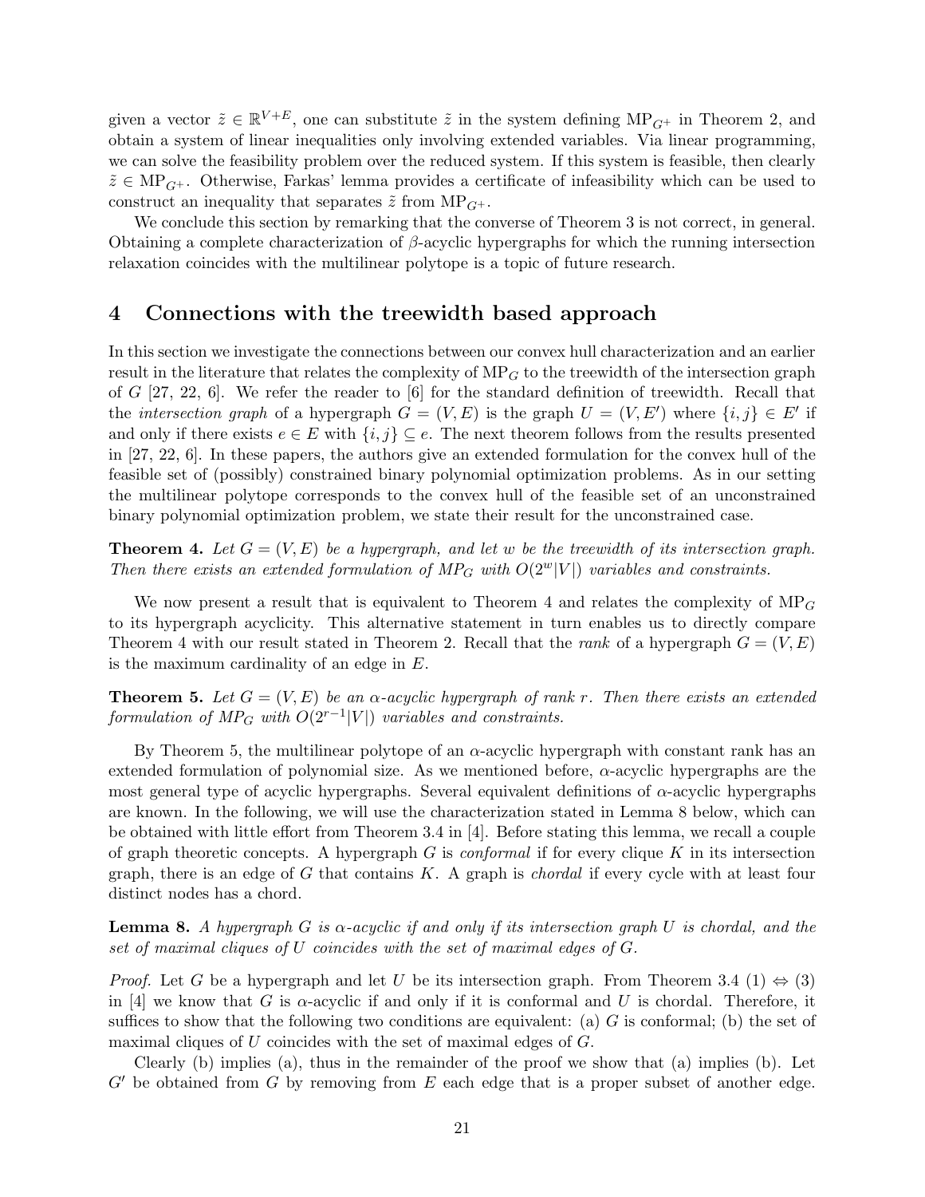given a vector $\tilde{z} \in \mathbb{R}^{V+E}$, one can substitute $\tilde{z}$ in the system defining $\text{MP}_{G^+}$ in Theorem 2, and obtain a system of linear inequalities only involving extended variables. Via linear programming, we can solve the feasibility problem over the reduced system. If this system is feasible, then clearly $\tilde{z} \in \text{MP}_{G^+}$. Otherwise, Farkas' lemma provides a certificate of infeasibility which can be used to construct an inequality that separates $\tilde{z}$ from $\text{MP}_{G^+}$.

We conclude this section by remarking that the converse of Theorem 3 is not correct, in general. Obtaining a complete characterization of $\beta$-acyclic hypergraphs for which the running intersection relaxation coincides with the multilinear polytope is a topic of future research.

## 4 Connections with the treewidth based approach

In this section we investigate the connections between our convex hull characterization and an earlier result in the literature that relates the complexity of $\text{MP}_G$ to the treewidth of the intersection graph of $G$ [27, 22, 6]. We refer the reader to [6] for the standard definition of treewidth. Recall that the *intersection graph* of a hypergraph $G = (V, E)$ is the graph $U = (V, E')$ where $\{i, j\} \in E'$ if and only if there exists $e \in E$ with $\{i, j\} \subseteq e$. The next theorem follows from the results presented in [27, 22, 6]. In these papers, the authors give an extended formulation for the convex hull of the feasible set of (possibly) constrained binary polynomial optimization problems. As in our setting the multilinear polytope corresponds to the convex hull of the feasible set of an unconstrained binary polynomial optimization problem, we state their result for the unconstrained case.

**Theorem 4.** *Let $G = (V, E)$ be a hypergraph, and let $w$ be the treewidth of its intersection graph. Then there exists an extended formulation of $MP_G$ with $O(2^w|V|)$ variables and constraints.*

We now present a result that is equivalent to Theorem 4 and relates the complexity of $\text{MP}_G$ to its hypergraph acyclicity. This alternative statement in turn enables us to directly compare Theorem 4 with our result stated in Theorem 2. Recall that the *rank* of a hypergraph $G = (V, E)$ is the maximum cardinality of an edge in $E$.

**Theorem 5.** *Let $G = (V, E)$ be an $\alpha$-acyclic hypergraph of rank $r$. Then there exists an extended formulation of $MP_G$ with $O(2^{r-1}|V|)$ variables and constraints.*

By Theorem 5, the multilinear polytope of an $\alpha$-acyclic hypergraph with constant rank has an extended formulation of polynomial size. As we mentioned before, $\alpha$-acyclic hypergraphs are the most general type of acyclic hypergraphs. Several equivalent definitions of $\alpha$-acyclic hypergraphs are known. In the following, we will use the characterization stated in Lemma 8 below, which can be obtained with little effort from Theorem 3.4 in [4]. Before stating this lemma, we recall a couple of graph theoretic concepts. A hypergraph $G$ is *conformal* if for every clique $K$ in its intersection graph, there is an edge of $G$ that contains $K$. A graph is *chordal* if every cycle with at least four distinct nodes has a chord.

**Lemma 8.** *A hypergraph $G$ is $\alpha$-acyclic if and only if its intersection graph $U$ is chordal, and the set of maximal cliques of $U$ coincides with the set of maximal edges of $G$.*

*Proof.* Let $G$ be a hypergraph and let $U$ be its intersection graph. From Theorem 3.4 (1) $\Leftrightarrow$ (3) in [4] we know that $G$ is $\alpha$-acyclic if and only if it is conformal and $U$ is chordal. Therefore, it suffices to show that the following two conditions are equivalent: (a) $G$ is conformal; (b) the set of maximal cliques of $U$ coincides with the set of maximal edges of $G$.

Clearly (b) implies (a), thus in the remainder of the proof we show that (a) implies (b). Let $G'$ be obtained from $G$ by removing from $E$ each edge that is a proper subset of another edge.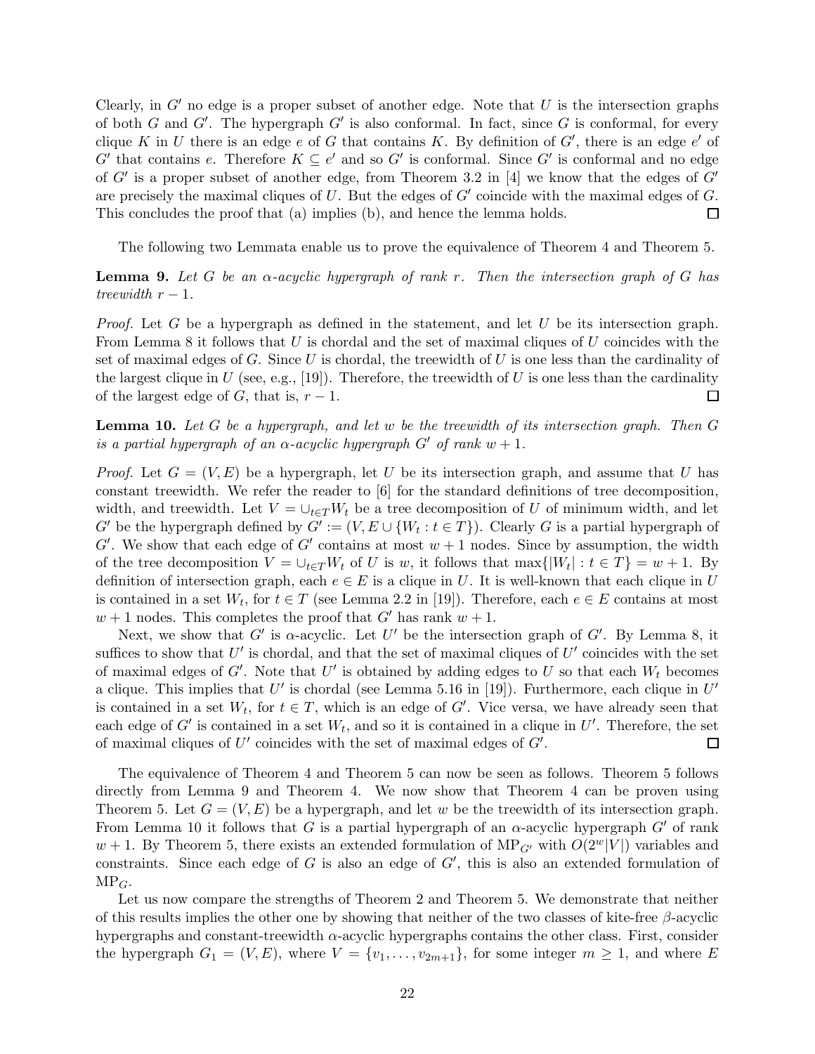Clearly, in $G'$ no edge is a proper subset of another edge. Note that $U$ is the intersection graphs of both $G$ and $G'$. The hypergraph $G'$ is also conformal. In fact, since $G$ is conformal, for every clique $K$ in $U$ there is an edge $e$ of $G$ that contains $K$. By definition of $G'$, there is an edge $e'$ of $G'$ that contains $e$. Therefore $K \subseteq e'$ and so $G'$ is conformal. Since $G'$ is conformal and no edge of $G'$ is a proper subset of another edge, from Theorem 3.2 in [4] we know that the edges of $G'$ are precisely the maximal cliques of $U$. But the edges of $G'$ coincide with the maximal edges of $G$. This concludes the proof that (a) implies (b), and hence the lemma holds. □

The following two Lemmata enable us to prove the equivalence of Theorem 4 and Theorem 5.

**Lemma 9.** *Let $G$ be an $\alpha$-acyclic hypergraph of rank $r$. Then the intersection graph of $G$ has treewidth $r-1$.*

*Proof.* Let $G$ be a hypergraph as defined in the statement, and let $U$ be its intersection graph. From Lemma 8 it follows that $U$ is chordal and the set of maximal cliques of $U$ coincides with the set of maximal edges of $G$. Since $U$ is chordal, the treewidth of $U$ is one less than the cardinality of the largest clique in $U$ (see, e.g., [19]). Therefore, the treewidth of $U$ is one less than the cardinality of the largest edge of $G$, that is, $r-1$. □

**Lemma 10.** *Let $G$ be a hypergraph, and let $w$ be the treewidth of its intersection graph. Then $G$ is a partial hypergraph of an $\alpha$-acyclic hypergraph $G'$ of rank $w+1$.*

*Proof.* Let $G = (V, E)$ be a hypergraph, let $U$ be its intersection graph, and assume that $U$ has constant treewidth. We refer the reader to [6] for the standard definitions of tree decomposition, width, and treewidth. Let $V = \cup_{t \in T} W_t$ be a tree decomposition of $U$ of minimum width, and let $G'$ be the hypergraph defined by $G' := (V, E \cup \{W_t : t \in T\})$. Clearly $G$ is a partial hypergraph of $G'$. We show that each edge of $G'$ contains at most $w+1$ nodes. Since by assumption, the width of the tree decomposition $V = \cup_{t \in T} W_t$ of $U$ is $w$, it follows that $\max\{|W_t| : t \in T\} = w+1$. By definition of intersection graph, each $e \in E$ is a clique in $U$. It is well-known that each clique in $U$ is contained in a set $W_t$, for $t \in T$ (see Lemma 2.2 in [19]). Therefore, each $e \in E$ contains at most $w+1$ nodes. This completes the proof that $G'$ has rank $w+1$.

Next, we show that $G'$ is $\alpha$-acyclic. Let $U'$ be the intersection graph of $G'$. By Lemma 8, it suffices to show that $U'$ is chordal, and that the set of maximal cliques of $U'$ coincides with the set of maximal edges of $G'$. Note that $U'$ is obtained by adding edges to $U$ so that each $W_t$ becomes a clique. This implies that $U'$ is chordal (see Lemma 5.16 in [19]). Furthermore, each clique in $U'$ is contained in a set $W_t$, for $t \in T$, which is an edge of $G'$. Vice versa, we have already seen that each edge of $G'$ is contained in a set $W_t$, and so it is contained in a clique in $U'$. Therefore, the set of maximal cliques of $U'$ coincides with the set of maximal edges of $G'$. □

The equivalence of Theorem 4 and Theorem 5 can now be seen as follows. Theorem 5 follows directly from Lemma 9 and Theorem 4. We now show that Theorem 4 can be proven using Theorem 5. Let $G = (V, E)$ be a hypergraph, and let $w$ be the treewidth of its intersection graph. From Lemma 10 it follows that $G$ is a partial hypergraph of an $\alpha$-acyclic hypergraph $G'$ of rank $w+1$. By Theorem 5, there exists an extended formulation of $\text{MP}_{G'}$ with $O(2^w|V|)$ variables and constraints. Since each edge of $G$ is also an edge of $G'$, this is also an extended formulation of $\text{MP}_G$.

Let us now compare the strengths of Theorem 2 and Theorem 5. We demonstrate that neither of this results implies the other one by showing that neither of the two classes of kite-free $\beta$-acyclic hypergraphs and constant-treewidth $\alpha$-acyclic hypergraphs contains the other class. First, consider the hypergraph $G_1 = (V, E)$, where $V = \{v_1, \ldots, v_{2m+1}\}$, for some integer $m \geq 1$, and where $E$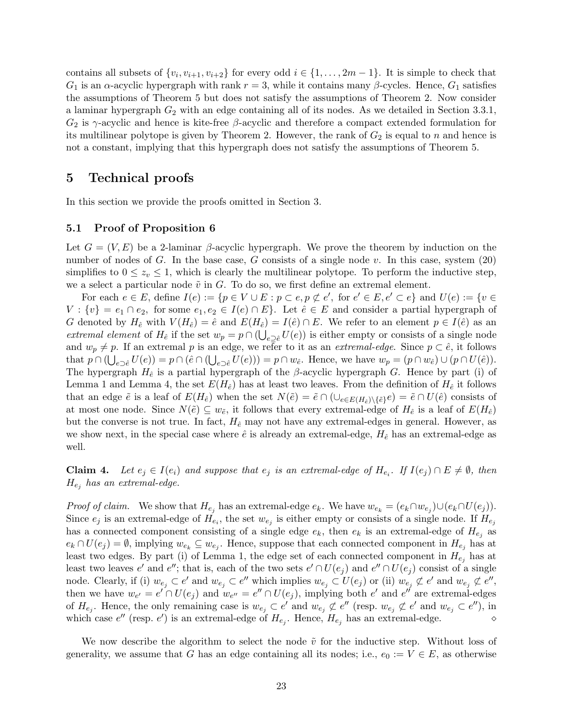contains all subsets of $\{v_i, v_{i+1}, v_{i+2}\}$ for every odd $i \in \{1, \ldots, 2m-1\}$. It is simple to check that $G_1$ is an $\alpha$-acyclic hypergraph with rank $r = 3$, while it contains many $\beta$-cycles. Hence, $G_1$ satisfies the assumptions of Theorem 5 but does not satisfy the assumptions of Theorem 2. Now consider a laminar hypergraph $G_2$ with an edge containing all of its nodes. As we detailed in Section 3.3.1, $G_2$ is $\gamma$-acyclic and hence is kite-free $\beta$-acyclic and therefore a compact extended formulation for its multilinear polytope is given by Theorem 2. However, the rank of $G_2$ is equal to $n$ and hence is not a constant, implying that this hypergraph does not satisfy the assumptions of Theorem 5.

# 5 Technical proofs

In this section we provide the proofs omitted in Section 3.

## 5.1 Proof of Proposition 6

Let $G = (V, E)$ be a 2-laminar $\beta$-acyclic hypergraph. We prove the theorem by induction on the number of nodes of $G$. In the base case, $G$ consists of a single node $v$. In this case, system (20) simplifies to $0 \leq z_v \leq 1$, which is clearly the multilinear polytope. To perform the inductive step, we a select a particular node $\tilde{v}$ in $G$. To do so, we first define an extremal element.

For each $e \in E$, define $I(e) := \{p \in V \cup E : p \subset e, p \not\subset e', \text{ for } e' \in E, e' \subset e\}$ and $U(e) := \{v \in V : \{v\} = e_1 \cap e_2, \text{ for some } e_1, e_2 \in I(e) \cap E\}$. Let $\hat{e} \in E$ and consider a partial hypergraph of $G$ denoted by $H_{\hat{e}}$ with $V(H_{\hat{e}}) = \hat{e}$ and $E(H_{\hat{e}}) = I(\hat{e}) \cap E$. We refer to an element $p \in I(\hat{e})$ as an *extremal element* of $H_{\hat{e}}$ if the set $w_p = p \cap (\bigcup_{e \supseteq \hat{e}} U(e))$ is either empty or consists of a single node and $w_p \neq p$. If an extremal $p$ is an edge, we refer to it as an *extremal-edge*. Since $p \subset \hat{e}$, it follows that $p \cap (\bigcup_{e \supset \hat{e}} U(e)) = p \cap (\hat{e} \cap (\bigcup_{e \supset \hat{e}} U(e))) = p \cap w_{\hat{e}}$. Hence, we have $w_p = (p \cap w_{\hat{e}}) \cup (p \cap U(\hat{e}))$. The hypergraph $H_{\hat{e}}$ is a partial hypergraph of the $\beta$-acyclic hypergraph $G$. Hence by part (i) of Lemma 1 and Lemma 4, the set $E(H_{\hat{e}})$ has at least two leaves. From the definition of $H_{\hat{e}}$ it follows that an edge $\tilde{e}$ is a leaf of $E(H_{\hat{e}})$ when the set $N(\tilde{e}) = \tilde{e} \cap (\cup_{e \in E(H_{\hat{e}}) \setminus \{\tilde{e}\}} e) = \tilde{e} \cap U(\hat{e})$ consists of at most one node. Since $N(\tilde{e}) \subseteq w_{\tilde{e}}$, it follows that every extremal-edge of $H_{\hat{e}}$ is a leaf of $E(H_{\hat{e}})$ but the converse is not true. In fact, $H_{\hat{e}}$ may not have any extremal-edges in general. However, as we show next, in the special case where $\hat{e}$ is already an extremal-edge, $H_{\hat{e}}$ has an extremal-edge as well.

**Claim 4.** *Let $e_j \in I(e_i)$ and suppose that $e_j$ is an extremal-edge of $H_{e_i}$. If $I(e_j) \cap E \neq \emptyset$, then $H_{e_j}$ has an extremal-edge.*

*Proof of claim.* We show that $H_{e_j}$ has an extremal-edge $e_k$. We have $w_{e_k} = (e_k \cap w_{e_j}) \cup (e_k \cap U(e_j))$. Since $e_j$ is an extremal-edge of $H_{e_i}$, the set $w_{e_j}$ is either empty or consists of a single node. If $H_{e_j}$ has a connected component consisting of a single edge $e_k$, then $e_k$ is an extremal-edge of $H_{e_j}$ as $e_k \cap U(e_j) = \emptyset$, implying $w_{e_k} \subseteq w_{e_j}$. Hence, suppose that each connected component in $H_{e_j}$ has at least two edges. By part (i) of Lemma 1, the edge set of each connected component in $H_{e_j}$ has at least two leaves $e'$ and $e''$; that is, each of the two sets $e' \cap U(e_j)$ and $e'' \cap U(e_j)$ consist of a single node. Clearly, if (i) $w_{e_j} \subset e'$ and $w_{e_j} \subset e''$ which implies $w_{e_j} \subset U(e_j)$ or (ii) $w_{e_j} \not\subset e'$ and $w_{e_j} \not\subset e''$, then we have $w_{e'} = e' \cap U(e_j)$ and $w_{e''} = e'' \cap U(e_j)$, implying both $e'$ and $e''$ are extremal-edges of $H_{e_j}$. Hence, the only remaining case is $w_{e_j} \subset e'$ and $w_{e_j} \not\subset e''$ (resp. $w_{e_j} \not\subset e'$ and $w_{e_j} \subset e''$), in which case $e''$ (resp. $e'$) is an extremal-edge of $H_{e_j}$. Hence, $H_{e_j}$ has an extremal-edge. $\diamond$

We now describe the algorithm to select the node $\tilde{v}$ for the inductive step. Without loss of generality, we assume that $G$ has an edge containing all its nodes; i.e., $e_0 := V \in E$, as otherwise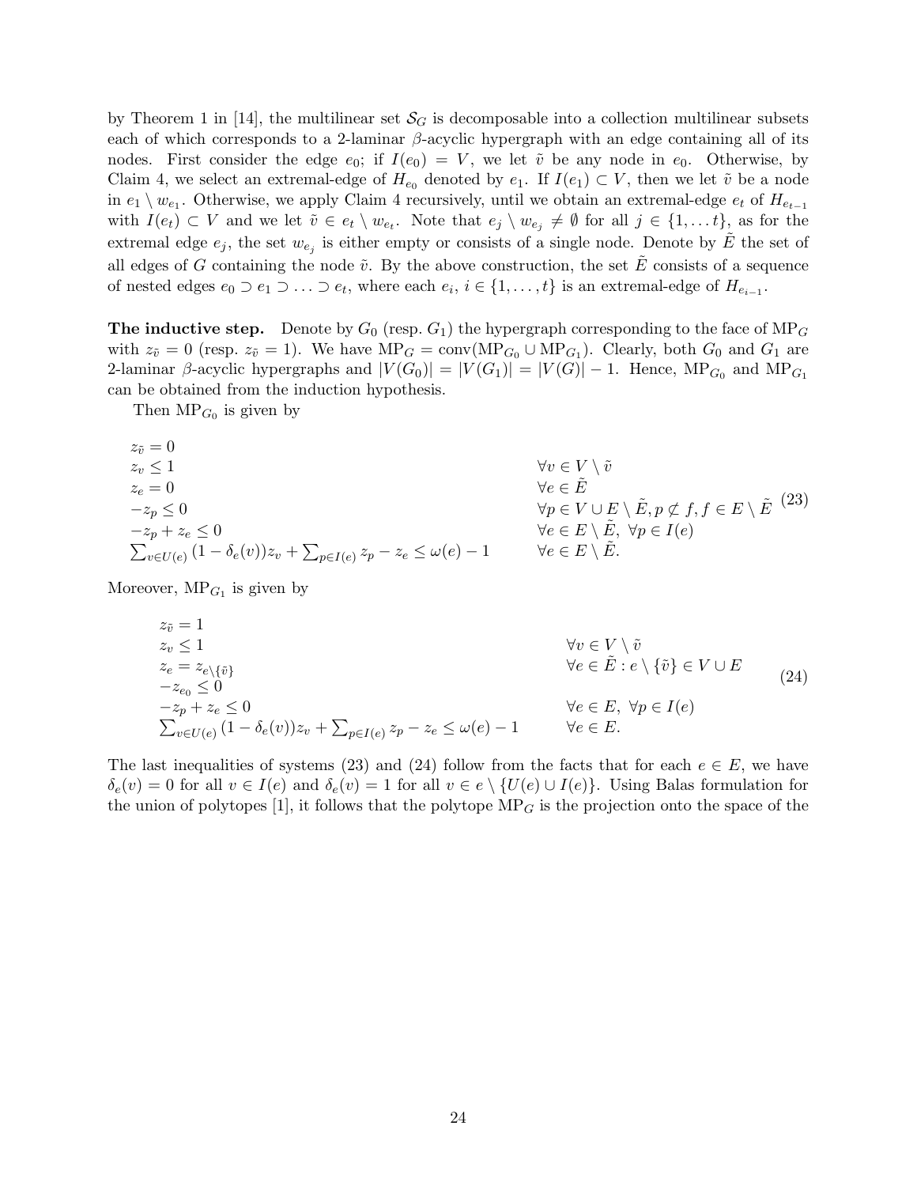by Theorem 1 in [14], the multilinear set $\mathcal{S}_G$ is decomposable into a collection multilinear subsets each of which corresponds to a 2-laminar $\beta$-acyclic hypergraph with an edge containing all of its nodes. First consider the edge $e_0$; if $I(e_0) = V$, we let $\tilde{v}$ be any node in $e_0$. Otherwise, by Claim 4, we select an extremal-edge of $H_{e_0}$ denoted by $e_1$. If $I(e_1) \subset V$, then we let $\tilde{v}$ be a node in $e_1 \setminus w_{e_1}$. Otherwise, we apply Claim 4 recursively, until we obtain an extremal-edge $e_t$ of $H_{e_{t-1}}$ with $I(e_t) \subset V$ and we let $\tilde{v} \in e_t \setminus w_{e_t}$. Note that $e_j \setminus w_{e_j} \neq \emptyset$ for all $j \in \{1, \ldots t\}$, as for the extremal edge $e_j$, the set $w_{e_j}$ is either empty or consists of a single node. Denote by $\tilde{E}$ the set of all edges of $G$ containing the node $\tilde{v}$. By the above construction, the set $\tilde{E}$ consists of a sequence of nested edges $e_0 \supset e_1 \supset \ldots \supset e_t$, where each $e_i$, $i \in \{1, \ldots, t\}$ is an extremal-edge of $H_{e_{i-1}}$.

**The inductive step.** Denote by $G_0$ (resp. $G_1$) the hypergraph corresponding to the face of $\text{MP}_G$ with $z_{\tilde{v}} = 0$ (resp. $z_{\tilde{v}} = 1$). We have $\text{MP}_G = \text{conv}(\text{MP}_{G_0} \cup \text{MP}_{G_1})$. Clearly, both $G_0$ and $G_1$ are 2-laminar $\beta$-acyclic hypergraphs and $|V(G_0)| = |V(G_1)| = |V(G)| - 1$. Hence, $\text{MP}_{G_0}$ and $\text{MP}_{G_1}$ can be obtained from the induction hypothesis.

Then $\text{MP}_{G_0}$ is given by

$$
\begin{aligned}
& z_{\tilde{v}} = 0 && \\
& z_v \leq 1 && \forall v \in V \setminus \tilde{v} \\
& z_e = 0 && \forall e \in \tilde{E} \\
& -z_p \leq 0 && \forall p \in V \cup E \setminus \tilde{E}, p \not\subset f, f \in E \setminus \tilde{E} \\
& -z_p + z_e \leq 0 && \forall e \in E \setminus \tilde{E},\ \forall p \in I(e) \\
& \sum_{v \in U(e)} (1 - \delta_e(v)) z_v + \sum_{p \in I(e)} z_p - z_e \leq \omega(e) - 1 && \forall e \in E \setminus \tilde{E}.
\end{aligned} \tag{23}
$$

Moreover, $\text{MP}_{G_1}$ is given by

$$
\begin{aligned}
& z_{\tilde{v}} = 1 && \\
& z_v \leq 1 && \forall v \in V \setminus \tilde{v} \\
& z_e = z_{e \setminus \{\tilde{v}\}} && \forall e \in \tilde{E} : e \setminus \{\tilde{v}\} \in V \cup E \\
& -z_{e_0} \leq 0 && \\
& -z_p + z_e \leq 0 && \forall e \in E,\ \forall p \in I(e) \\
& \sum_{v \in U(e)} (1 - \delta_e(v)) z_v + \sum_{p \in I(e)} z_p - z_e \leq \omega(e) - 1 && \forall e \in E.
\end{aligned} \tag{24}
$$

The last inequalities of systems (23) and (24) follow from the facts that for each $e \in E$, we have $\delta_e(v) = 0$ for all $v \in I(e)$ and $\delta_e(v) = 1$ for all $v \in e \setminus \{U(e) \cup I(e)\}$. Using Balas formulation for the union of polytopes [1], it follows that the polytope $\text{MP}_G$ is the projection onto the space of the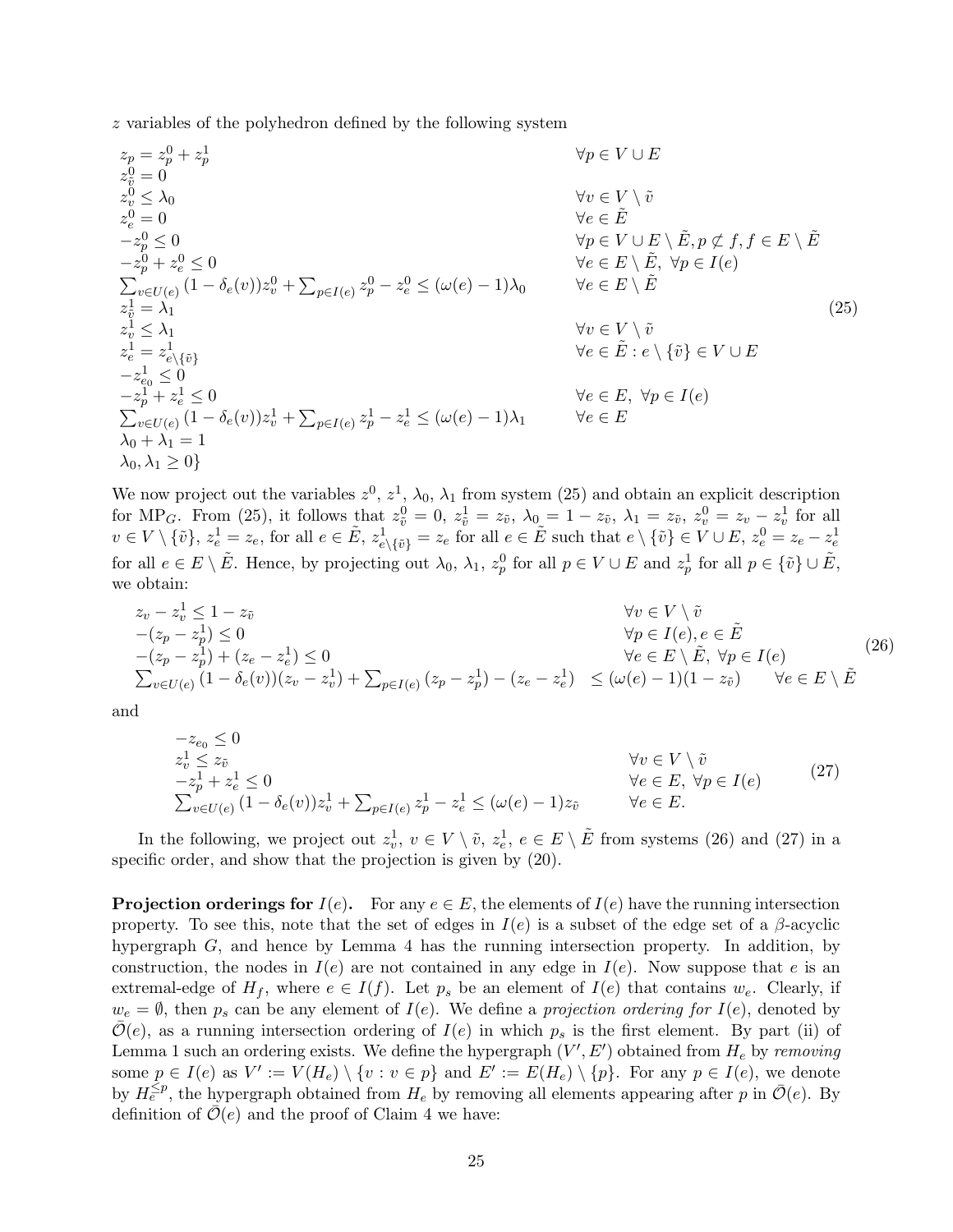$z$ variables of the polyhedron defined by the following system

$$
\begin{array}{ll}
z_p = z^0_p + z^1_p & \forall p \in V \cup E \\
z^0_{\tilde{v}} = 0 & \\
z^0_v \leq \lambda_0 & \forall v \in V \setminus \tilde{v} \\
z^0_e = 0 & \forall e \in \tilde{E} \\
-z^0_p \leq 0 & \forall p \in V \cup E \setminus \tilde{E}, p \not\subset f, f \in E \setminus \tilde{E} \\
-z^0_p + z^0_e \leq 0 & \forall e \in E \setminus \tilde{E},\ \forall p \in I(e) \\
\sum_{v \in U(e)} (1-\delta_e(v)) z^0_v + \sum_{p \in I(e)} z^0_p - z^0_e \leq (\omega(e)-1)\lambda_0 & \forall e \in E \setminus \tilde{E} \\
z^1_{\tilde{v}} = \lambda_1 & \\
z^1_v \leq \lambda_1 & \forall v \in V \setminus \tilde{v} \\
z^1_e = z^1_{e \setminus \{\tilde{v}\}} & \forall e \in \tilde{E} : e \setminus \{\tilde{v}\} \in V \cup E \\
-z^1_{e_0} \leq 0 & \\
-z^1_p + z^1_e \leq 0 & \forall e \in E,\ \forall p \in I(e) \\
\sum_{v \in U(e)} (1-\delta_e(v)) z^1_v + \sum_{p \in I(e)} z^1_p - z^1_e \leq (\omega(e)-1)\lambda_1 & \forall e \in E \\
\lambda_0 + \lambda_1 = 1 & \\
\lambda_0, \lambda_1 \geq 0\} &
\end{array} \tag{25}
$$

We now project out the variables $z^0$, $z^1$, $\lambda_0$, $\lambda_1$ from system (25) and obtain an explicit description for $\text{MP}_G$. From (25), it follows that $z^0_{\tilde{v}} = 0$, $z^1_{\tilde{v}} = z_{\tilde{v}}$, $\lambda_0 = 1 - z_{\tilde{v}}$, $\lambda_1 = z_{\tilde{v}}$, $z^0_v = z_v - z^1_v$ for all $v \in V \setminus \{\tilde{v}\}$, $z^1_e = z_e$, for all $e \in \tilde{E}$, $z^1_{e\setminus\{\tilde{v}\}} = z_e$ for all $e \in \tilde{E}$ such that $e \setminus \{\tilde{v}\} \in V \cup E$, $z^0_e = z_e - z^1_e$ for all $e \in E \setminus \tilde{E}$. Hence, by projecting out $\lambda_0$, $\lambda_1$, $z^0_p$ for all $p \in V \cup E$ and $z^1_p$ for all $p \in \{\tilde{v}\} \cup \tilde{E}$, we obtain:

$$
\begin{array}{ll}
z_v - z^1_v \leq 1 - z_{\tilde{v}} & \forall v \in V \setminus \tilde{v} \\
-(z_p - z^1_p) \leq 0 & \forall p \in I(e), e \in \tilde{E} \\
-(z_p - z^1_p) + (z_e - z^1_e) \leq 0 & \forall e \in E \setminus \tilde{E},\ \forall p \in I(e) \\
\sum_{v \in U(e)} (1-\delta_e(v))(z_v - z^1_v) + \sum_{p \in I(e)} (z_p - z^1_p) - (z_e - z^1_e) \leq (\omega(e)-1)(1 - z_{\tilde{v}}) & \forall e \in E \setminus \tilde{E}
\end{array} \tag{26}
$$

and

$$
\begin{array}{ll}
-z_{e_0} \leq 0 & \\
z^1_v \leq z_{\tilde{v}} & \forall v \in V \setminus \tilde{v} \\
-z^1_p + z^1_e \leq 0 & \forall e \in E,\ \forall p \in I(e) \\
\sum_{v \in U(e)} (1-\delta_e(v)) z^1_v + \sum_{p \in I(e)} z^1_p - z^1_e \leq (\omega(e)-1) z_{\tilde{v}} & \forall e \in E.
\end{array} \tag{27}
$$

In the following, we project out $z^1_v$, $v \in V \setminus \tilde{v}$, $z^1_e$, $e \in E \setminus \tilde{E}$ from systems (26) and (27) in a specific order, and show that the projection is given by (20).

**Projection orderings for $I(e)$.** For any $e \in E$, the elements of $I(e)$ have the running intersection property. To see this, note that the set of edges in $I(e)$ is a subset of the edge set of a $\beta$-acyclic hypergraph $G$, and hence by Lemma 4 has the running intersection property. In addition, by construction, the nodes in $I(e)$ are not contained in any edge in $I(e)$. Now suppose that $e$ is an extremal-edge of $H_f$, where $e \in I(f)$. Let $p_s$ be an element of $I(e)$ that contains $w_e$. Clearly, if $w_e = \emptyset$, then $p_s$ can be any element of $I(e)$. We define a *projection ordering for $I(e)$*, denoted by $\bar{\mathcal{O}}(e)$, as a running intersection ordering of $I(e)$ in which $p_s$ is the first element. By part (ii) of Lemma 1 such an ordering exists. We define the hypergraph $(V', E')$ obtained from $H_e$ by *removing* some $p \in I(e)$ as $V' := V(H_e) \setminus \{v : v \in p\}$ and $E' := E(H_e) \setminus \{p\}$. For any $p \in I(e)$, we denote by $H^{\leq p}_e$, the hypergraph obtained from $H_e$ by removing all elements appearing after $p$ in $\bar{\mathcal{O}}(e)$. By definition of $\bar{\mathcal{O}}(e)$ and the proof of Claim 4 we have: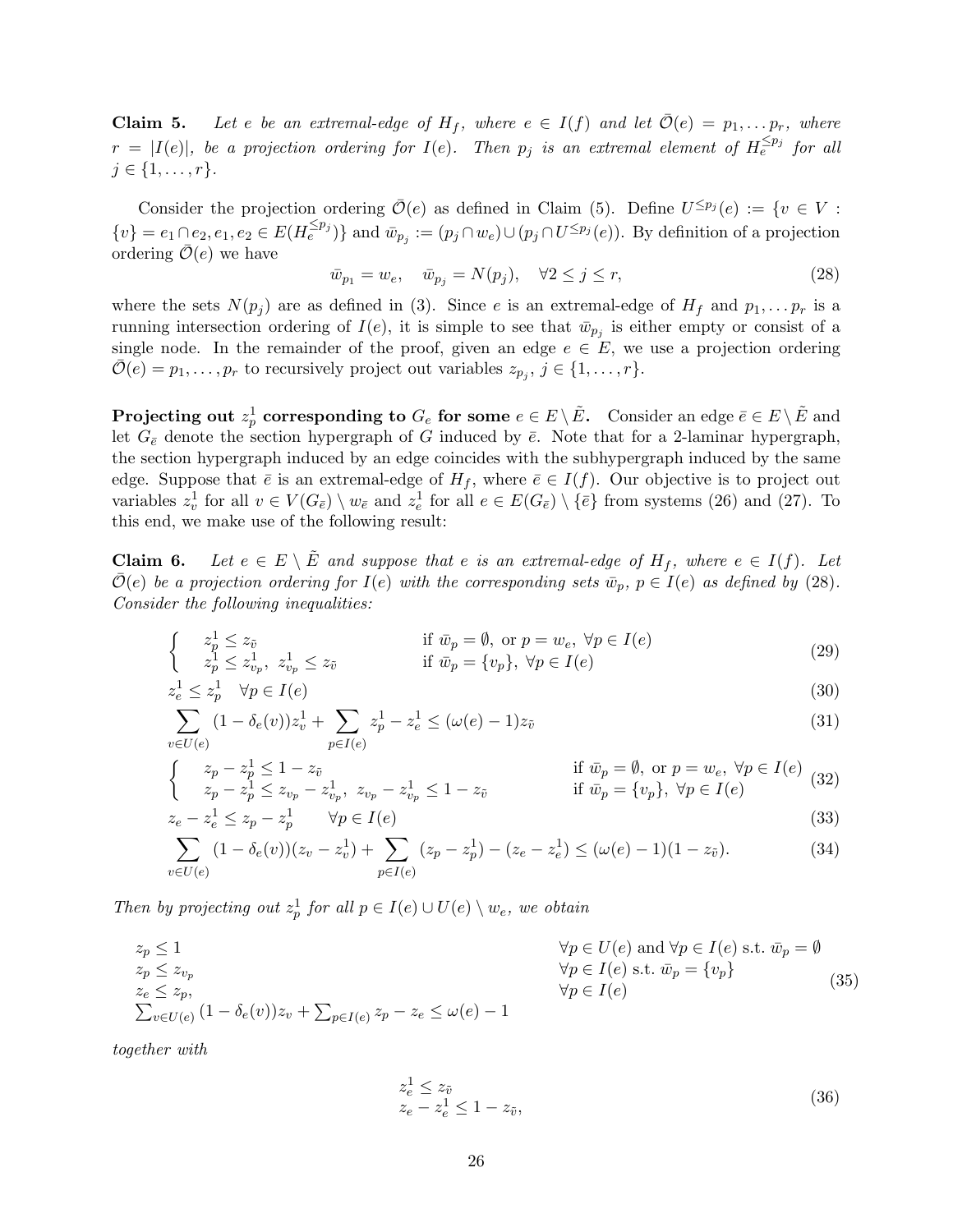**Claim 5.** *Let $e$ be an extremal-edge of $H_f$, where $e \in I(f)$ and let $\bar{\mathcal{O}}(e) = p_1, \ldots p_r$, where $r = |I(e)|$, be a projection ordering for $I(e)$. Then $p_j$ is an extremal element of $H_e^{\leq p_j}$ for all $j \in \{1, \ldots, r\}$.*

Consider the projection ordering $\bar{\mathcal{O}}(e)$ as defined in Claim (5). Define $U^{\leq p_j}(e) := \{v \in V : \{v\} = e_1 \cap e_2, e_1, e_2 \in E(H_e^{\leq p_j})\}$ and $\bar{w}_{p_j} := (p_j \cap w_e) \cup (p_j \cap U^{\leq p_j}(e))$. By definition of a projection ordering $\bar{\mathcal{O}}(e)$ we have

$$\bar{w}_{p_1} = w_e, \quad \bar{w}_{p_j} = N(p_j), \quad \forall 2 \leq j \leq r, \tag{28}$$

where the sets $N(p_j)$ are as defined in (3). Since $e$ is an extremal-edge of $H_f$ and $p_1, \ldots p_r$ is a running intersection ordering of $I(e)$, it is simple to see that $\bar{w}_{p_j}$ is either empty or consist of a single node. In the remainder of the proof, given an edge $e \in E$, we use a projection ordering $\bar{\mathcal{O}}(e) = p_1, \ldots, p_r$ to recursively project out variables $z_{p_j}$, $j \in \{1, \ldots, r\}$.

**Projecting out $z^1_p$ corresponding to $G_e$ for some $e \in E \setminus \tilde{E}$.** Consider an edge $\bar{e} \in E \setminus \tilde{E}$ and let $G_{\bar{e}}$ denote the section hypergraph of $G$ induced by $\bar{e}$. Note that for a 2-laminar hypergraph, the section hypergraph induced by an edge coincides with the subhypergraph induced by the same edge. Suppose that $\bar{e}$ is an extremal-edge of $H_f$, where $\bar{e} \in I(f)$. Our objective is to project out variables $z^1_v$ for all $v \in V(G_{\bar{e}}) \setminus w_{\bar{e}}$ and $z^1_e$ for all $e \in E(G_{\bar{e}}) \setminus \{\bar{e}\}$ from systems (26) and (27). To this end, we make use of the following result:

**Claim 6.** *Let $e \in E \setminus \tilde{E}$ and suppose that $e$ is an extremal-edge of $H_f$, where $e \in I(f)$. Let $\bar{\mathcal{O}}(e)$ be a projection ordering for $I(e)$ with the corresponding sets $\bar{w}_p$, $p \in I(e)$ as defined by (28). Consider the following inequalities:*

$$\begin{cases} z^1_p \leq z_{\tilde{v}} & \text{if } \bar{w}_p = \emptyset, \text{ or } p = w_e, \ \forall p \in I(e) \\ z^1_p \leq z^1_{v_p}, \ z^1_{v_p} \leq z_{\tilde{v}} & \text{if } \bar{w}_p = \{v_p\}, \ \forall p \in I(e) \end{cases} \tag{29}$$

$$z^1_e \leq z^1_p \quad \forall p \in I(e) \tag{30}$$

$$\sum_{v \in U(e)} (1 - \delta_e(v)) z^1_v + \sum_{p \in I(e)} z^1_p - z^1_e \leq (\omega(e) - 1) z_{\tilde{v}} \tag{31}$$

$$\begin{cases} z_p - z^1_p \leq 1 - z_{\tilde{v}} & \text{if } \bar{w}_p = \emptyset, \text{ or } p = w_e, \ \forall p \in I(e) \\ z_p - z^1_p \leq z_{v_p} - z^1_{v_p}, \ z_{v_p} - z^1_{v_p} \leq 1 - z_{\tilde{v}} & \text{if } \bar{w}_p = \{v_p\}, \ \forall p \in I(e) \end{cases} \tag{32}$$

$$z_e - z^1_e \leq z_p - z^1_p \qquad \forall p \in I(e) \tag{33}$$

$$\sum_{v \in U(e)} (1 - \delta_e(v))(z_v - z^1_v) + \sum_{p \in I(e)} (z_p - z^1_p) - (z_e - z^1_e) \leq (\omega(e) - 1)(1 - z_{\tilde{v}}). \tag{34}$$

*Then by projecting out $z^1_p$ for all $p \in I(e) \cup U(e) \setminus w_e$, we obtain*

$$\begin{array}{ll} z_p \leq 1 & \forall p \in U(e) \text{ and } \forall p \in I(e) \text{ s.t. } \bar{w}_p = \emptyset \\ z_p \leq z_{v_p} & \forall p \in I(e) \text{ s.t. } \bar{w}_p = \{v_p\} \\ z_e \leq z_p, & \forall p \in I(e) \\ \sum_{v \in U(e)} (1 - \delta_e(v)) z_v + \sum_{p \in I(e)} z_p - z_e \leq \omega(e) - 1 & \end{array} \tag{35}$$

*together with*

$$\begin{array}{l} z^1_e \leq z_{\tilde{v}} \\ z_e - z^1_e \leq 1 - z_{\tilde{v}}, \end{array} \tag{36}$$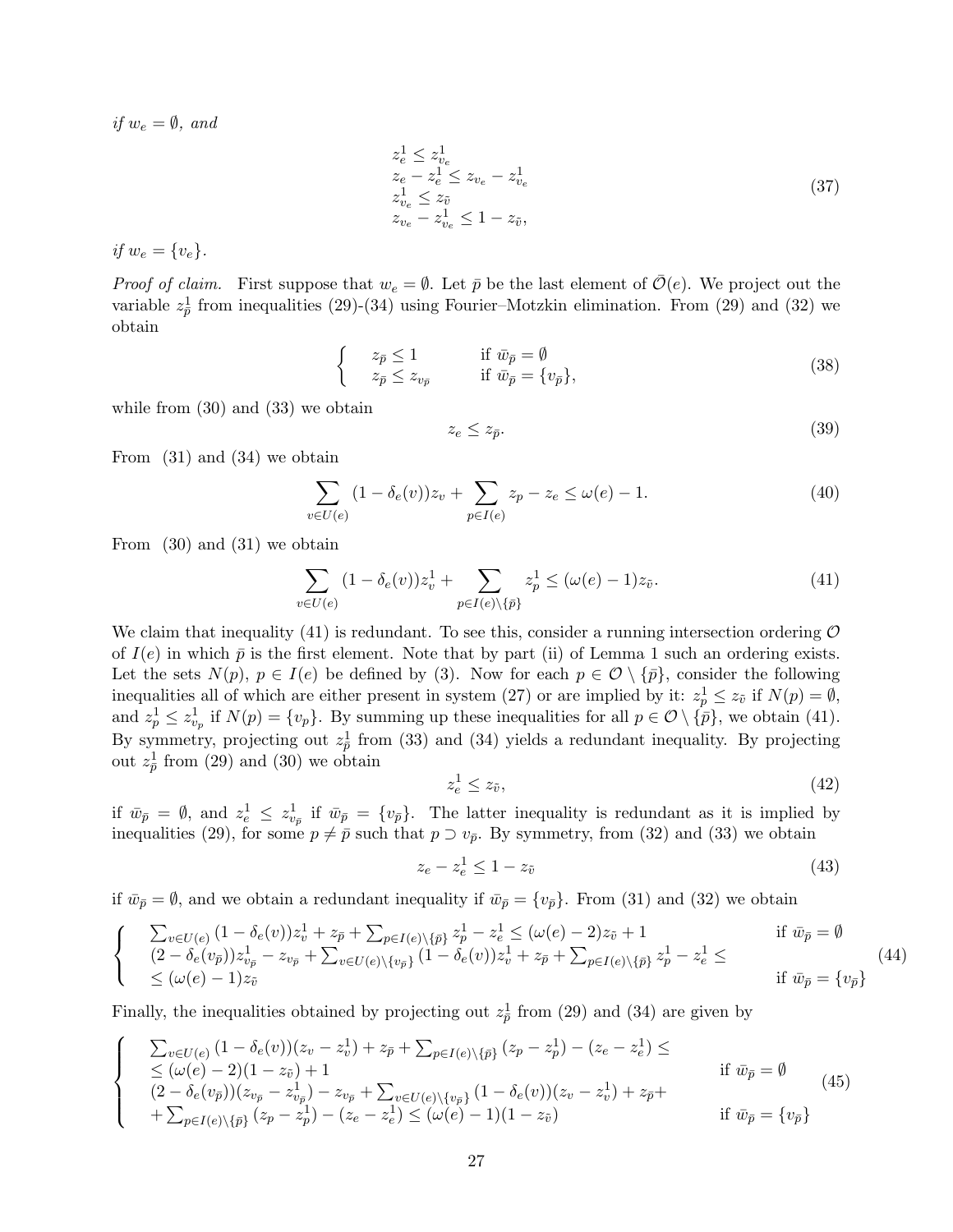*if* $w_e = \emptyset$, *and*

$$
\begin{array}{l}
z_e^1 \leq z_{v_e}^1 \\
z_e - z_e^1 \leq z_{v_e} - z_{v_e}^1 \\
z_{v_e}^1 \leq z_{\bar{v}} \\
z_{v_e} - z_{v_e}^1 \leq 1 - z_{\bar{v}},
\end{array}
\tag{37}
$$

*if* $w_e = \{v_e\}$.

*Proof of claim.* First suppose that $w_e = \emptyset$. Let $\bar{p}$ be the last element of $\bar{\mathcal{O}}(e)$. We project out the variable $z_{\bar{p}}^1$ from inequalities (29)-(34) using Fourier–Motzkin elimination. From (29) and (32) we obtain

$$
\begin{cases}
z_{\bar{p}} \leq 1 & \text{if } \bar{w}_{\bar{p}} = \emptyset \\
z_{\bar{p}} \leq z_{v_{\bar{p}}} & \text{if } \bar{w}_{\bar{p}} = \{v_{\bar{p}}\},
\end{cases}
\tag{38}
$$

while from (30) and (33) we obtain

$$
z_e \leq z_{\bar{p}}. \tag{39}
$$

From (31) and (34) we obtain

$$
\sum_{v \in U(e)} (1 - \delta_e(v)) z_v + \sum_{p \in I(e)} z_p - z_e \leq \omega(e) - 1. \tag{40}
$$

From (30) and (31) we obtain

$$
\sum_{v \in U(e)} (1 - \delta_e(v)) z_v^1 + \sum_{p \in I(e) \setminus \{\bar{p}\}} z_p^1 \leq (\omega(e) - 1) z_{\bar{v}}. \tag{41}
$$

We claim that inequality (41) is redundant. To see this, consider a running intersection ordering $\mathcal{O}$ of $I(e)$ in which $\bar{p}$ is the first element. Note that by part (ii) of Lemma 1 such an ordering exists. Let the sets $N(p)$, $p \in I(e)$ be defined by (3). Now for each $p \in \mathcal{O} \setminus \{\bar{p}\}$, consider the following inequalities all of which are either present in system (27) or are implied by it: $z_p^1 \leq z_{\bar{v}}$ if $N(p) = \emptyset$, and $z_p^1 \leq z_{v_p}^1$ if $N(p) = \{v_p\}$. By summing up these inequalities for all $p \in \mathcal{O} \setminus \{\bar{p}\}$, we obtain (41). By symmetry, projecting out $z_{\bar{p}}^1$ from (33) and (34) yields a redundant inequality. By projecting out $z_{\bar{p}}^1$ from (29) and (30) we obtain

$$
z_e^1 \leq z_{\bar{v}}, \tag{42}
$$

if $\bar{w}_{\bar{p}} = \emptyset$, and $z_e^1 \leq z_{v_{\bar{p}}}^1$ if $\bar{w}_{\bar{p}} = \{v_{\bar{p}}\}$. The latter inequality is redundant as it is implied by inequalities (29), for some $p \neq \bar{p}$ such that $p \supset v_{\bar{p}}$. By symmetry, from (32) and (33) we obtain

$$
z_e - z_e^1 \leq 1 - z_{\bar{v}} \tag{43}
$$

if $\bar{w}_{\bar{p}} = \emptyset$, and we obtain a redundant inequality if $\bar{w}_{\bar{p}} = \{v_{\bar{p}}\}$. From (31) and (32) we obtain

$$
\begin{cases}
\sum_{v \in U(e)} (1 - \delta_e(v)) z_v^1 + z_{\bar{p}} + \sum_{p \in I(e) \setminus \{\bar{p}\}} z_p^1 - z_e^1 \leq (\omega(e) - 2) z_{\bar{v}} + 1 & \text{if } \bar{w}_{\bar{p}} = \emptyset \\
(2 - \delta_e(v_{\bar{p}})) z_{v_{\bar{p}}}^1 - z_{v_{\bar{p}}} + \sum_{v \in U(e) \setminus \{v_{\bar{p}}\}} (1 - \delta_e(v)) z_v^1 + z_{\bar{p}} + \sum_{p \in I(e) \setminus \{\bar{p}\}} z_p^1 - z_e^1 \leq & \\
\leq (\omega(e) - 1) z_{\bar{v}} & \text{if } \bar{w}_{\bar{p}} = \{v_{\bar{p}}\}
\end{cases}
\tag{44}
$$

Finally, the inequalities obtained by projecting out $z_{\bar{p}}^1$ from (29) and (34) are given by

$$
\begin{cases}
\sum_{v \in U(e)} (1 - \delta_e(v))(z_v - z_v^1) + z_{\bar{p}} + \sum_{p \in I(e) \setminus \{\bar{p}\}} (z_p - z_p^1) - (z_e - z_e^1) \leq & \\
\leq (\omega(e) - 2)(1 - z_{\bar{v}}) + 1 & \text{if } \bar{w}_{\bar{p}} = \emptyset \\
(2 - \delta_e(v_{\bar{p}}))(z_{v_{\bar{p}}} - z_{v_{\bar{p}}}^1) - z_{v_{\bar{p}}} + \sum_{v \in U(e) \setminus \{v_{\bar{p}}\}} (1 - \delta_e(v))(z_v - z_v^1) + z_{\bar{p}} + & \\
+ \sum_{p \in I(e) \setminus \{\bar{p}\}} (z_p - z_p^1) - (z_e - z_e^1) \leq (\omega(e) - 1)(1 - z_{\bar{v}}) & \text{if } \bar{w}_{\bar{p}} = \{v_{\bar{p}}\}
\end{cases}
\tag{45}
$$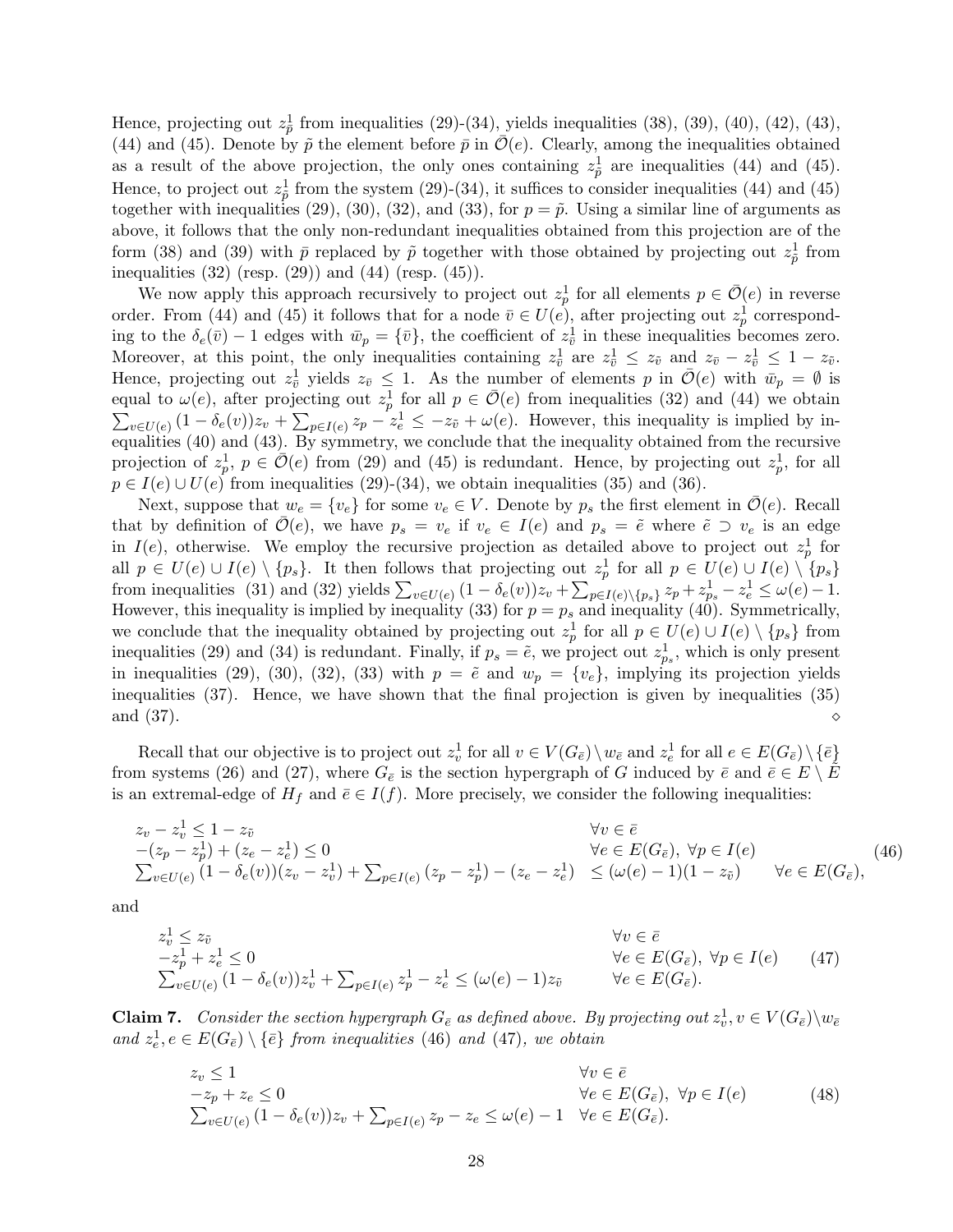Hence, projecting out $z^1_{\bar{p}}$ from inequalities (29)-(34), yields inequalities (38), (39), (40), (42), (43), (44) and (45). Denote by $\tilde{p}$ the element before $\bar{p}$ in $\bar{\mathcal{O}}(e)$. Clearly, among the inequalities obtained as a result of the above projection, the only ones containing $z^1_{\tilde{p}}$ are inequalities (44) and (45). Hence, to project out $z^1_{\tilde{p}}$ from the system (29)-(34), it suffices to consider inequalities (44) and (45) together with inequalities (29), (30), (32), and (33), for $p = \tilde{p}$. Using a similar line of arguments as above, it follows that the only non-redundant inequalities obtained from this projection are of the form (38) and (39) with $\bar{p}$ replaced by $\tilde{p}$ together with those obtained by projecting out $z^1_{\tilde{p}}$ from inequalities (32) (resp. (29)) and (44) (resp. (45)).

We now apply this approach recursively to project out $z^1_p$ for all elements $p \in \bar{\mathcal{O}}(e)$ in reverse order. From (44) and (45) it follows that for a node $\bar{v} \in U(e)$, after projecting out $z^1_p$ corresponding to the $\delta_e(\bar{v}) - 1$ edges with $\bar{w}_p = \{\bar{v}\}$, the coefficient of $z^1_{\bar{v}}$ in these inequalities becomes zero. Moreover, at this point, the only inequalities containing $z^1_{\bar{v}}$ are $z^1_{\bar{v}} \leq z_{\bar{v}}$ and $z_{\bar{v}} - z^1_{\bar{v}} \leq 1 - z_{\bar{v}}$. Hence, projecting out $z^1_{\bar{v}}$ yields $z_{\bar{v}} \leq 1$. As the number of elements $p$ in $\bar{\mathcal{O}}(e)$ with $\bar{w}_p = \emptyset$ is equal to $\omega(e)$, after projecting out $z^1_p$ for all $p \in \bar{\mathcal{O}}(e)$ from inequalities (32) and (44) we obtain $\sum_{v \in U(e)} (1 - \delta_e(v)) z_v + \sum_{p \in I(e)} z_p - z^1_e \leq -z_{\bar{v}} + \omega(e)$. However, this inequality is implied by inequalities (40) and (43). By symmetry, we conclude that the inequality obtained from the recursive projection of $z^1_p$, $p \in \bar{\mathcal{O}}(e)$ from (29) and (45) is redundant. Hence, by projecting out $z^1_p$, for all $p \in I(e) \cup U(e)$ from inequalities (29)-(34), we obtain inequalities (35) and (36).

Next, suppose that $w_e = \{v_e\}$ for some $v_e \in V$. Denote by $p_s$ the first element in $\bar{\mathcal{O}}(e)$. Recall that by definition of $\bar{\mathcal{O}}(e)$, we have $p_s = v_e$ if $v_e \in I(e)$ and $p_s = \tilde{e}$ where $\tilde{e} \supset v_e$ is an edge in $I(e)$, otherwise. We employ the recursive projection as detailed above to project out $z^1_p$ for all $p \in U(e) \cup I(e) \setminus \{p_s\}$. It then follows that projecting out $z^1_p$ for all $p \in U(e) \cup I(e) \setminus \{p_s\}$ from inequalities (31) and (32) yields $\sum_{v \in U(e)} (1 - \delta_e(v)) z_v + \sum_{p \in I(e) \setminus \{p_s\}} z_p + z^1_{p_s} - z^1_e \leq \omega(e) - 1$. However, this inequality is implied by inequality (33) for $p = p_s$ and inequality (40). Symmetrically, we conclude that the inequality obtained by projecting out $z^1_p$ for all $p \in U(e) \cup I(e) \setminus \{p_s\}$ from inequalities (29) and (34) is redundant. Finally, if $p_s = \tilde{e}$, we project out $z^1_{p_s}$, which is only present in inequalities (29), (30), (32), (33) with $p = \tilde{e}$ and $w_p = \{v_e\}$, implying its projection yields inequalities (37). Hence, we have shown that the final projection is given by inequalities (35) and (37). $\diamond$

Recall that our objective is to project out $z^1_v$ for all $v \in V(G_{\bar{e}}) \setminus w_{\bar{e}}$ and $z^1_e$ for all $e \in E(G_{\bar{e}}) \setminus \{\bar{e}\}$ from systems (26) and (27), where $G_{\bar{e}}$ is the section hypergraph of $G$ induced by $\bar{e}$ and $\bar{e} \in E \setminus \tilde{E}$ is an extremal-edge of $H_f$ and $\bar{e} \in I(f)$. More precisely, we consider the following inequalities:

$$
\begin{array}{lll}
z_v - z^1_v \leq 1 - z_{\bar{v}} & & \forall v \in \bar{e} \\
-(z_p - z^1_p) + (z_e - z^1_e) \leq 0 & & \forall e \in E(G_{\bar{e}}),\ \forall p \in I(e) \\
\sum_{v \in U(e)} (1 - \delta_e(v))(z_v - z^1_v) + \sum_{p \in I(e)} (z_p - z^1_p) - (z_e - z^1_e) & \leq (\omega(e) - 1)(1 - z_{\bar{v}}) & \forall e \in E(G_{\bar{e}}),
\end{array}
\tag{46}
$$

and

$$
\begin{array}{ll}
z^1_v \leq z_{\bar{v}} & \forall v \in \bar{e} \\
-z^1_p + z^1_e \leq 0 & \forall e \in E(G_{\bar{e}}),\ \forall p \in I(e) \\
\sum_{v \in U(e)} (1 - \delta_e(v)) z^1_v + \sum_{p \in I(e)} z^1_p - z^1_e \leq (\omega(e) - 1) z_{\bar{v}} & \forall e \in E(G_{\bar{e}}).
\end{array}
\tag{47}
$$

**Claim 7.** *Consider the section hypergraph $G_{\bar{e}}$ as defined above. By projecting out $z^1_v, v \in V(G_{\bar{e}}) \setminus w_{\bar{e}}$ and $z^1_e, e \in E(G_{\bar{e}}) \setminus \{\bar{e}\}$ from inequalities (46) and (47), we obtain*

$$
\begin{array}{ll}
z_v \leq 1 & \forall v \in \bar{e} \\
-z_p + z_e \leq 0 & \forall e \in E(G_{\bar{e}}),\ \forall p \in I(e) \\
\sum_{v \in U(e)} (1 - \delta_e(v)) z_v + \sum_{p \in I(e)} z_p - z_e \leq \omega(e) - 1 & \forall e \in E(G_{\bar{e}}).
\end{array}
\tag{48}
$$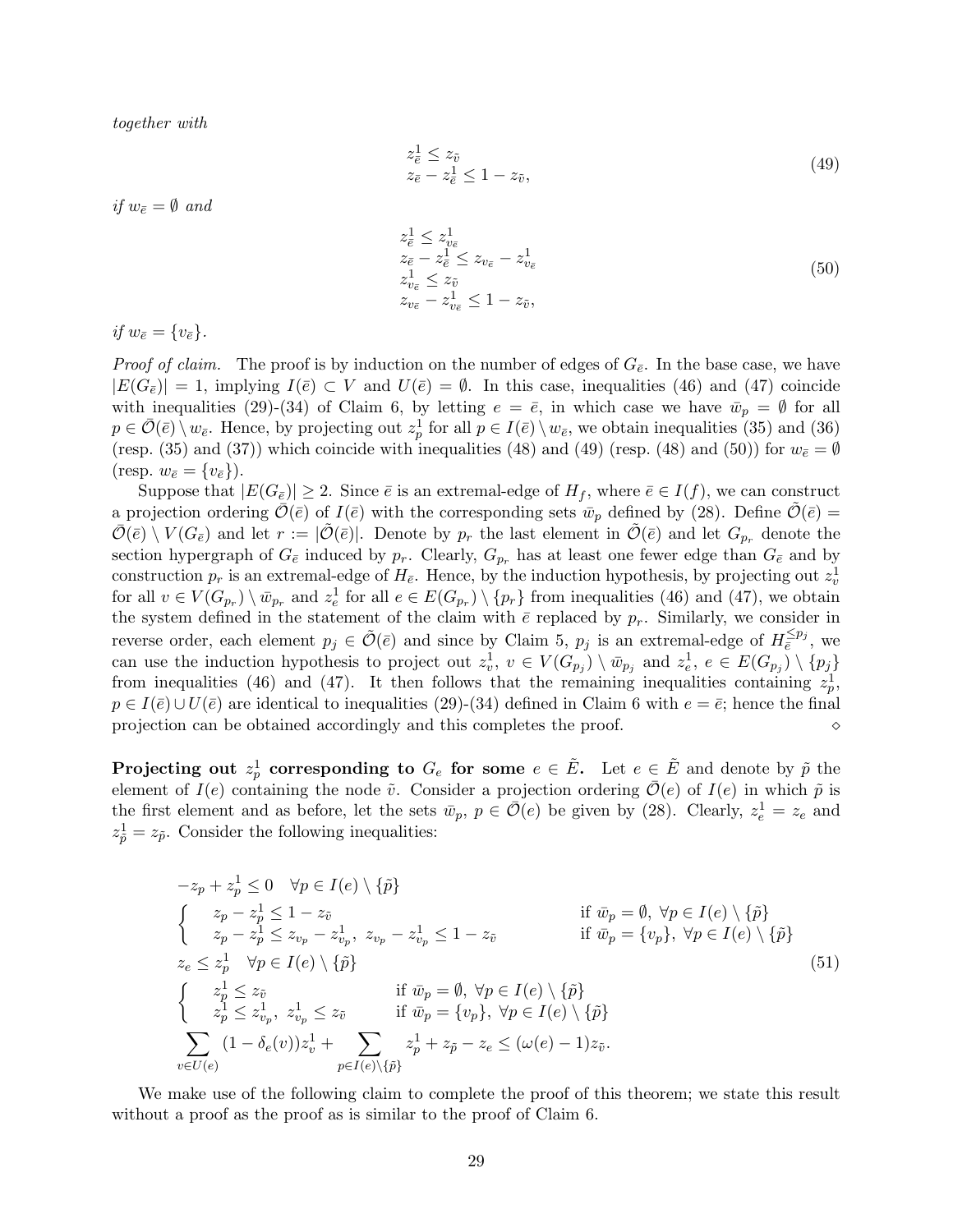*together with*

$$
\begin{aligned}
&z^1_{\bar{e}} \leq z_{\tilde{v}}\\
&z_{\bar{e}} - z^1_{\bar{e}} \leq 1 - z_{\tilde{v}},
\end{aligned}
\tag{49}
$$

*if* $w_{\bar{e}} = \emptyset$ *and*

$$
\begin{aligned}
&z^1_{\bar{e}} \leq z^1_{v_{\bar{e}}}\\
&z_{\bar{e}} - z^1_{\bar{e}} \leq z_{v_{\bar{e}}} - z^1_{v_{\bar{e}}}\\
&z^1_{v_{\bar{e}}} \leq z_{\tilde{v}}\\
&z_{v_{\bar{e}}} - z^1_{v_{\bar{e}}} \leq 1 - z_{\tilde{v}},
\end{aligned}
\tag{50}
$$

*if* $w_{\bar{e}} = \{v_{\bar{e}}\}$.

*Proof of claim.* The proof is by induction on the number of edges of $G_{\bar{e}}$. In the base case, we have $|E(G_{\bar{e}})| = 1$, implying $I(\bar{e}) \subset V$ and $U(\bar{e}) = \emptyset$. In this case, inequalities (46) and (47) coincide with inequalities (29)-(34) of Claim 6, by letting $e = \bar{e}$, in which case we have $\bar{w}_p = \emptyset$ for all $p \in \bar{\mathcal{O}}(\bar{e}) \setminus w_{\bar{e}}$. Hence, by projecting out $z^1_p$ for all $p \in I(\bar{e}) \setminus w_{\bar{e}}$, we obtain inequalities (35) and (36) (resp. (35) and (37)) which coincide with inequalities (48) and (49) (resp. (48) and (50)) for $w_{\bar{e}} = \emptyset$ (resp. $w_{\bar{e}} = \{v_{\bar{e}}\}$).

Suppose that $|E(G_{\bar{e}})| \geq 2$. Since $\bar{e}$ is an extremal-edge of $H_f$, where $\bar{e} \in I(f)$, we can construct a projection ordering $\bar{\mathcal{O}}(\bar{e})$ of $I(\bar{e})$ with the corresponding sets $\bar{w}_p$ defined by (28). Define $\tilde{\mathcal{O}}(\bar{e}) = \bar{\mathcal{O}}(\bar{e}) \setminus V(G_{\bar{e}})$ and let $r := |\tilde{\mathcal{O}}(\bar{e})|$. Denote by $p_r$ the last element in $\tilde{\mathcal{O}}(\bar{e})$ and let $G_{p_r}$ denote the section hypergraph of $G_{\bar{e}}$ induced by $p_r$. Clearly, $G_{p_r}$ has at least one fewer edge than $G_{\bar{e}}$ and by construction $p_r$ is an extremal-edge of $H_{\bar{e}}$. Hence, by the induction hypothesis, by projecting out $z^1_v$ for all $v \in V(G_{p_r}) \setminus \bar{w}_{p_r}$ and $z^1_e$ for all $e \in E(G_{p_r}) \setminus \{p_r\}$ from inequalities (46) and (47), we obtain the system defined in the statement of the claim with $\bar{e}$ replaced by $p_r$. Similarly, we consider in reverse order, each element $p_j \in \tilde{\mathcal{O}}(\bar{e})$ and since by Claim 5, $p_j$ is an extremal-edge of $H^{\leq p_j}_{\bar{e}}$, we can use the induction hypothesis to project out $z^1_v$, $v \in V(G_{p_j}) \setminus \bar{w}_{p_j}$ and $z^1_e$, $e \in E(G_{p_j}) \setminus \{p_j\}$ from inequalities (46) and (47). It then follows that the remaining inequalities containing $z^1_p$, $p \in I(\bar{e}) \cup U(\bar{e})$ are identical to inequalities (29)-(34) defined in Claim 6 with $e = \bar{e}$; hence the final projection can be obtained accordingly and this completes the proof. $\diamond$

**Projecting out $z^1_p$ corresponding to $G_e$ for some $e \in \tilde{E}$.** Let $e \in \tilde{E}$ and denote by $\tilde{p}$ the element of $I(e)$ containing the node $\tilde{v}$. Consider a projection ordering $\bar{\mathcal{O}}(e)$ of $I(e)$ in which $\tilde{p}$ is the first element and as before, let the sets $\bar{w}_p$, $p \in \bar{\mathcal{O}}(e)$ be given by (28). Clearly, $z^1_e = z_e$ and $z^1_{\tilde{p}} = z_{\tilde{p}}$. Consider the following inequalities:

$$
\begin{aligned}
&-z_p + z^1_p \leq 0 \quad \forall p \in I(e) \setminus \{\tilde{p}\}\\
&\begin{cases}
z_p - z^1_p \leq 1 - z_{\tilde{v}} & \text{if } \bar{w}_p = \emptyset,\ \forall p \in I(e) \setminus \{\tilde{p}\}\\
z_p - z^1_p \leq z_{v_p} - z^1_{v_p},\ z_{v_p} - z^1_{v_p} \leq 1 - z_{\tilde{v}} & \text{if } \bar{w}_p = \{v_p\},\ \forall p \in I(e) \setminus \{\tilde{p}\}
\end{cases}\\
&z_e \leq z^1_p \quad \forall p \in I(e) \setminus \{\tilde{p}\}\\
&\begin{cases}
z^1_p \leq z_{\tilde{v}} & \text{if } \bar{w}_p = \emptyset,\ \forall p \in I(e) \setminus \{\tilde{p}\}\\
z^1_p \leq z^1_{v_p},\ z^1_{v_p} \leq z_{\tilde{v}} & \text{if } \bar{w}_p = \{v_p\},\ \forall p \in I(e) \setminus \{\tilde{p}\}
\end{cases}\\
&\sum_{v \in U(e)} (1 - \delta_e(v)) z^1_v + \sum_{p \in I(e) \setminus \{\tilde{p}\}} z^1_p + z_{\tilde{p}} - z_e \leq (\omega(e) - 1) z_{\tilde{v}}.
\end{aligned}
\tag{51}
$$

We make use of the following claim to complete the proof of this theorem; we state this result without a proof as the proof as is similar to the proof of Claim 6.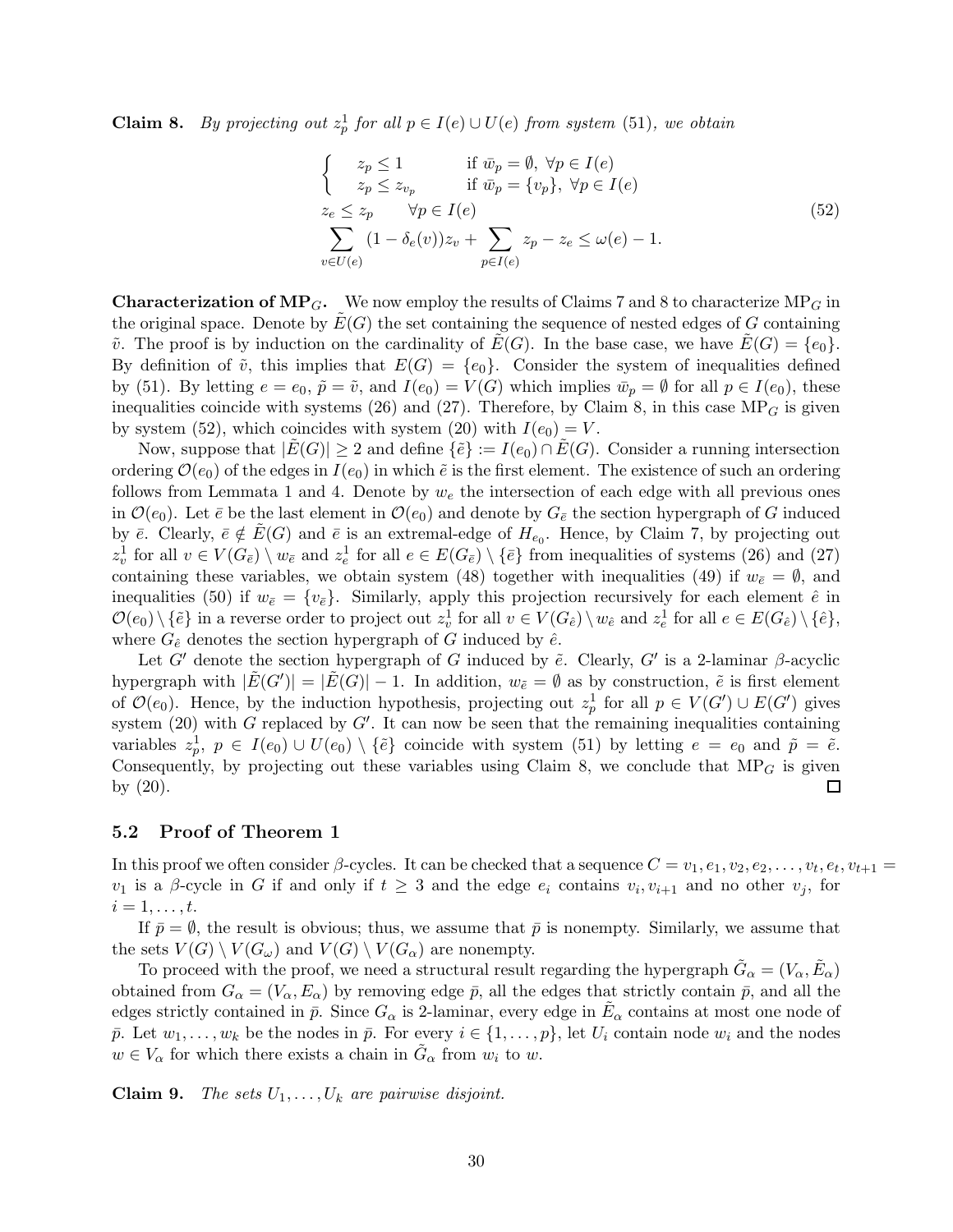**Claim 8.** *By projecting out $z^1_p$ for all $p \in I(e) \cup U(e)$ from system (51), we obtain*

$$
\begin{aligned}
&\begin{cases} z_p \leq 1 & \text{if } \bar{w}_p = \emptyset, \ \forall p \in I(e) \\ z_p \leq z_{v_p} & \text{if } \bar{w}_p = \{v_p\}, \ \forall p \in I(e) \end{cases} \\
&z_e \leq z_p \qquad \forall p \in I(e) \\
&\sum_{v \in U(e)} (1 - \delta_e(v)) z_v + \sum_{p \in I(e)} z_p - z_e \leq \omega(e) - 1.
\end{aligned}
\tag{52}
$$

**Characterization of $\text{MP}_G$.** We now employ the results of Claims 7 and 8 to characterize $\text{MP}_G$ in the original space. Denote by $\tilde{E}(G)$ the set containing the sequence of nested edges of $G$ containing $\tilde{v}$. The proof is by induction on the cardinality of $\tilde{E}(G)$. In the base case, we have $\tilde{E}(G) = \{e_0\}$. By definition of $\tilde{v}$, this implies that $E(G) = \{e_0\}$. Consider the system of inequalities defined by (51). By letting $e = e_0$, $\tilde{p} = \tilde{v}$, and $I(e_0) = V(G)$ which implies $\bar{w}_p = \emptyset$ for all $p \in I(e_0)$, these inequalities coincide with systems (26) and (27). Therefore, by Claim 8, in this case $\text{MP}_G$ is given by system (52), which coincides with system (20) with $I(e_0) = V$.

Now, suppose that $|\tilde{E}(G)| \geq 2$ and define $\{\tilde{e}\} := I(e_0) \cap \tilde{E}(G)$. Consider a running intersection ordering $\mathcal{O}(e_0)$ of the edges in $I(e_0)$ in which $\tilde{e}$ is the first element. The existence of such an ordering follows from Lemmata 1 and 4. Denote by $w_e$ the intersection of each edge with all previous ones in $\mathcal{O}(e_0)$. Let $\bar{e}$ be the last element in $\mathcal{O}(e_0)$ and denote by $G_{\bar{e}}$ the section hypergraph of $G$ induced by $\bar{e}$. Clearly, $\bar{e} \notin \tilde{E}(G)$ and $\bar{e}$ is an extremal-edge of $H_{e_0}$. Hence, by Claim 7, by projecting out $z^1_v$ for all $v \in V(G_{\bar{e}}) \setminus w_{\bar{e}}$ and $z^1_e$ for all $e \in E(G_{\bar{e}}) \setminus \{\bar{e}\}$ from inequalities of systems (26) and (27) containing these variables, we obtain system (48) together with inequalities (49) if $w_{\bar{e}} = \emptyset$, and inequalities (50) if $w_{\bar{e}} = \{v_{\bar{e}}\}$. Similarly, apply this projection recursively for each element $\hat{e}$ in $\mathcal{O}(e_0) \setminus \{\tilde{e}\}$ in a reverse order to project out $z^1_v$ for all $v \in V(G_{\hat{e}}) \setminus w_{\hat{e}}$ and $z^1_e$ for all $e \in E(G_{\hat{e}}) \setminus \{\hat{e}\}$, where $G_{\hat{e}}$ denotes the section hypergraph of $G$ induced by $\hat{e}$.

Let $G'$ denote the section hypergraph of $G$ induced by $\tilde{e}$. Clearly, $G'$ is a 2-laminar $\beta$-acyclic hypergraph with $|\tilde{E}(G')| = |\tilde{E}(G)| - 1$. In addition, $w_{\tilde{e}} = \emptyset$ as by construction, $\tilde{e}$ is first element of $\mathcal{O}(e_0)$. Hence, by the induction hypothesis, projecting out $z^1_p$ for all $p \in V(G') \cup E(G')$ gives system (20) with $G$ replaced by $G'$. It can now be seen that the remaining inequalities containing variables $z^1_p$, $p \in I(e_0) \cup U(e_0) \setminus \{\tilde{e}\}$ coincide with system (51) by letting $e = e_0$ and $\tilde{p} = \tilde{e}$. Consequently, by projecting out these variables using Claim 8, we conclude that $\text{MP}_G$ is given by (20). ◻

## 5.2 Proof of Theorem 1

In this proof we often consider $\beta$-cycles. It can be checked that a sequence $C = v_1, e_1, v_2, e_2, \ldots, v_t, e_t, v_{t+1} = v_1$ is a $\beta$-cycle in $G$ if and only if $t \geq 3$ and the edge $e_i$ contains $v_i, v_{i+1}$ and no other $v_j$, for $i = 1, \ldots, t$.

If $\bar{p} = \emptyset$, the result is obvious; thus, we assume that $\bar{p}$ is nonempty. Similarly, we assume that the sets $V(G) \setminus V(G_\omega)$ and $V(G) \setminus V(G_\alpha)$ are nonempty.

To proceed with the proof, we need a structural result regarding the hypergraph $\tilde{G}_\alpha = (V_\alpha, \tilde{E}_\alpha)$ obtained from $G_\alpha = (V_\alpha, E_\alpha)$ by removing edge $\bar{p}$, all the edges that strictly contain $\bar{p}$, and all the edges strictly contained in $\bar{p}$. Since $G_\alpha$ is 2-laminar, every edge in $\tilde{E}_\alpha$ contains at most one node of $\bar{p}$. Let $w_1, \ldots, w_k$ be the nodes in $\bar{p}$. For every $i \in \{1, \ldots, p\}$, let $U_i$ contain node $w_i$ and the nodes $w \in V_\alpha$ for which there exists a chain in $\tilde{G}_\alpha$ from $w_i$ to $w$.

**Claim 9.** *The sets $U_1, \ldots, U_k$ are pairwise disjoint.*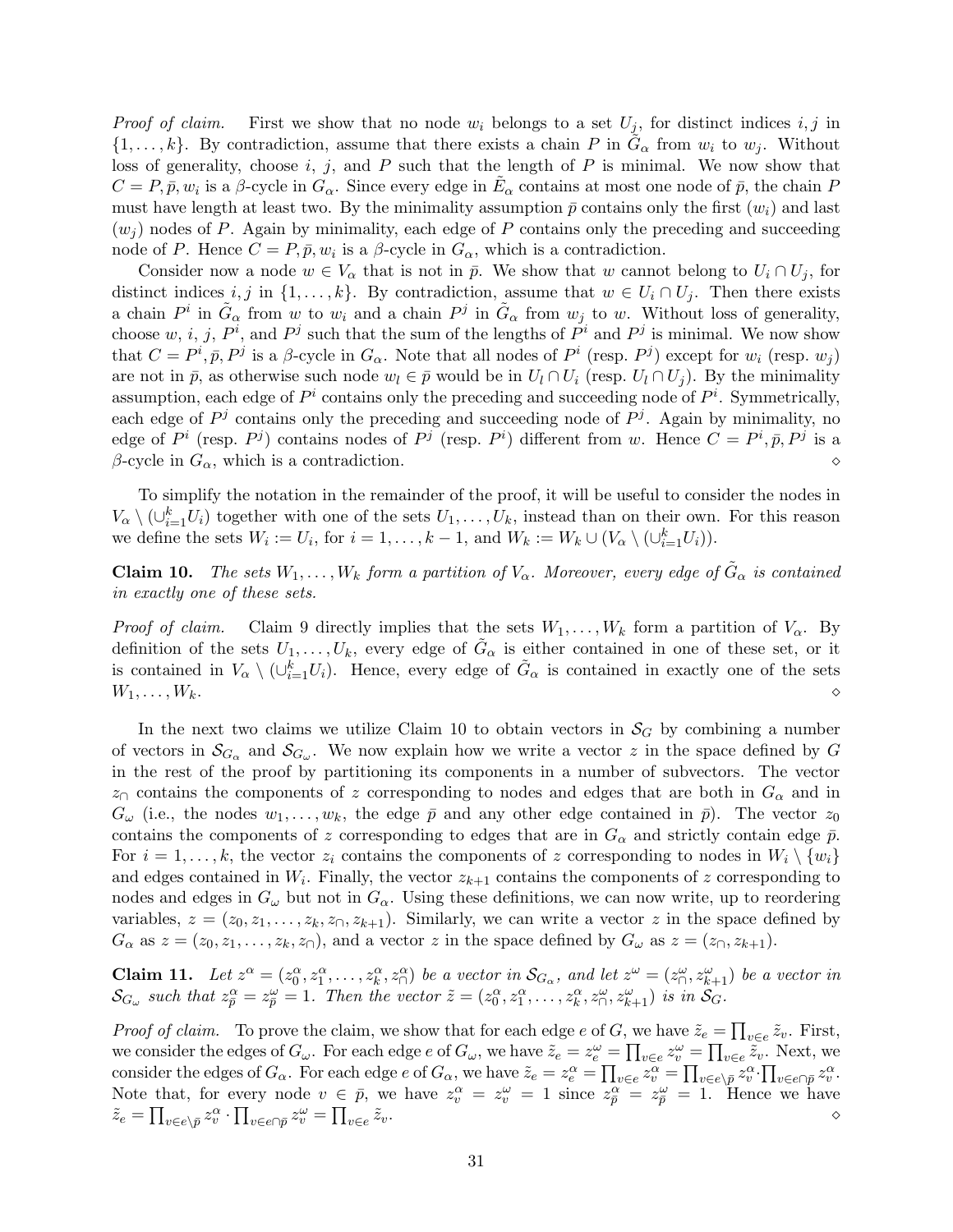*Proof of claim.* First we show that no node $w_i$ belongs to a set $U_j$, for distinct indices $i, j$ in $\{1, \dots, k\}$. By contradiction, assume that there exists a chain $P$ in $\tilde{G}_\alpha$ from $w_i$ to $w_j$. Without loss of generality, choose $i$, $j$, and $P$ such that the length of $P$ is minimal. We now show that $C = P, \bar{p}, w_i$ is a $\beta$-cycle in $G_\alpha$. Since every edge in $\tilde{E}_\alpha$ contains at most one node of $\bar{p}$, the chain $P$ must have length at least two. By the minimality assumption $\bar{p}$ contains only the first ($w_i$) and last ($w_j$) nodes of $P$. Again by minimality, each edge of $P$ contains only the preceding and succeeding node of $P$. Hence $C = P, \bar{p}, w_i$ is a $\beta$-cycle in $G_\alpha$, which is a contradiction.

Consider now a node $w \in V_\alpha$ that is not in $\bar{p}$. We show that $w$ cannot belong to $U_i \cap U_j$, for distinct indices $i, j$ in $\{1, \dots, k\}$. By contradiction, assume that $w \in U_i \cap U_j$. Then there exists a chain $P^i$ in $\tilde{G}_\alpha$ from $w$ to $w_i$ and a chain $P^j$ in $\tilde{G}_\alpha$ from $w_j$ to $w$. Without loss of generality, choose $w$, $i$, $j$, $P^i$, and $P^j$ such that the sum of the lengths of $P^i$ and $P^j$ is minimal. We now show that $C = P^i, \bar{p}, P^j$ is a $\beta$-cycle in $G_\alpha$. Note that all nodes of $P^i$ (resp. $P^j$) except for $w_i$ (resp. $w_j$) are not in $\bar{p}$, as otherwise such node $w_l \in \bar{p}$ would be in $U_l \cap U_i$ (resp. $U_l \cap U_j$). By the minimality assumption, each edge of $P^i$ contains only the preceding and succeeding node of $P^i$. Symmetrically, each edge of $P^j$ contains only the preceding and succeeding node of $P^j$. Again by minimality, no edge of $P^i$ (resp. $P^j$) contains nodes of $P^j$ (resp. $P^i$) different from $w$. Hence $C = P^i, \bar{p}, P^j$ is a $\beta$-cycle in $G_\alpha$, which is a contradiction. ⋄

To simplify the notation in the remainder of the proof, it will be useful to consider the nodes in $V_\alpha \setminus (\cup_{i=1}^k U_i)$ together with one of the sets $U_1, \dots, U_k$, instead than on their own. For this reason we define the sets $W_i := U_i$, for $i = 1, \dots, k-1$, and $W_k := W_k \cup (V_\alpha \setminus (\cup_{i=1}^k U_i))$.

**Claim 10.** *The sets $W_1, \dots, W_k$ form a partition of $V_\alpha$. Moreover, every edge of $\tilde{G}_\alpha$ is contained in exactly one of these sets.*

*Proof of claim.* Claim 9 directly implies that the sets $W_1, \dots, W_k$ form a partition of $V_\alpha$. By definition of the sets $U_1, \dots, U_k$, every edge of $\tilde{G}_\alpha$ is either contained in one of these set, or it is contained in $V_\alpha \setminus (\cup_{i=1}^k U_i)$. Hence, every edge of $\tilde{G}_\alpha$ is contained in exactly one of the sets $W_1, \dots, W_k$. ⋄

In the next two claims we utilize Claim 10 to obtain vectors in $\mathcal{S}_G$ by combining a number of vectors in $\mathcal{S}_{G_\alpha}$ and $\mathcal{S}_{G_\omega}$. We now explain how we write a vector $z$ in the space defined by $G$ in the rest of the proof by partitioning its components in a number of subvectors. The vector $z_\cap$ contains the components of $z$ corresponding to nodes and edges that are both in $G_\alpha$ and in $G_\omega$ (i.e., the nodes $w_1, \dots, w_k$, the edge $\bar{p}$ and any other edge contained in $\bar{p}$). The vector $z_0$ contains the components of $z$ corresponding to edges that are in $G_\alpha$ and strictly contain edge $\bar{p}$. For $i = 1, \dots, k$, the vector $z_i$ contains the components of $z$ corresponding to nodes in $W_i \setminus \{w_i\}$ and edges contained in $W_i$. Finally, the vector $z_{k+1}$ contains the components of $z$ corresponding to nodes and edges in $G_\omega$ but not in $G_\alpha$. Using these definitions, we can now write, up to reordering variables, $z = (z_0, z_1, \dots, z_k, z_\cap, z_{k+1})$. Similarly, we can write a vector $z$ in the space defined by $G_\alpha$ as $z = (z_0, z_1, \dots, z_k, z_\cap)$, and a vector $z$ in the space defined by $G_\omega$ as $z = (z_\cap, z_{k+1})$.

**Claim 11.** *Let $z^\alpha = (z_0^\alpha, z_1^\alpha, \dots, z_k^\alpha, z_\cap^\alpha)$ be a vector in $\mathcal{S}_{G_\alpha}$, and let $z^\omega = (z_\cap^\omega, z_{k+1}^\omega)$ be a vector in $\mathcal{S}_{G_\omega}$ such that $z_{\bar{p}}^\alpha = z_{\bar{p}}^\omega = 1$. Then the vector $\tilde{z} = (z_0^\alpha, z_1^\alpha, \dots, z_k^\alpha, z_\cap^\omega, z_{k+1}^\omega)$ is in $\mathcal{S}_G$.*

*Proof of claim.* To prove the claim, we show that for each edge $e$ of $G$, we have $\tilde{z}_e = \prod_{v \in e} \tilde{z}_v$. First, we consider the edges of $G_\omega$. For each edge $e$ of $G_\omega$, we have $\tilde{z}_e = z_e^\omega = \prod_{v \in e} z_v^\omega = \prod_{v \in e} \tilde{z}_v$. Next, we consider the edges of $G_\alpha$. For each edge $e$ of $G_\alpha$, we have $\tilde{z}_e = z_e^\alpha = \prod_{v \in e} z_v^\alpha = \prod_{v \in e \setminus \bar{p}} z_v^\alpha \cdot \prod_{v \in e \cap \bar{p}} z_v^\alpha$. Note that, for every node $v \in \bar{p}$, we have $z_v^\alpha = z_v^\omega = 1$ since $z_{\bar{p}}^\alpha = z_{\bar{p}}^\omega = 1$. Hence we have $\tilde{z}_e = \prod_{v \in e \setminus \bar{p}} z_v^\alpha \cdot \prod_{v \in e \cap \bar{p}} z_v^\omega = \prod_{v \in e} \tilde{z}_v$. ⋄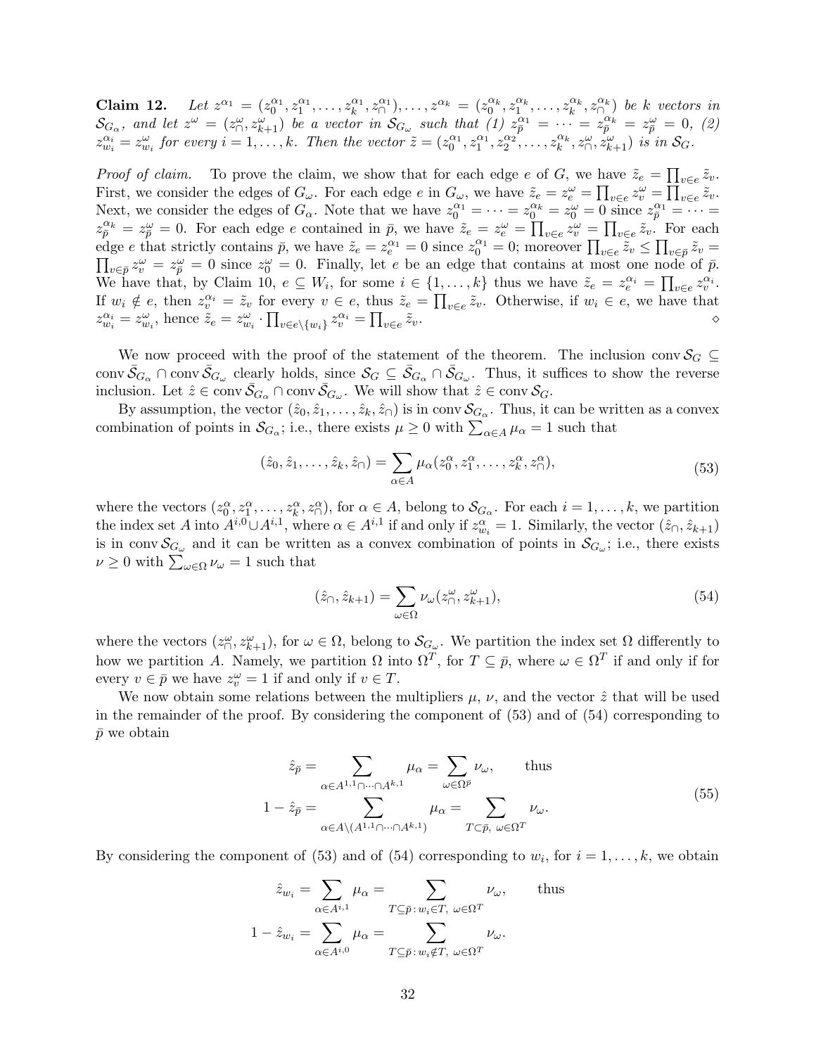**Claim 12.** *Let $z^{\alpha_1} = (z_0^{\alpha_1}, z_1^{\alpha_1}, \ldots, z_k^{\alpha_1}, z_\cap^{\alpha_1}), \ldots, z^{\alpha_k} = (z_0^{\alpha_k}, z_1^{\alpha_k}, \ldots, z_k^{\alpha_k}, z_\cap^{\alpha_k})$ be $k$ vectors in $\mathcal{S}_{G_\alpha}$, and let $z^\omega = (z_\cap^\omega, z_{k+1}^\omega)$ be a vector in $\mathcal{S}_{G_\omega}$ such that (1) $z_{\bar{p}}^{\alpha_1} = \cdots = z_{\bar{p}}^{\alpha_k} = z_{\bar{p}}^\omega = 0$, (2) $z_{w_i}^{\alpha_i} = z_{w_i}^\omega$ for every $i = 1, \ldots, k$. Then the vector $\tilde{z} = (z_0^{\alpha_1}, z_1^{\alpha_1}, z_2^{\alpha_2}, \ldots, z_k^{\alpha_k}, z_\cap^\omega, z_{k+1}^\omega)$ is in $\mathcal{S}_G$.*

*Proof of claim.* To prove the claim, we show that for each edge $e$ of $G$, we have $\tilde{z}_e = \prod_{v \in e} \tilde{z}_v$. First, we consider the edges of $G_\omega$. For each edge $e$ in $G_\omega$, we have $\tilde{z}_e = z_e^\omega = \prod_{v \in e} z_v^\omega = \prod_{v \in e} \tilde{z}_v$. Next, we consider the edges of $G_\alpha$. Note that we have $z_0^{\alpha_1} = \cdots = z_0^{\alpha_k} = z_0^\omega = 0$ since $z_{\bar{p}}^{\alpha_1} = \cdots = z_{\bar{p}}^{\alpha_k} = z_{\bar{p}}^\omega = 0$. For each edge $e$ contained in $\bar{p}$, we have $\tilde{z}_e = z_e^\omega = \prod_{v \in e} z_v^\omega = \prod_{v \in e} \tilde{z}_v$. For each edge $e$ that strictly contains $\bar{p}$, we have $\tilde{z}_e = z_e^{\alpha_1} = 0$ since $z_0^{\alpha_1} = 0$; moreover $\prod_{v \in e} \tilde{z}_v \leq \prod_{v \in \bar{p}} \tilde{z}_v = \prod_{v \in \bar{p}} z_v^\omega = z_{\bar{p}}^\omega = 0$ since $z_0^\omega = 0$. Finally, let $e$ be an edge that contains at most one node of $\bar{p}$. We have that, by Claim 10, $e \subseteq W_i$, for some $i \in \{1, \ldots, k\}$ thus we have $\tilde{z}_e = z_e^{\alpha_i} = \prod_{v \in e} z_v^{\alpha_i}$. If $w_i \notin e$, then $z_v^{\alpha_i} = \tilde{z}_v$ for every $v \in e$, thus $\tilde{z}_e = \prod_{v \in e} \tilde{z}_v$. Otherwise, if $w_i \in e$, we have that $z_{w_i}^{\alpha_i} = z_{w_i}^\omega$, hence $\tilde{z}_e = z_{w_i}^\omega \cdot \prod_{v \in e \setminus \{w_i\}} z_v^{\alpha_i} = \prod_{v \in e} \tilde{z}_v$. ⋄

We now proceed with the proof of the statement of the theorem. The inclusion $\operatorname{conv} \mathcal{S}_G \subseteq \operatorname{conv} \bar{\mathcal{S}}_{G_\alpha} \cap \operatorname{conv} \bar{\mathcal{S}}_{G_\omega}$ clearly holds, since $\mathcal{S}_G \subseteq \bar{\mathcal{S}}_{G_\alpha} \cap \bar{\mathcal{S}}_{G_\omega}$. Thus, it suffices to show the reverse inclusion. Let $\hat{z} \in \operatorname{conv} \bar{\mathcal{S}}_{G_\alpha} \cap \operatorname{conv} \bar{\mathcal{S}}_{G_\omega}$. We will show that $\hat{z} \in \operatorname{conv} \mathcal{S}_G$.

By assumption, the vector $(\hat{z}_0, \hat{z}_1, \ldots, \hat{z}_k, \hat{z}_\cap)$ is in $\operatorname{conv} \mathcal{S}_{G_\alpha}$. Thus, it can be written as a convex combination of points in $\mathcal{S}_{G_\alpha}$; i.e., there exists $\mu \geq 0$ with $\sum_{\alpha \in A} \mu_\alpha = 1$ such that

$$(\hat{z}_0, \hat{z}_1, \ldots, \hat{z}_k, \hat{z}_\cap) = \sum_{\alpha \in A} \mu_\alpha (z_0^\alpha, z_1^\alpha, \ldots, z_k^\alpha, z_\cap^\alpha), \tag{53}$$

where the vectors $(z_0^\alpha, z_1^\alpha, \ldots, z_k^\alpha, z_\cap^\alpha)$, for $\alpha \in A$, belong to $\mathcal{S}_{G_\alpha}$. For each $i = 1, \ldots, k$, we partition the index set $A$ into $A^{i,0} \cup A^{i,1}$, where $\alpha \in A^{i,1}$ if and only if $z_{w_i}^\alpha = 1$. Similarly, the vector $(\hat{z}_\cap, \hat{z}_{k+1})$ is in $\operatorname{conv} \mathcal{S}_{G_\omega}$ and it can be written as a convex combination of points in $\mathcal{S}_{G_\omega}$; i.e., there exists $\nu \geq 0$ with $\sum_{\omega \in \Omega} \nu_\omega = 1$ such that

$$(\hat{z}_\cap, \hat{z}_{k+1}) = \sum_{\omega \in \Omega} \nu_\omega (z_\cap^\omega, z_{k+1}^\omega), \tag{54}$$

where the vectors $(z_\cap^\omega, z_{k+1}^\omega)$, for $\omega \in \Omega$, belong to $\mathcal{S}_{G_\omega}$. We partition the index set $\Omega$ differently to how we partition $A$. Namely, we partition $\Omega$ into $\Omega^T$, for $T \subseteq \bar{p}$, where $\omega \in \Omega^T$ if and only if for every $v \in \bar{p}$ we have $z_v^\omega = 1$ if and only if $v \in T$.

We now obtain some relations between the multipliers $\mu$, $\nu$, and the vector $\hat{z}$ that will be used in the remainder of the proof. By considering the component of (53) and of (54) corresponding to $\bar{p}$ we obtain

$$\begin{aligned}
\hat{z}_{\bar{p}} &= \sum_{\alpha \in A^{1,1} \cap \cdots \cap A^{k,1}} \mu_\alpha = \sum_{\omega \in \Omega^{\bar{p}}} \nu_\omega, \qquad \text{thus} \\
1 - \hat{z}_{\bar{p}} &= \sum_{\alpha \in A \setminus (A^{1,1} \cap \cdots \cap A^{k,1})} \mu_\alpha = \sum_{T \subset \bar{p}, \ \omega \in \Omega^T} \nu_\omega.
\end{aligned} \tag{55}$$

By considering the component of (53) and of (54) corresponding to $w_i$, for $i = 1, \ldots, k$, we obtain

$$\begin{aligned}
\hat{z}_{w_i} &= \sum_{\alpha \in A^{i,1}} \mu_\alpha = \sum_{T \subseteq \bar{p} : w_i \in T, \ \omega \in \Omega^T} \nu_\omega, \qquad \text{thus} \\
1 - \hat{z}_{w_i} &= \sum_{\alpha \in A^{i,0}} \mu_\alpha = \sum_{T \subseteq \bar{p} : w_i \notin T, \ \omega \in \Omega^T} \nu_\omega.
\end{aligned}$$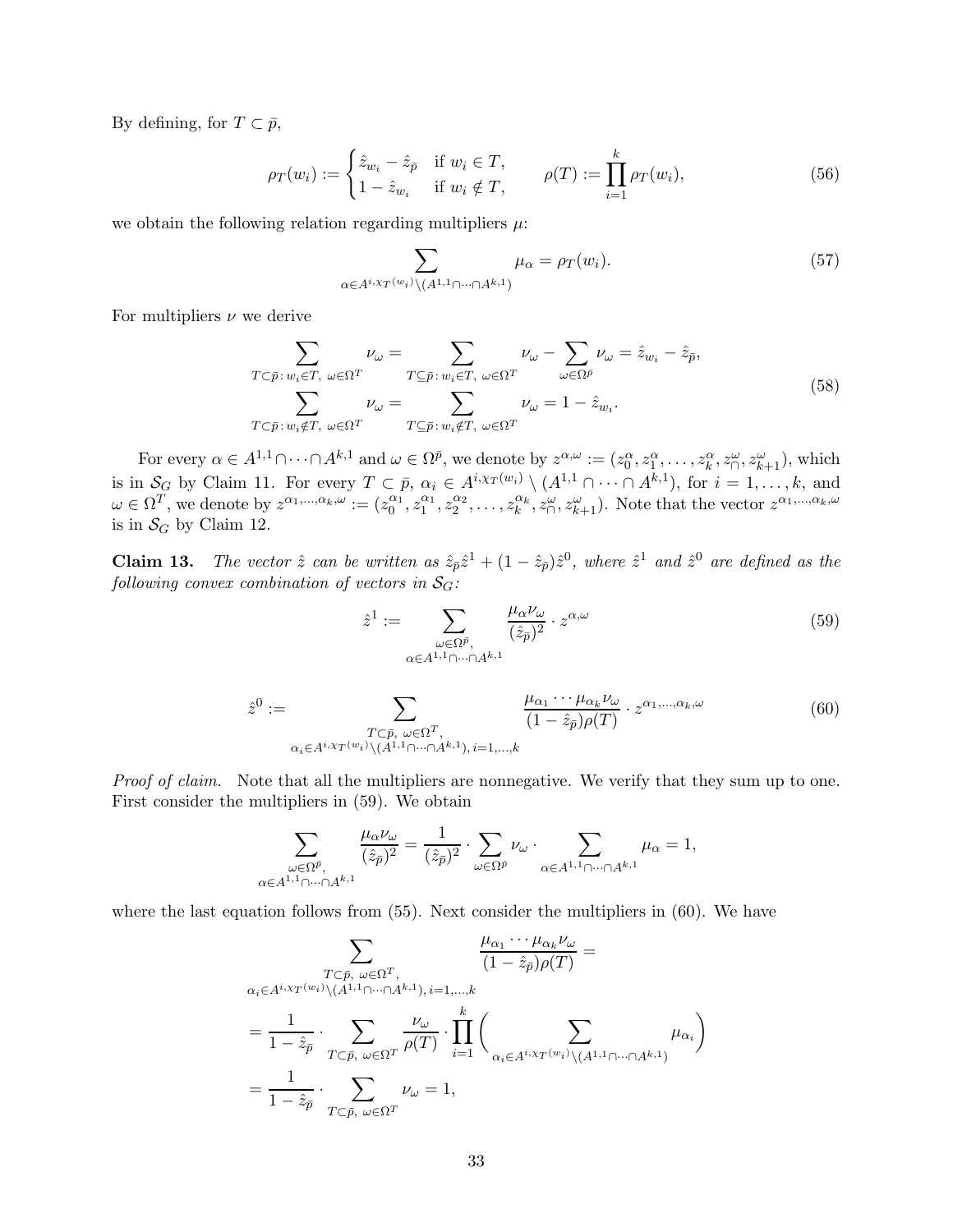By defining, for $T \subset \bar{p}$,

$$\rho_T(w_i) := \begin{cases} \hat{z}_{w_i} - \hat{z}_{\bar{p}} & \text{if } w_i \in T, \\ 1 - \hat{z}_{w_i} & \text{if } w_i \notin T, \end{cases} \qquad \rho(T) := \prod_{i=1}^{k} \rho_T(w_i), \tag{56}$$

we obtain the following relation regarding multipliers $\mu$:

$$\sum_{\alpha \in A^{i,\chi_T(w_i)} \setminus (A^{1,1} \cap \cdots \cap A^{k,1})} \mu_\alpha = \rho_T(w_i). \tag{57}$$

For multipliers $\nu$ we derive

$$\begin{aligned} \sum_{T \subset \bar{p} \colon w_i \in T,\ \omega \in \Omega^T} \nu_\omega &= \sum_{T \subseteq \bar{p} \colon w_i \in T,\ \omega \in \Omega^T} \nu_\omega - \sum_{\omega \in \Omega^{\bar{p}}} \nu_\omega = \hat{z}_{w_i} - \hat{z}_{\bar{p}}, \\ \sum_{T \subset \bar{p} \colon w_i \notin T,\ \omega \in \Omega^T} \nu_\omega &= \sum_{T \subseteq \bar{p} \colon w_i \notin T,\ \omega \in \Omega^T} \nu_\omega = 1 - \hat{z}_{w_i}. \end{aligned} \tag{58}$$

For every $\alpha \in A^{1,1} \cap \cdots \cap A^{k,1}$ and $\omega \in \Omega^{\bar{p}}$, we denote by $z^{\alpha,\omega} := (z_0^\alpha, z_1^\alpha, \ldots, z_k^\alpha, z_\cap^\omega, z_{k+1}^\omega)$, which is in $\mathcal{S}_G$ by Claim 11. For every $T \subset \bar{p}$, $\alpha_i \in A^{i,\chi_T(w_i)} \setminus (A^{1,1} \cap \cdots \cap A^{k,1})$, for $i = 1, \ldots, k$, and $\omega \in \Omega^T$, we denote by $z^{\alpha_1,\ldots,\alpha_k,\omega} := (z_0^{\alpha_1}, z_1^{\alpha_1}, z_2^{\alpha_2}, \ldots, z_k^{\alpha_k}, z_\cap^\omega, z_{k+1}^\omega)$. Note that the vector $z^{\alpha_1,\ldots,\alpha_k,\omega}$ is in $\mathcal{S}_G$ by Claim 12.

**Claim 13.** *The vector $\hat{z}$ can be written as $\hat{z}_{\bar{p}}\hat{z}^1 + (1 - \hat{z}_{\bar{p}})\hat{z}^0$, where $\hat{z}^1$ and $\hat{z}^0$ are defined as the following convex combination of vectors in $\mathcal{S}_G$:*

$$\hat{z}^1 := \sum_{\substack{\omega \in \Omega^{\bar{p}}, \\ \alpha \in A^{1,1} \cap \cdots \cap A^{k,1}}} \frac{\mu_\alpha \nu_\omega}{(\hat{z}_{\bar{p}})^2} \cdot z^{\alpha,\omega} \tag{59}$$

$$\hat{z}^0 := \sum_{\substack{T \subset \bar{p},\ \omega \in \Omega^T, \\ \alpha_i \in A^{i,\chi_T(w_i)} \setminus (A^{1,1} \cap \cdots \cap A^{k,1}),\, i=1,\ldots,k}} \frac{\mu_{\alpha_1} \cdots \mu_{\alpha_k} \nu_\omega}{(1 - \hat{z}_{\bar{p}})\rho(T)} \cdot z^{\alpha_1,\ldots,\alpha_k,\omega} \tag{60}$$

*Proof of claim.* Note that all the multipliers are nonnegative. We verify that they sum up to one. First consider the multipliers in (59). We obtain

$$\sum_{\substack{\omega \in \Omega^{\bar{p}}, \\ \alpha \in A^{1,1} \cap \cdots \cap A^{k,1}}} \frac{\mu_\alpha \nu_\omega}{(\hat{z}_{\bar{p}})^2} = \frac{1}{(\hat{z}_{\bar{p}})^2} \cdot \sum_{\omega \in \Omega^{\bar{p}}} \nu_\omega \cdot \sum_{\alpha \in A^{1,1} \cap \cdots \cap A^{k,1}} \mu_\alpha = 1,$$

where the last equation follows from (55). Next consider the multipliers in (60). We have

$$\begin{aligned} &\sum_{\substack{T \subset \bar{p},\ \omega \in \Omega^T, \\ \alpha_i \in A^{i,\chi_T(w_i)} \setminus (A^{1,1} \cap \cdots \cap A^{k,1}),\, i=1,\ldots,k}} \frac{\mu_{\alpha_1} \cdots \mu_{\alpha_k} \nu_\omega}{(1 - \hat{z}_{\bar{p}})\rho(T)} = \\ &= \frac{1}{1 - \hat{z}_{\bar{p}}} \cdot \sum_{T \subset \bar{p},\ \omega \in \Omega^T} \frac{\nu_\omega}{\rho(T)} \cdot \prod_{i=1}^{k} \Bigg( \sum_{\alpha_i \in A^{i,\chi_T(w_i)} \setminus (A^{1,1} \cap \cdots \cap A^{k,1})} \mu_{\alpha_i} \Bigg) \\ &= \frac{1}{1 - \hat{z}_{\bar{p}}} \cdot \sum_{T \subset \bar{p},\ \omega \in \Omega^T} \nu_\omega = 1, \end{aligned}$$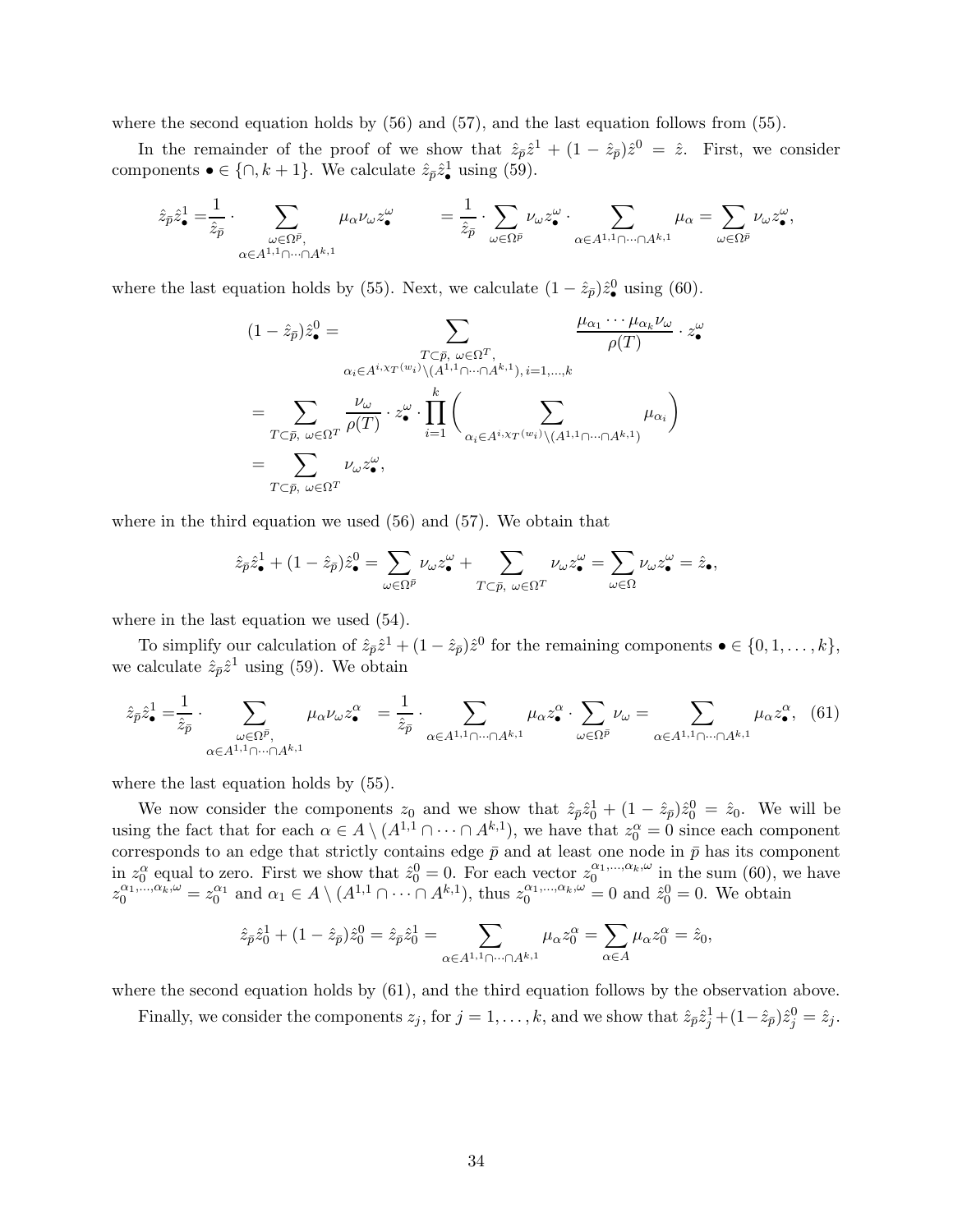where the second equation holds by (56) and (57), and the last equation follows from (55).

In the remainder of the proof of we show that $\hat{z}_{\bar{p}}\hat{z}^1 + (1 - \hat{z}_{\bar{p}})\hat{z}^0 = \hat{z}$. First, we consider components $\bullet \in \{\cap, k+1\}$. We calculate $\hat{z}_{\bar{p}}\hat{z}^1_\bullet$ using (59).

$$\hat{z}_{\bar{p}}\hat{z}^1_\bullet = \frac{1}{\hat{z}_{\bar{p}}} \cdot \sum_{\substack{\omega \in \Omega^{\bar{p}}, \\ \alpha \in A^{1,1} \cap \cdots \cap A^{k,1}}} \mu_\alpha \nu_\omega z^\omega_\bullet \qquad = \frac{1}{\hat{z}_{\bar{p}}} \cdot \sum_{\omega \in \Omega^{\bar{p}}} \nu_\omega z^\omega_\bullet \cdot \sum_{\alpha \in A^{1,1} \cap \cdots \cap A^{k,1}} \mu_\alpha = \sum_{\omega \in \Omega^{\bar{p}}} \nu_\omega z^\omega_\bullet,$$

where the last equation holds by (55). Next, we calculate $(1 - \hat{z}_{\bar{p}})\hat{z}^0_\bullet$ using (60).

$$\begin{aligned}
(1 - \hat{z}_{\bar{p}})\hat{z}^0_\bullet &= \sum_{\substack{T \subset \bar{p},\ \omega \in \Omega^T, \\ \alpha_i \in A^{i,\chi_T(w_i)} \setminus (A^{1,1} \cap \cdots \cap A^{k,1}),\, i=1,\ldots,k}} \frac{\mu_{\alpha_1} \cdots \mu_{\alpha_k} \nu_\omega}{\rho(T)} \cdot z^\omega_\bullet \\
&= \sum_{T \subset \bar{p},\ \omega \in \Omega^T} \frac{\nu_\omega}{\rho(T)} \cdot z^\omega_\bullet \cdot \prod_{i=1}^k \Bigg( \sum_{\alpha_i \in A^{i,\chi_T(w_i)} \setminus (A^{1,1} \cap \cdots \cap A^{k,1})} \mu_{\alpha_i} \Bigg) \\
&= \sum_{T \subset \bar{p},\ \omega \in \Omega^T} \nu_\omega z^\omega_\bullet,
\end{aligned}$$

where in the third equation we used (56) and (57). We obtain that

$$\hat{z}_{\bar{p}}\hat{z}^1_\bullet + (1 - \hat{z}_{\bar{p}})\hat{z}^0_\bullet = \sum_{\omega \in \Omega^{\bar{p}}} \nu_\omega z^\omega_\bullet + \sum_{T \subset \bar{p},\ \omega \in \Omega^T} \nu_\omega z^\omega_\bullet = \sum_{\omega \in \Omega} \nu_\omega z^\omega_\bullet = \hat{z}_\bullet,$$

where in the last equation we used (54).

To simplify our calculation of $\hat{z}_{\bar{p}}\hat{z}^1 + (1 - \hat{z}_{\bar{p}})\hat{z}^0$ for the remaining components $\bullet \in \{0, 1, \ldots, k\}$, we calculate $\hat{z}_{\bar{p}}\hat{z}^1$ using (59). We obtain

$$\hat{z}_{\bar{p}}\hat{z}^1_\bullet = \frac{1}{\hat{z}_{\bar{p}}} \cdot \sum_{\substack{\omega \in \Omega^{\bar{p}}, \\ \alpha \in A^{1,1} \cap \cdots \cap A^{k,1}}} \mu_\alpha \nu_\omega z^\alpha_\bullet = \frac{1}{\hat{z}_{\bar{p}}} \cdot \sum_{\alpha \in A^{1,1} \cap \cdots \cap A^{k,1}} \mu_\alpha z^\alpha_\bullet \cdot \sum_{\omega \in \Omega^{\bar{p}}} \nu_\omega = \sum_{\alpha \in A^{1,1} \cap \cdots \cap A^{k,1}} \mu_\alpha z^\alpha_\bullet, \quad (61)$$

where the last equation holds by (55).

We now consider the components $z_0$ and we show that $\hat{z}_{\bar{p}}\hat{z}^1_0 + (1 - \hat{z}_{\bar{p}})\hat{z}^0_0 = \hat{z}_0$. We will be using the fact that for each $\alpha \in A \setminus (A^{1,1} \cap \cdots \cap A^{k,1})$, we have that $z^\alpha_0 = 0$ since each component corresponds to an edge that strictly contains edge $\bar{p}$ and at least one node in $\bar{p}$ has its component in $z^\alpha_0$ equal to zero. First we show that $\hat{z}^0_0 = 0$. For each vector $z^{\alpha_1,\ldots,\alpha_k,\omega}_0$ in the sum (60), we have $z^{\alpha_1,\ldots,\alpha_k,\omega}_0 = z^{\alpha_1}_0$ and $\alpha_1 \in A \setminus (A^{1,1} \cap \cdots \cap A^{k,1})$, thus $z^{\alpha_1,\ldots,\alpha_k,\omega}_0 = 0$ and $\hat{z}^0_0 = 0$. We obtain

$$\hat{z}_{\bar{p}}\hat{z}^1_0 + (1 - \hat{z}_{\bar{p}})\hat{z}^0_0 = \hat{z}_{\bar{p}}\hat{z}^1_0 = \sum_{\alpha \in A^{1,1} \cap \cdots \cap A^{k,1}} \mu_\alpha z^\alpha_0 = \sum_{\alpha \in A} \mu_\alpha z^\alpha_0 = \hat{z}_0,$$

where the second equation holds by (61), and the third equation follows by the observation above.

Finally, we consider the components $z_j$, for $j = 1, \ldots, k$, and we show that $\hat{z}_{\bar{p}}\hat{z}^1_j + (1 - \hat{z}_{\bar{p}})\hat{z}^0_j = \hat{z}_j$.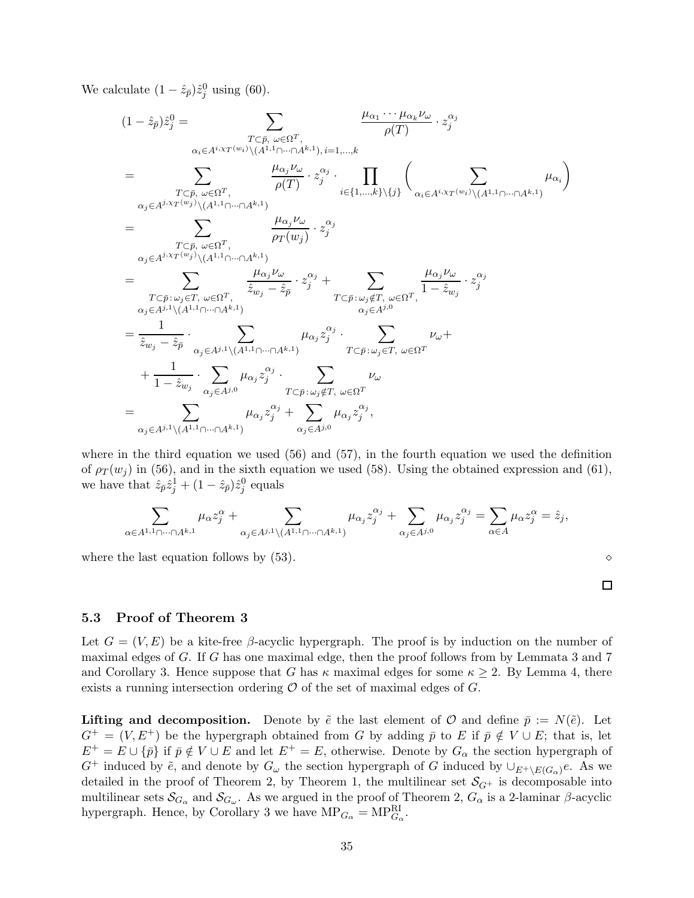We calculate $(1-\hat{z}_{\bar{p}})\hat{z}^0_j$ using (60).

$$
\begin{aligned}
(1-\hat{z}_{\bar{p}})\hat{z}^0_j &= \sum_{\substack{T\subset\bar{p},\ \omega\in\Omega^T,\\ \alpha_i\in A^{i,\chi_T(w_i)}\setminus(A^{1,1}\cap\cdots\cap A^{k,1}),\, i=1,\ldots,k}} \frac{\mu_{\alpha_1}\cdots\mu_{\alpha_k}\nu_\omega}{\rho(T)}\cdot z_j^{\alpha_j} \\
&= \sum_{\substack{T\subset\bar{p},\ \omega\in\Omega^T,\\ \alpha_j\in A^{j,\chi_T(w_j)}\setminus(A^{1,1}\cap\cdots\cap A^{k,1})}} \frac{\mu_{\alpha_j}\nu_\omega}{\rho(T)}\cdot z_j^{\alpha_j}\cdot \prod_{i\in\{1,\ldots,k\}\setminus\{j\}}\left(\sum_{\alpha_i\in A^{i,\chi_T(w_i)}\setminus(A^{1,1}\cap\cdots\cap A^{k,1})}\mu_{\alpha_i}\right) \\
&= \sum_{\substack{T\subset\bar{p},\ \omega\in\Omega^T,\\ \alpha_j\in A^{j,\chi_T(w_j)}\setminus(A^{1,1}\cap\cdots\cap A^{k,1})}} \frac{\mu_{\alpha_j}\nu_\omega}{\rho_T(w_j)}\cdot z_j^{\alpha_j} \\
&= \sum_{\substack{T\subset\bar{p}:\,\omega_j\in T,\ \omega\in\Omega^T,\\ \alpha_j\in A^{j,1}\setminus(A^{1,1}\cap\cdots\cap A^{k,1})}} \frac{\mu_{\alpha_j}\nu_\omega}{\hat{z}_{w_j}-\hat{z}_{\bar{p}}}\cdot z_j^{\alpha_j} + \sum_{\substack{T\subset\bar{p}:\,\omega_j\notin T,\ \omega\in\Omega^T,\\ \alpha_j\in A^{j,0}}} \frac{\mu_{\alpha_j}\nu_\omega}{1-\hat{z}_{w_j}}\cdot z_j^{\alpha_j} \\
&= \frac{1}{\hat{z}_{w_j}-\hat{z}_{\bar{p}}}\cdot \sum_{\alpha_j\in A^{j,1}\setminus(A^{1,1}\cap\cdots\cap A^{k,1})}\mu_{\alpha_j}z_j^{\alpha_j}\cdot\sum_{T\subset\bar{p}:\,\omega_j\in T,\ \omega\in\Omega^T}\nu_\omega + \\
&\quad + \frac{1}{1-\hat{z}_{w_j}}\cdot\sum_{\alpha_j\in A^{j,0}}\mu_{\alpha_j}z_j^{\alpha_j}\cdot\sum_{T\subset\bar{p}:\,\omega_j\notin T,\ \omega\in\Omega^T}\nu_\omega \\
&= \sum_{\alpha_j\in A^{j,1}\setminus(A^{1,1}\cap\cdots\cap A^{k,1})}\mu_{\alpha_j}z_j^{\alpha_j} + \sum_{\alpha_j\in A^{j,0}}\mu_{\alpha_j}z_j^{\alpha_j},
\end{aligned}
$$

where in the third equation we used (56) and (57), in the fourth equation we used the definition of $\rho_T(w_j)$ in (56), and in the sixth equation we used (58). Using the obtained expression and (61), we have that $\hat{z}_{\bar{p}}\hat{z}^1_j + (1-\hat{z}_{\bar{p}})\hat{z}^0_j$ equals

$$
\sum_{\alpha\in A^{1,1}\cap\cdots\cap A^{k,1}}\mu_\alpha z_j^\alpha + \sum_{\alpha_j\in A^{j,1}\setminus(A^{1,1}\cap\cdots\cap A^{k,1})}\mu_{\alpha_j}z_j^{\alpha_j} + \sum_{\alpha_j\in A^{j,0}}\mu_{\alpha_j}z_j^{\alpha_j} = \sum_{\alpha\in A}\mu_\alpha z_j^\alpha = \hat{z}_j,
$$

where the last equation follows by (53). $\diamond$

$\square$

### 5.3 Proof of Theorem 3

Let $G=(V,E)$ be a kite-free $\beta$-acyclic hypergraph. The proof is by induction on the number of maximal edges of $G$. If $G$ has one maximal edge, then the proof follows from by Lemmata 3 and 7 and Corollary 3. Hence suppose that $G$ has $\kappa$ maximal edges for some $\kappa \geq 2$. By Lemma 4, there exists a running intersection ordering $\mathcal{O}$ of the set of maximal edges of $G$.

**Lifting and decomposition.** Denote by $\tilde{e}$ the last element of $\mathcal{O}$ and define $\bar{p} := N(\tilde{e})$. Let $G^+ = (V, E^+)$ be the hypergraph obtained from $G$ by adding $\bar{p}$ to $E$ if $\bar{p} \notin V \cup E$; that is, let $E^+ = E \cup \{\bar{p}\}$ if $\bar{p} \notin V \cup E$ and let $E^+ = E$, otherwise. Denote by $G_\alpha$ the section hypergraph of $G^+$ induced by $\tilde{e}$, and denote by $G_\omega$ the section hypergraph of $G$ induced by $\cup_{E^+\setminus E(G_\alpha)} e$. As we detailed in the proof of Theorem 2, by Theorem 1, the multilinear set $\mathcal{S}_{G^+}$ is decomposable into multilinear sets $\mathcal{S}_{G_\alpha}$ and $\mathcal{S}_{G_\omega}$. As we argued in the proof of Theorem 2, $G_\alpha$ is a 2-laminar $\beta$-acyclic hypergraph. Hence, by Corollary 3 we have $\mathrm{MP}_{G_\alpha} = \mathrm{MP}^{\mathrm{RI}}_{G_\alpha}$.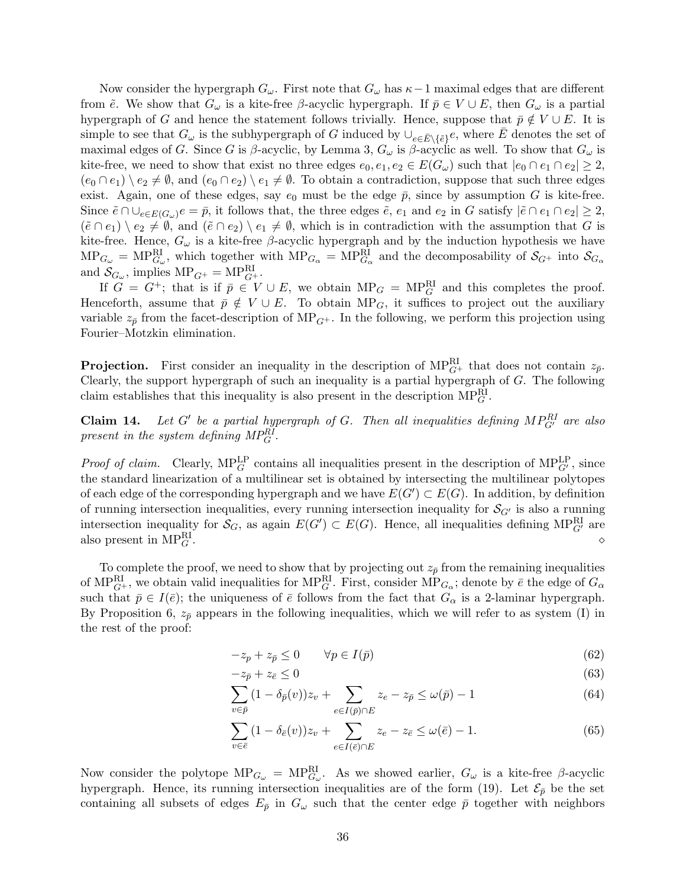Now consider the hypergraph $G_\omega$. First note that $G_\omega$ has $\kappa - 1$ maximal edges that are different from $\tilde{e}$. We show that $G_\omega$ is a kite-free $\beta$-acyclic hypergraph. If $\bar{p} \in V \cup E$, then $G_\omega$ is a partial hypergraph of $G$ and hence the statement follows trivially. Hence, suppose that $\bar{p} \notin V \cup E$. It is simple to see that $G_\omega$ is the subhypergraph of $G$ induced by $\cup_{e \in \bar{E} \setminus \{\tilde{e}\}} e$, where $\bar{E}$ denotes the set of maximal edges of $G$. Since $G$ is $\beta$-acyclic, by Lemma 3, $G_\omega$ is $\beta$-acyclic as well. To show that $G_\omega$ is kite-free, we need to show that exist no three edges $e_0, e_1, e_2 \in E(G_\omega)$ such that $|e_0 \cap e_1 \cap e_2| \geq 2$, $(e_0 \cap e_1) \setminus e_2 \neq \emptyset$, and $(e_0 \cap e_2) \setminus e_1 \neq \emptyset$. To obtain a contradiction, suppose that such three edges exist. Again, one of these edges, say $e_0$ must be the edge $\bar{p}$, since by assumption $G$ is kite-free. Since $\tilde{e} \cap \cup_{e \in E(G_\omega)} e = \bar{p}$, it follows that, the three edges $\tilde{e}$, $e_1$ and $e_2$ in $G$ satisfy $|\tilde{e} \cap e_1 \cap e_2| \geq 2$, $(\tilde{e} \cap e_1) \setminus e_2 \neq \emptyset$, and $(\tilde{e} \cap e_2) \setminus e_1 \neq \emptyset$, which is in contradiction with the assumption that $G$ is kite-free. Hence, $G_\omega$ is a kite-free $\beta$-acyclic hypergraph and by the induction hypothesis we have $\text{MP}_{G_\omega} = \text{MP}^{\text{RI}}_{G_\omega}$, which together with $\text{MP}_{G_\alpha} = \text{MP}^{\text{RI}}_{G_\alpha}$ and the decomposability of $\mathcal{S}_{G^+}$ into $\mathcal{S}_{G_\alpha}$ and $\mathcal{S}_{G_\omega}$, implies $\text{MP}_{G^+} = \text{MP}^{\text{RI}}_{G^+}$.

If $G = G^+$; that is if $\bar{p} \in V \cup E$, we obtain $\text{MP}_G = \text{MP}^{\text{RI}}_G$ and this completes the proof. Henceforth, assume that $\bar{p} \notin V \cup E$. To obtain $\text{MP}_G$, it suffices to project out the auxiliary variable $z_{\bar{p}}$ from the facet-description of $\text{MP}_{G^+}$. In the following, we perform this projection using Fourier–Motzkin elimination.

**Projection.** First consider an inequality in the description of $\text{MP}^{\text{RI}}_{G^+}$ that does not contain $z_{\bar{p}}$. Clearly, the support hypergraph of such an inequality is a partial hypergraph of $G$. The following claim establishes that this inequality is also present in the description $\text{MP}^{\text{RI}}_G$.

**Claim 14.** *Let $G'$ be a partial hypergraph of $G$. Then all inequalities defining $MP^{RI}_{G'}$ are also present in the system defining $MP^{RI}_G$.*

*Proof of claim.* Clearly, $\text{MP}^{\text{LP}}_G$ contains all inequalities present in the description of $\text{MP}^{\text{LP}}_{G'}$, since the standard linearization of a multilinear set is obtained by intersecting the multilinear polytopes of each edge of the corresponding hypergraph and we have $E(G') \subset E(G)$. In addition, by definition of running intersection inequalities, every running intersection inequality for $\mathcal{S}_{G'}$ is also a running intersection inequality for $\mathcal{S}_G$, as again $E(G') \subset E(G)$. Hence, all inequalities defining $\text{MP}^{\text{RI}}_{G'}$ are also present in $\text{MP}^{\text{RI}}_G$. $\diamond$

To complete the proof, we need to show that by projecting out $z_{\bar{p}}$ from the remaining inequalities of $\text{MP}^{\text{RI}}_{G^+}$, we obtain valid inequalities for $\text{MP}^{\text{RI}}_G$. First, consider $\text{MP}_{G_\alpha}$; denote by $\bar{e}$ the edge of $G_\alpha$ such that $\bar{p} \in I(\bar{e})$; the uniqueness of $\bar{e}$ follows from the fact that $G_\alpha$ is a 2-laminar hypergraph. By Proposition 6, $z_{\bar{p}}$ appears in the following inequalities, which we will refer to as system (I) in the rest of the proof:

$$-z_p + z_{\bar{p}} \leq 0 \qquad \forall p \in I(\bar{p}) \tag{62}$$

$$-z_{\bar{p}} + z_{\bar{e}} \leq 0 \tag{63}$$

$$\sum_{v \in \bar{p}} (1 - \delta_{\bar{p}}(v)) z_v + \sum_{e \in I(\bar{p}) \cap E} z_e - z_{\bar{p}} \leq \omega(\bar{p}) - 1 \tag{64}$$

$$\sum_{v \in \bar{e}} (1 - \delta_{\bar{e}}(v)) z_v + \sum_{e \in I(\bar{e}) \cap E} z_e - z_{\bar{e}} \leq \omega(\bar{e}) - 1. \tag{65}$$

Now consider the polytope $\text{MP}_{G_\omega} = \text{MP}^{\text{RI}}_{G_\omega}$. As we showed earlier, $G_\omega$ is a kite-free $\beta$-acyclic hypergraph. Hence, its running intersection inequalities are of the form (19). Let $\mathcal{E}_{\bar{p}}$ be the set containing all subsets of edges $E_{\bar{p}}$ in $G_\omega$ such that the center edge $\bar{p}$ together with neighbors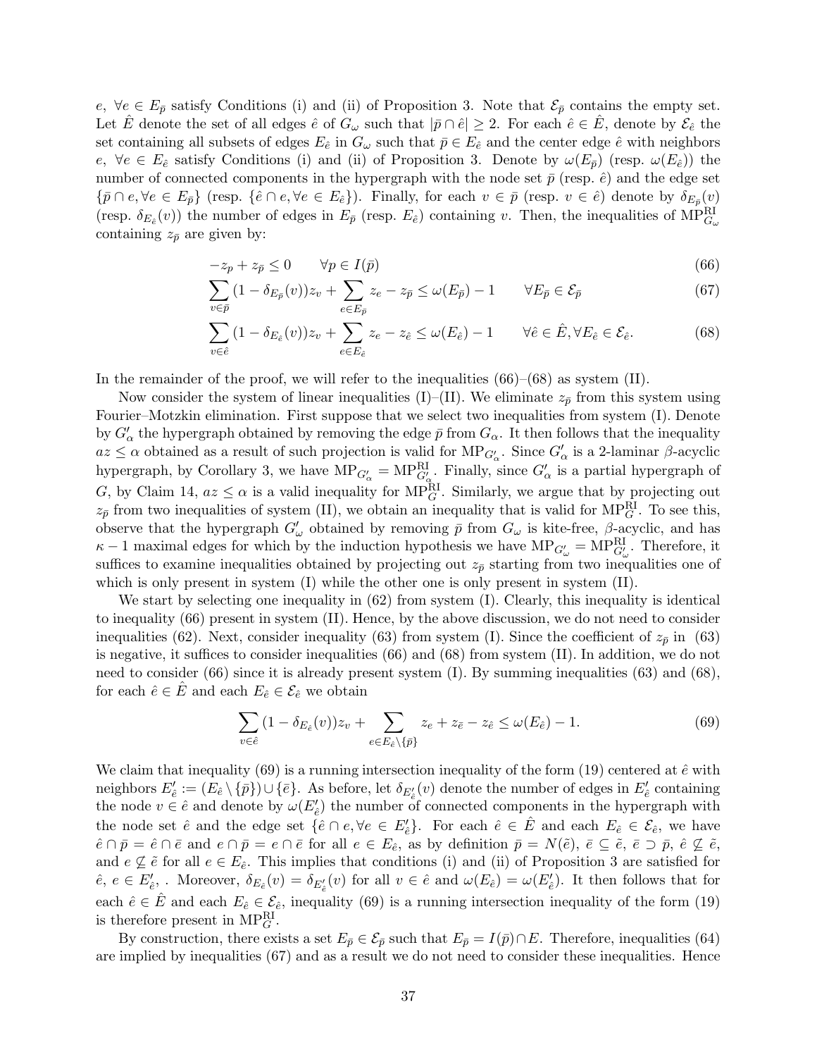$e$, $\forall e \in E_{\bar{p}}$ satisfy Conditions (i) and (ii) of Proposition 3. Note that $\mathcal{E}_{\bar{p}}$ contains the empty set. Let $\hat{E}$ denote the set of all edges $\hat{e}$ of $G_\omega$ such that $|\bar{p} \cap \hat{e}| \geq 2$. For each $\hat{e} \in \hat{E}$, denote by $\mathcal{E}_{\hat{e}}$ the set containing all subsets of edges $E_{\hat{e}}$ in $G_\omega$ such that $\bar{p} \in E_{\hat{e}}$ and the center edge $\hat{e}$ with neighbors $e$, $\forall e \in E_{\hat{e}}$ satisfy Conditions (i) and (ii) of Proposition 3. Denote by $\omega(E_{\bar{p}})$ (resp. $\omega(E_{\hat{e}})$) the number of connected components in the hypergraph with the node set $\bar{p}$ (resp. $\hat{e}$) and the edge set $\{\bar{p} \cap e, \forall e \in E_{\bar{p}}\}$ (resp. $\{\hat{e} \cap e, \forall e \in E_{\hat{e}}\}$). Finally, for each $v \in \bar{p}$ (resp. $v \in \hat{e}$) denote by $\delta_{E_{\bar{p}}}(v)$ (resp. $\delta_{E_{\hat{e}}}(v)$) the number of edges in $E_{\bar{p}}$ (resp. $E_{\hat{e}}$) containing $v$. Then, the inequalities of $\text{MP}^{\text{RI}}_{G_\omega}$ containing $z_{\bar{p}}$ are given by:

$$-z_p + z_{\bar{p}} \leq 0 \qquad \forall p \in I(\bar{p}) \tag{66}$$

$$\sum_{v \in \bar{p}} (1 - \delta_{E_{\bar{p}}}(v)) z_v + \sum_{e \in E_{\bar{p}}} z_e - z_{\bar{p}} \leq \omega(E_{\bar{p}}) - 1 \qquad \forall E_{\bar{p}} \in \mathcal{E}_{\bar{p}} \tag{67}$$

$$\sum_{v \in \hat{e}} (1 - \delta_{E_{\hat{e}}}(v)) z_v + \sum_{e \in E_{\hat{e}}} z_e - z_{\hat{e}} \leq \omega(E_{\hat{e}}) - 1 \qquad \forall \hat{e} \in \hat{E}, \forall E_{\hat{e}} \in \mathcal{E}_{\hat{e}}. \tag{68}$$

In the remainder of the proof, we will refer to the inequalities (66)–(68) as system (II).

Now consider the system of linear inequalities (I)–(II). We eliminate $z_{\bar{p}}$ from this system using Fourier–Motzkin elimination. First suppose that we select two inequalities from system (I). Denote by $G'_\alpha$ the hypergraph obtained by removing the edge $\bar{p}$ from $G_\alpha$. It then follows that the inequality $az \leq \alpha$ obtained as a result of such projection is valid for $\text{MP}_{G'_\alpha}$. Since $G'_\alpha$ is a 2-laminar $\beta$-acyclic hypergraph, by Corollary 3, we have $\text{MP}_{G'_\alpha} = \text{MP}^{\text{RI}}_{G'_\alpha}$. Finally, since $G'_\alpha$ is a partial hypergraph of $G$, by Claim 14, $az \leq \alpha$ is a valid inequality for $\text{MP}^{\text{RI}}_G$. Similarly, we argue that by projecting out $z_{\bar{p}}$ from two inequalities of system (II), we obtain an inequality that is valid for $\text{MP}^{\text{RI}}_G$. To see this, observe that the hypergraph $G'_\omega$ obtained by removing $\bar{p}$ from $G_\omega$ is kite-free, $\beta$-acyclic, and has $\kappa - 1$ maximal edges for which by the induction hypothesis we have $\text{MP}_{G'_\omega} = \text{MP}^{\text{RI}}_{G'_\omega}$. Therefore, it suffices to examine inequalities obtained by projecting out $z_{\bar{p}}$ starting from two inequalities one of which is only present in system (I) while the other one is only present in system (II).

We start by selecting one inequality in (62) from system (I). Clearly, this inequality is identical to inequality (66) present in system (II). Hence, by the above discussion, we do not need to consider inequalities (62). Next, consider inequality (63) from system (I). Since the coefficient of $z_{\bar{p}}$ in (63) is negative, it suffices to consider inequalities (66) and (68) from system (II). In addition, we do not need to consider (66) since it is already present system (I). By summing inequalities (63) and (68), for each $\hat{e} \in \hat{E}$ and each $E_{\hat{e}} \in \mathcal{E}_{\hat{e}}$ we obtain

$$\sum_{v \in \hat{e}} (1 - \delta_{E_{\hat{e}}}(v)) z_v + \sum_{e \in E_{\hat{e}} \setminus \{\bar{p}\}} z_e + z_{\bar{e}} - z_{\hat{e}} \leq \omega(E_{\hat{e}}) - 1. \tag{69}$$

We claim that inequality (69) is a running intersection inequality of the form (19) centered at $\hat{e}$ with neighbors $E'_{\hat{e}} := (E_{\hat{e}} \setminus \{\bar{p}\}) \cup \{\bar{e}\}$. As before, let $\delta_{E'_{\hat{e}}}(v)$ denote the number of edges in $E'_{\hat{e}}$ containing the node $v \in \hat{e}$ and denote by $\omega(E'_{\hat{e}})$ the number of connected components in the hypergraph with the node set $\hat{e}$ and the edge set $\{\hat{e} \cap e, \forall e \in E'_{\hat{e}}\}$. For each $\hat{e} \in \hat{E}$ and each $E_{\hat{e}} \in \mathcal{E}_{\hat{e}}$, we have $\hat{e} \cap \bar{p} = \hat{e} \cap \bar{e}$ and $e \cap \bar{p} = e \cap \bar{e}$ for all $e \in E_{\hat{e}}$, as by definition $\bar{p} = N(\tilde{e})$, $\bar{e} \subseteq \tilde{e}$, $\bar{e} \supset \bar{p}$, $\hat{e} \not\subseteq \tilde{e}$, and $e \not\subseteq \tilde{e}$ for all $e \in E_{\hat{e}}$. This implies that conditions (i) and (ii) of Proposition 3 are satisfied for $\hat{e}$, $e \in E'_{\hat{e}}$, . Moreover, $\delta_{E_{\hat{e}}}(v) = \delta_{E'_{\hat{e}}}(v)$ for all $v \in \hat{e}$ and $\omega(E_{\hat{e}}) = \omega(E'_{\hat{e}})$. It then follows that for each $\hat{e} \in \hat{E}$ and each $E_{\hat{e}} \in \mathcal{E}_{\hat{e}}$, inequality (69) is a running intersection inequality of the form (19) is therefore present in $\text{MP}^{\text{RI}}_G$.

By construction, there exists a set $E_{\bar{p}} \in \mathcal{E}_{\bar{p}}$ such that $E_{\bar{p}} = I(\bar{p}) \cap E$. Therefore, inequalities (64) are implied by inequalities (67) and as a result we do not need to consider these inequalities. Hence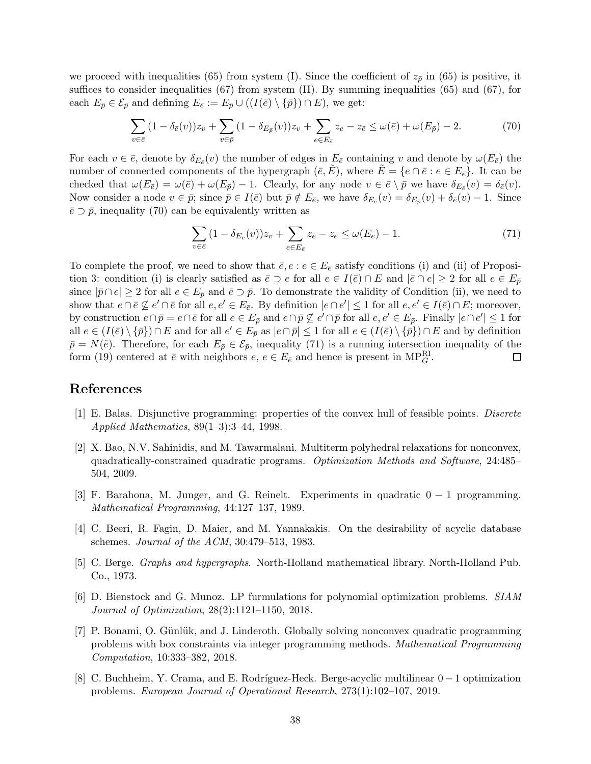we proceed with inequalities (65) from system (I). Since the coefficient of $z_{\bar{p}}$ in (65) is positive, it suffices to consider inequalities (67) from system (II). By summing inequalities (65) and (67), for each $E_{\bar{p}} \in \mathcal{E}_{\bar{p}}$ and defining $E_{\bar{e}} := E_{\bar{p}} \cup ((I(\bar{e}) \setminus \{\bar{p}\}) \cap E)$, we get:

$$\sum_{v \in \bar{e}} (1 - \delta_{\bar{e}}(v)) z_v + \sum_{v \in \bar{p}} (1 - \delta_{E_{\bar{p}}}(v)) z_v + \sum_{e \in E_{\bar{e}}} z_e - z_{\bar{e}} \leq \omega(\bar{e}) + \omega(E_{\bar{p}}) - 2. \tag{70}$$

For each $v \in \bar{e}$, denote by $\delta_{E_{\bar{e}}}(v)$ the number of edges in $E_{\bar{e}}$ containing $v$ and denote by $\omega(E_{\bar{e}})$ the number of connected components of the hypergraph $(\bar{e}, \tilde{E})$, where $\tilde{E} = \{e \cap \bar{e} : e \in E_{\bar{e}}\}$. It can be checked that $\omega(E_{\bar{e}}) = \omega(\bar{e}) + \omega(E_{\bar{p}}) - 1$. Clearly, for any node $v \in \bar{e} \setminus \bar{p}$ we have $\delta_{E_{\bar{e}}}(v) = \delta_{\bar{e}}(v)$. Now consider a node $v \in \bar{p}$; since $\bar{p} \in I(\bar{e})$ but $\bar{p} \notin E_{\bar{e}}$, we have $\delta_{E_{\bar{e}}}(v) = \delta_{E_{\bar{p}}}(v) + \delta_{\bar{e}}(v) - 1$. Since $\bar{e} \supset \bar{p}$, inequality (70) can be equivalently written as

$$\sum_{v \in \bar{e}} (1 - \delta_{E_{\bar{e}}}(v)) z_v + \sum_{e \in E_{\bar{e}}} z_e - z_{\bar{e}} \leq \omega(E_{\bar{e}}) - 1. \tag{71}$$

To complete the proof, we need to show that $\bar{e}, e : e \in E_{\bar{e}}$ satisfy conditions (i) and (ii) of Proposition 3: condition (i) is clearly satisfied as $\bar{e} \supset e$ for all $e \in I(\bar{e}) \cap E$ and $|\bar{e} \cap e| \geq 2$ for all $e \in E_{\bar{p}}$ since $|\bar{p} \cap e| \geq 2$ for all $e \in E_{\bar{p}}$ and $\bar{e} \supset \bar{p}$. To demonstrate the validity of Condition (ii), we need to show that $e \cap \bar{e} \not\subseteq e' \cap \bar{e}$ for all $e, e' \in E_{\bar{e}}$. By definition $|e \cap e'| \leq 1$ for all $e, e' \in I(\bar{e}) \cap E$; moreover, by construction $e \cap \bar{p} = e \cap \bar{e}$ for all $e \in E_{\bar{p}}$ and $e \cap \bar{p} \not\subseteq e' \cap \bar{p}$ for all $e, e' \in E_{\bar{p}}$. Finally $|e \cap e'| \leq 1$ for all $e \in (I(\bar{e}) \setminus \{\bar{p}\}) \cap E$ and for all $e' \in E_{\bar{p}}$ as $|e \cap \bar{p}| \leq 1$ for all $e \in (I(\bar{e}) \setminus \{\bar{p}\}) \cap E$ and by definition $\bar{p} = N(\bar{e})$. Therefore, for each $E_{\bar{p}} \in \mathcal{E}_{\bar{p}}$, inequality (71) is a running intersection inequality of the form (19) centered at $\bar{e}$ with neighbors $e$, $e \in E_{\bar{e}}$ and hence is present in $\text{MP}_G^{\text{RI}}$. $\square$

## References

[1] E. Balas. Disjunctive programming: properties of the convex hull of feasible points. *Discrete Applied Mathematics*, 89(1–3):3–44, 1998.

[2] X. Bao, N.V. Sahinidis, and M. Tawarmalani. Multiterm polyhedral relaxations for nonconvex, quadratically-constrained quadratic programs. *Optimization Methods and Software*, 24:485–504, 2009.

[3] F. Barahona, M. Junger, and G. Reinelt. Experiments in quadratic $0 - 1$ programming. *Mathematical Programming*, 44:127–137, 1989.

[4] C. Beeri, R. Fagin, D. Maier, and M. Yannakakis. On the desirability of acyclic database schemes. *Journal of the ACM*, 30:479–513, 1983.

[5] C. Berge. *Graphs and hypergraphs*. North-Holland mathematical library. North-Holland Pub. Co., 1973.

[6] D. Bienstock and G. Munoz. LP furmulations for polynomial optimization problems. *SIAM Journal of Optimization*, 28(2):1121–1150, 2018.

[7] P. Bonami, O. Günlük, and J. Linderoth. Globally solving nonconvex quadratic programming problems with box constraints via integer programming methods. *Mathematical Programming Computation*, 10:333–382, 2018.

[8] C. Buchheim, Y. Crama, and E. Rodríguez-Heck. Berge-acyclic multilinear $0-1$ optimization problems. *European Journal of Operational Research*, 273(1):102–107, 2019.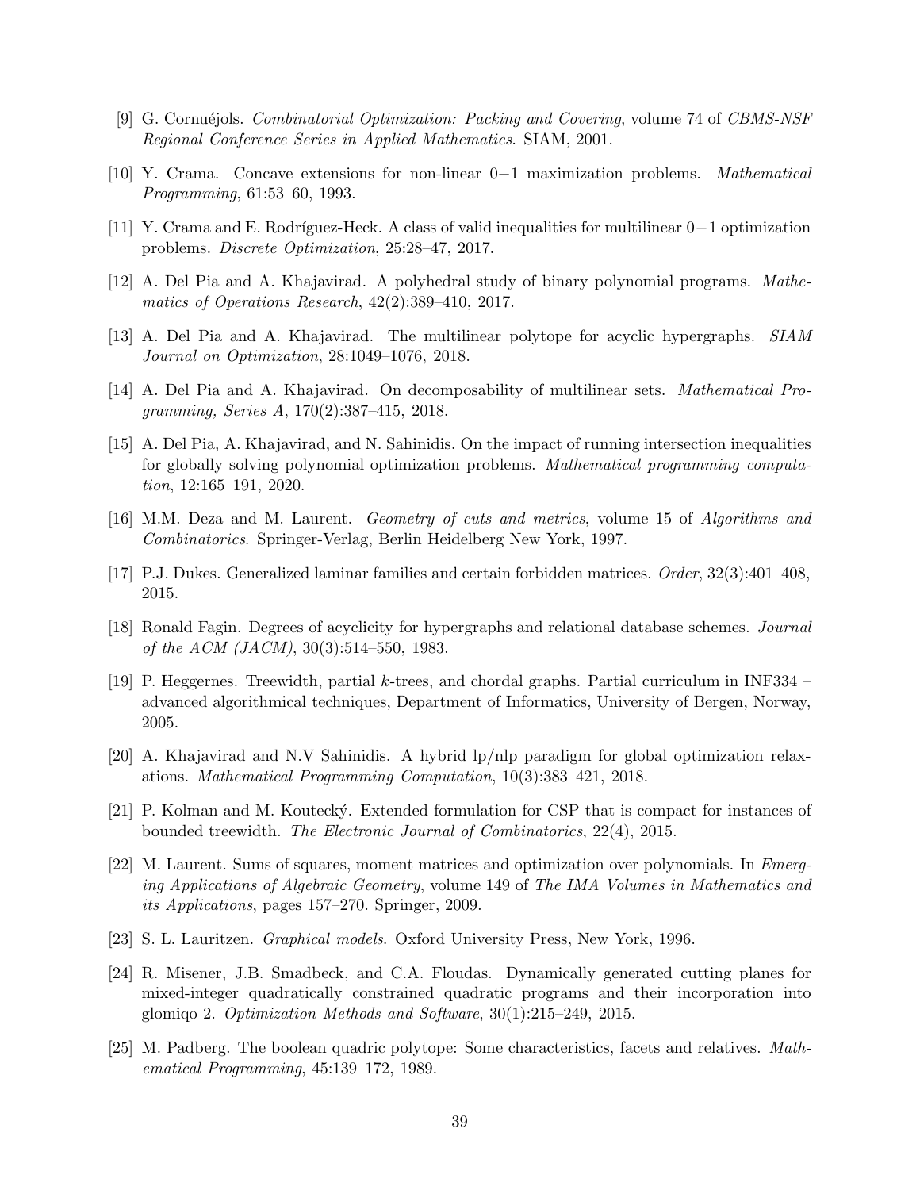[9] G. Cornuéjols. *Combinatorial Optimization: Packing and Covering*, volume 74 of *CBMS-NSF Regional Conference Series in Applied Mathematics*. SIAM, 2001.

[10] Y. Crama. Concave extensions for non-linear $0-1$ maximization problems. *Mathematical Programming*, 61:53–60, 1993.

[11] Y. Crama and E. Rodríguez-Heck. A class of valid inequalities for multilinear $0-1$ optimization problems. *Discrete Optimization*, 25:28–47, 2017.

[12] A. Del Pia and A. Khajavirad. A polyhedral study of binary polynomial programs. *Mathematics of Operations Research*, 42(2):389–410, 2017.

[13] A. Del Pia and A. Khajavirad. The multilinear polytope for acyclic hypergraphs. *SIAM Journal on Optimization*, 28:1049–1076, 2018.

[14] A. Del Pia and A. Khajavirad. On decomposability of multilinear sets. *Mathematical Programming, Series A*, 170(2):387–415, 2018.

[15] A. Del Pia, A. Khajavirad, and N. Sahinidis. On the impact of running intersection inequalities for globally solving polynomial optimization problems. *Mathematical programming computation*, 12:165–191, 2020.

[16] M.M. Deza and M. Laurent. *Geometry of cuts and metrics*, volume 15 of *Algorithms and Combinatorics*. Springer-Verlag, Berlin Heidelberg New York, 1997.

[17] P.J. Dukes. Generalized laminar families and certain forbidden matrices. *Order*, 32(3):401–408, 2015.

[18] Ronald Fagin. Degrees of acyclicity for hypergraphs and relational database schemes. *Journal of the ACM (JACM)*, 30(3):514–550, 1983.

[19] P. Heggernes. Treewidth, partial $k$-trees, and chordal graphs. Partial curriculum in INF334 – advanced algorithmical techniques, Department of Informatics, University of Bergen, Norway, 2005.

[20] A. Khajavirad and N.V Sahinidis. A hybrid lp/nlp paradigm for global optimization relaxations. *Mathematical Programming Computation*, 10(3):383–421, 2018.

[21] P. Kolman and M. Koutecký. Extended formulation for CSP that is compact for instances of bounded treewidth. *The Electronic Journal of Combinatorics*, 22(4), 2015.

[22] M. Laurent. Sums of squares, moment matrices and optimization over polynomials. In *Emerging Applications of Algebraic Geometry*, volume 149 of *The IMA Volumes in Mathematics and its Applications*, pages 157–270. Springer, 2009.

[23] S. L. Lauritzen. *Graphical models*. Oxford University Press, New York, 1996.

[24] R. Misener, J.B. Smadbeck, and C.A. Floudas. Dynamically generated cutting planes for mixed-integer quadratically constrained quadratic programs and their incorporation into glomiqo 2. *Optimization Methods and Software*, 30(1):215–249, 2015.

[25] M. Padberg. The boolean quadric polytope: Some characteristics, facets and relatives. *Mathematical Programming*, 45:139–172, 1989.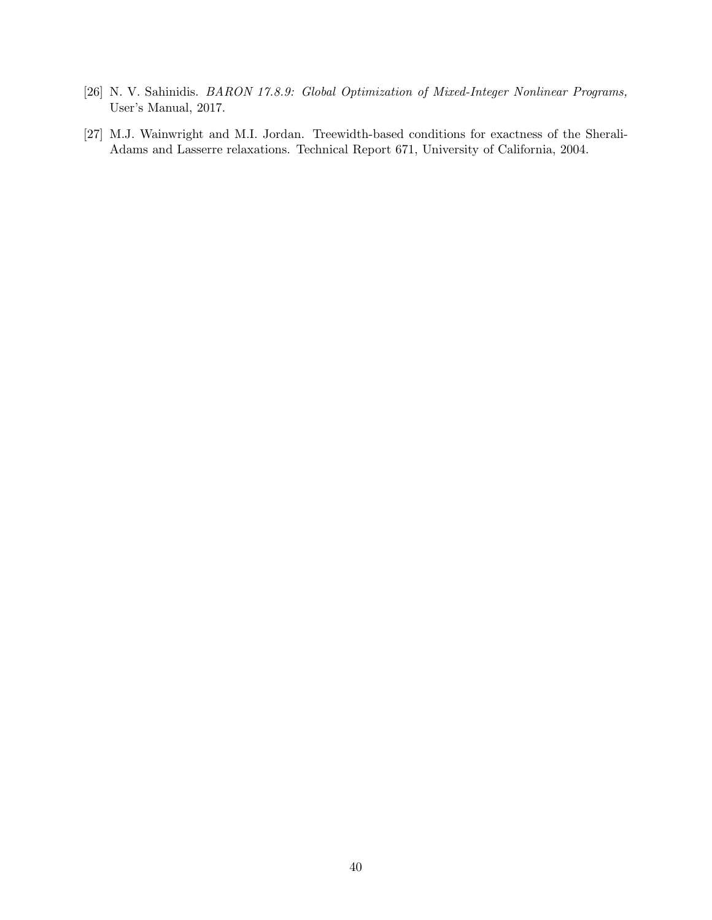[26] N. V. Sahinidis. *BARON 17.8.9: Global Optimization of Mixed-Integer Nonlinear Programs,* User's Manual, 2017.

[27] M.J. Wainwright and M.I. Jordan. Treewidth-based conditions for exactness of the Sherali-Adams and Lasserre relaxations. Technical Report 671, University of California, 2004.